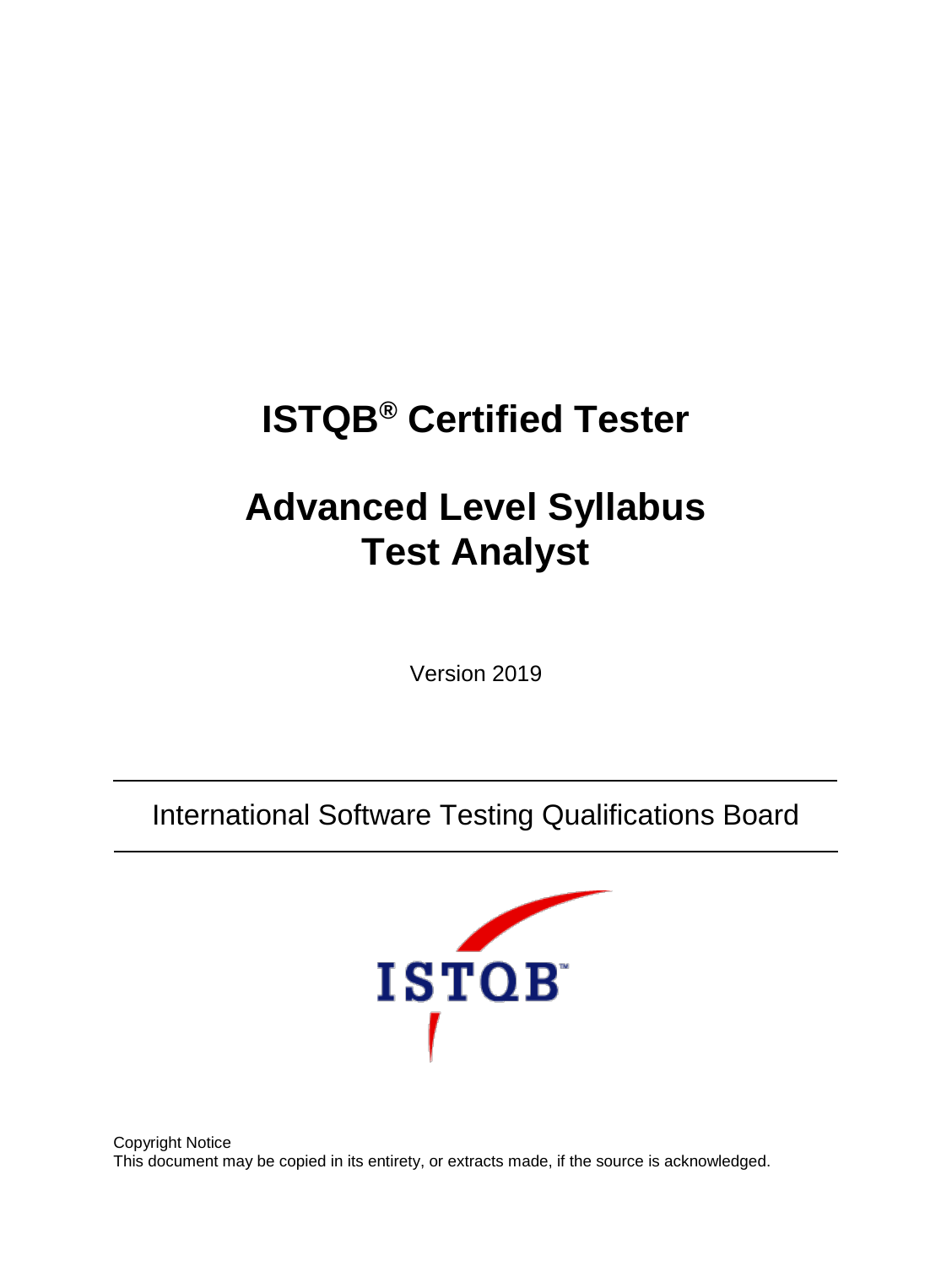# ISTQB® Certified Tester

# Advanced Level Syllabus
# Test Analyst

Version 2019

International Software Testing Qualifications Board

Copyright Notice
This document may be copied in its entirety, or extracts made, if the source is acknowledged.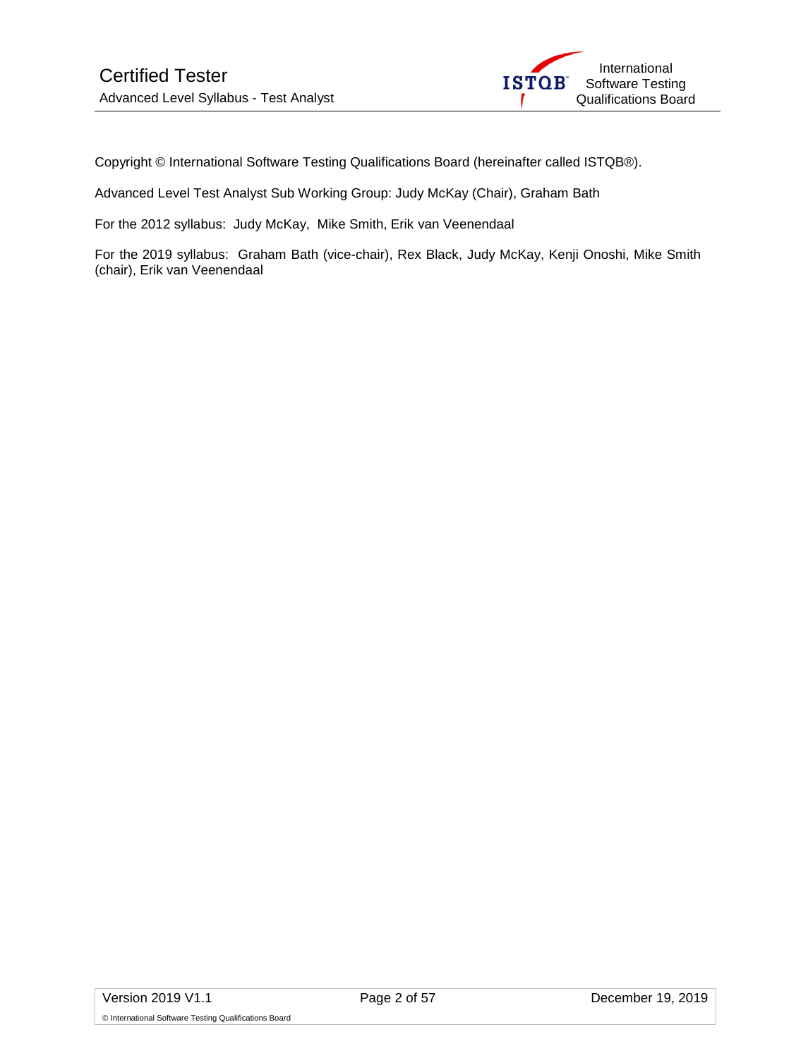Copyright © International Software Testing Qualifications Board (hereinafter called ISTQB®).

Advanced Level Test Analyst Sub Working Group: Judy McKay (Chair), Graham Bath

For the 2012 syllabus: Judy McKay, Mike Smith, Erik van Veenendaal

For the 2019 syllabus: Graham Bath (vice-chair), Rex Black, Judy McKay, Kenji Onoshi, Mike Smith (chair), Erik van Veenendaal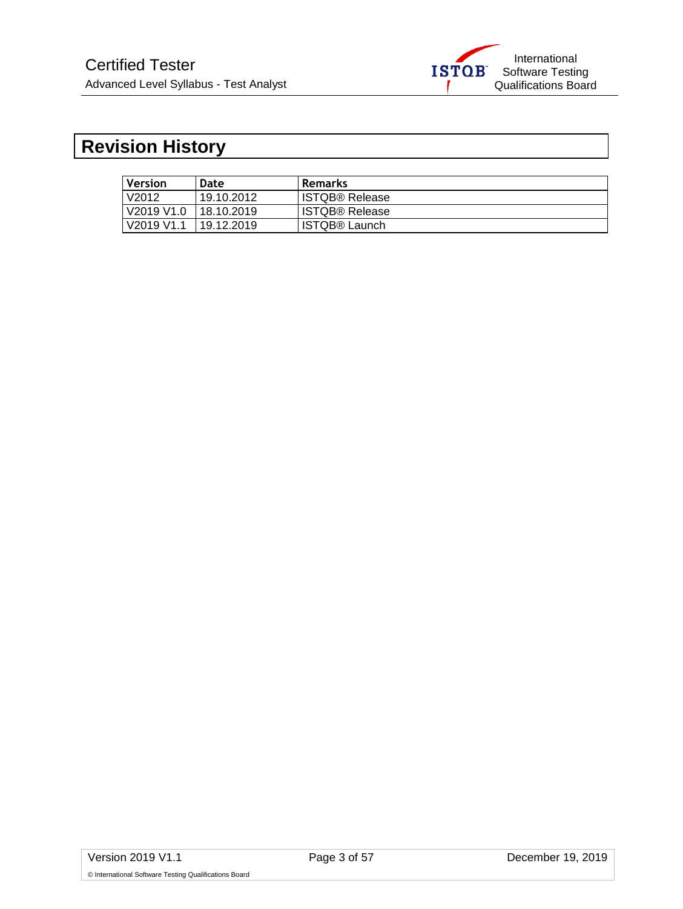# Revision History

| Version | Date | Remarks |
|---|---|---|
| V2012 | 19.10.2012 | ISTQB® Release |
| V2019 V1.0 | 18.10.2019 | ISTQB® Release |
| V2019 V1.1 | 19.12.2019 | ISTQB® Launch |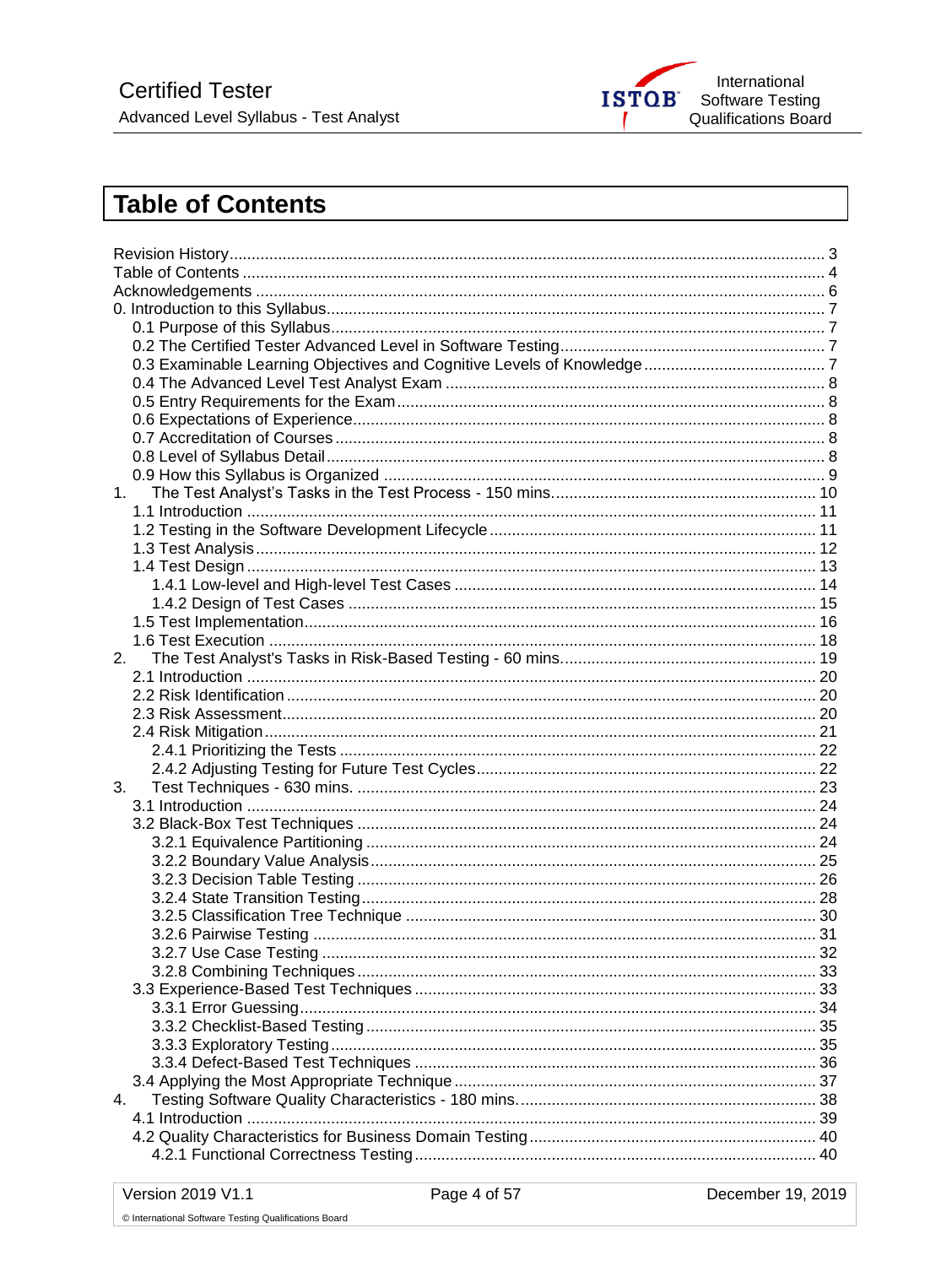# Table of Contents

Revision History ..... 3
Table of Contents ..... 4
Acknowledgements ..... 6
0. Introduction to this Syllabus ..... 7
- 0.1 Purpose of this Syllabus ..... 7
- 0.2 The Certified Tester Advanced Level in Software Testing ..... 7
- 0.3 Examinable Learning Objectives and Cognitive Levels of Knowledge ..... 7
- 0.4 The Advanced Level Test Analyst Exam ..... 8
- 0.5 Entry Requirements for the Exam ..... 8
- 0.6 Expectations of Experience ..... 8
- 0.7 Accreditation of Courses ..... 8
- 0.8 Level of Syllabus Detail ..... 8
- 0.9 How this Syllabus is Organized ..... 9

1. The Test Analyst's Tasks in the Test Process - 150 mins. ..... 10
- 1.1 Introduction ..... 11
- 1.2 Testing in the Software Development Lifecycle ..... 11
- 1.3 Test Analysis ..... 12
- 1.4 Test Design ..... 13
  - 1.4.1 Low-level and High-level Test Cases ..... 14
  - 1.4.2 Design of Test Cases ..... 15
- 1.5 Test Implementation ..... 16
- 1.6 Test Execution ..... 18

2. The Test Analyst's Tasks in Risk-Based Testing - 60 mins. ..... 19
- 2.1 Introduction ..... 20
- 2.2 Risk Identification ..... 20
- 2.3 Risk Assessment ..... 20
- 2.4 Risk Mitigation ..... 21
  - 2.4.1 Prioritizing the Tests ..... 22
  - 2.4.2 Adjusting Testing for Future Test Cycles ..... 22

3. Test Techniques - 630 mins. ..... 23
- 3.1 Introduction ..... 24
- 3.2 Black-Box Test Techniques ..... 24
  - 3.2.1 Equivalence Partitioning ..... 24
  - 3.2.2 Boundary Value Analysis ..... 25
  - 3.2.3 Decision Table Testing ..... 26
  - 3.2.4 State Transition Testing ..... 28
  - 3.2.5 Classification Tree Technique ..... 30
  - 3.2.6 Pairwise Testing ..... 31
  - 3.2.7 Use Case Testing ..... 32
  - 3.2.8 Combining Techniques ..... 33
- 3.3 Experience-Based Test Techniques ..... 33
  - 3.3.1 Error Guessing ..... 34
  - 3.3.2 Checklist-Based Testing ..... 35
  - 3.3.3 Exploratory Testing ..... 35
  - 3.3.4 Defect-Based Test Techniques ..... 36
- 3.4 Applying the Most Appropriate Technique ..... 37

4. Testing Software Quality Characteristics - 180 mins. ..... 38
- 4.1 Introduction ..... 39
- 4.2 Quality Characteristics for Business Domain Testing ..... 40
  - 4.2.1 Functional Correctness Testing ..... 40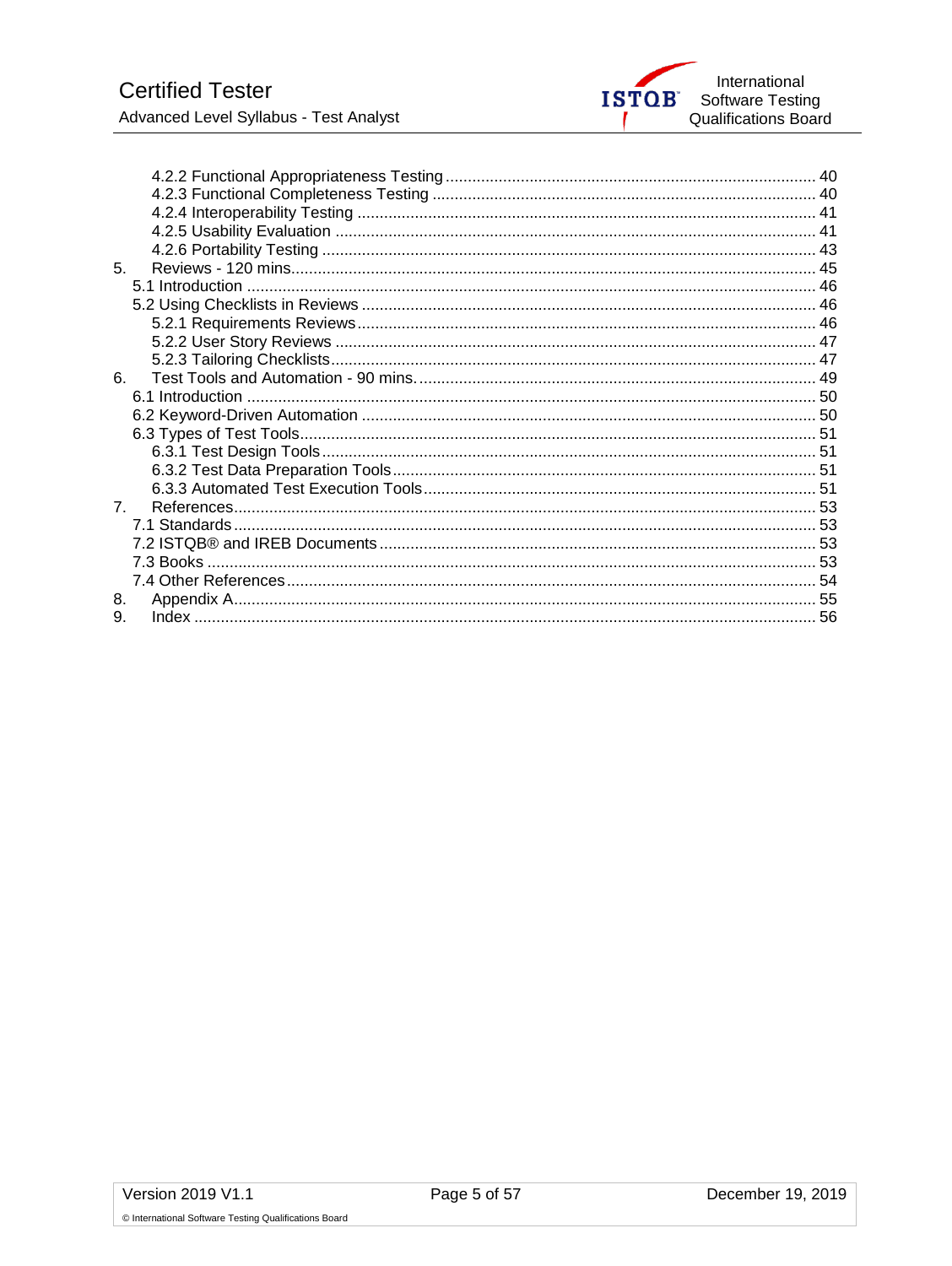4.2.2 Functional Appropriateness Testing ..... 40
4.2.3 Functional Completeness Testing ..... 40
4.2.4 Interoperability Testing ..... 41
4.2.5 Usability Evaluation ..... 41
4.2.6 Portability Testing ..... 43

5. Reviews - 120 mins..... 45
5.1 Introduction ..... 46
5.2 Using Checklists in Reviews ..... 46
5.2.1 Requirements Reviews..... 46
5.2.2 User Story Reviews ..... 47
5.2.3 Tailoring Checklists..... 47

6. Test Tools and Automation - 90 mins...... 49
6.1 Introduction ..... 50
6.2 Keyword-Driven Automation ..... 50
6.3 Types of Test Tools..... 51
6.3.1 Test Design Tools..... 51
6.3.2 Test Data Preparation Tools..... 51
6.3.3 Automated Test Execution Tools..... 51

7. References..... 53
7.1 Standards..... 53
7.2 ISTQB® and IREB Documents..... 53
7.3 Books ..... 53
7.4 Other References..... 54

8. Appendix A..... 55

9. Index ..... 56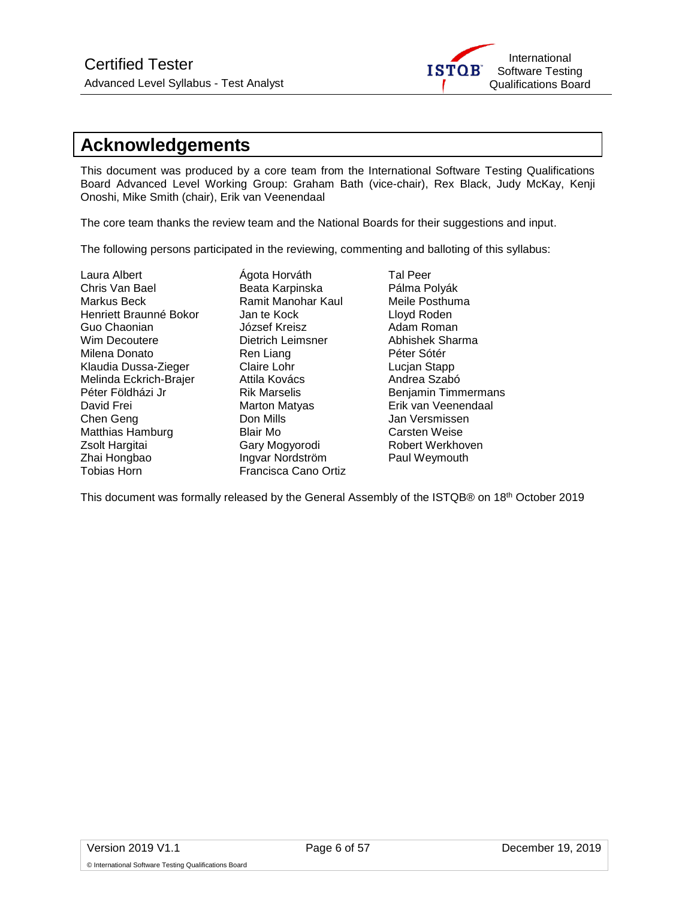# Acknowledgements

This document was produced by a core team from the International Software Testing Qualifications Board Advanced Level Working Group: Graham Bath (vice-chair), Rex Black, Judy McKay, Kenji Onoshi, Mike Smith (chair), Erik van Veenendaal

The core team thanks the review team and the National Boards for their suggestions and input.

The following persons participated in the reviewing, commenting and balloting of this syllabus:

Laura Albert
Chris Van Bael
Markus Beck
Henriett Braunné Bokor
Guo Chaonian
Wim Decoutere
Milena Donato
Klaudia Dussa-Zieger
Melinda Eckrich-Brajer
Péter Földházi Jr
David Frei
Chen Geng
Matthias Hamburg
Zsolt Hargitai
Zhai Hongbao
Tobias Horn
Ágota Horváth
Beata Karpinska
Ramit Manohar Kaul
Jan te Kock
József Kreisz
Dietrich Leimsner
Ren Liang
Claire Lohr
Attila Kovács
Rik Marselis
Marton Matyas
Don Mills
Blair Mo
Gary Mogyorodi
Ingvar Nordström
Francisca Cano Ortiz
Tal Peer
Pálma Polyák
Meile Posthuma
Lloyd Roden
Adam Roman
Abhishek Sharma
Péter Sótér
Lucjan Stapp
Andrea Szabó
Benjamin Timmermans
Erik van Veenendaal
Jan Versmissen
Carsten Weise
Robert Werkhoven
Paul Weymouth

This document was formally released by the General Assembly of the ISTQB® on 18th October 2019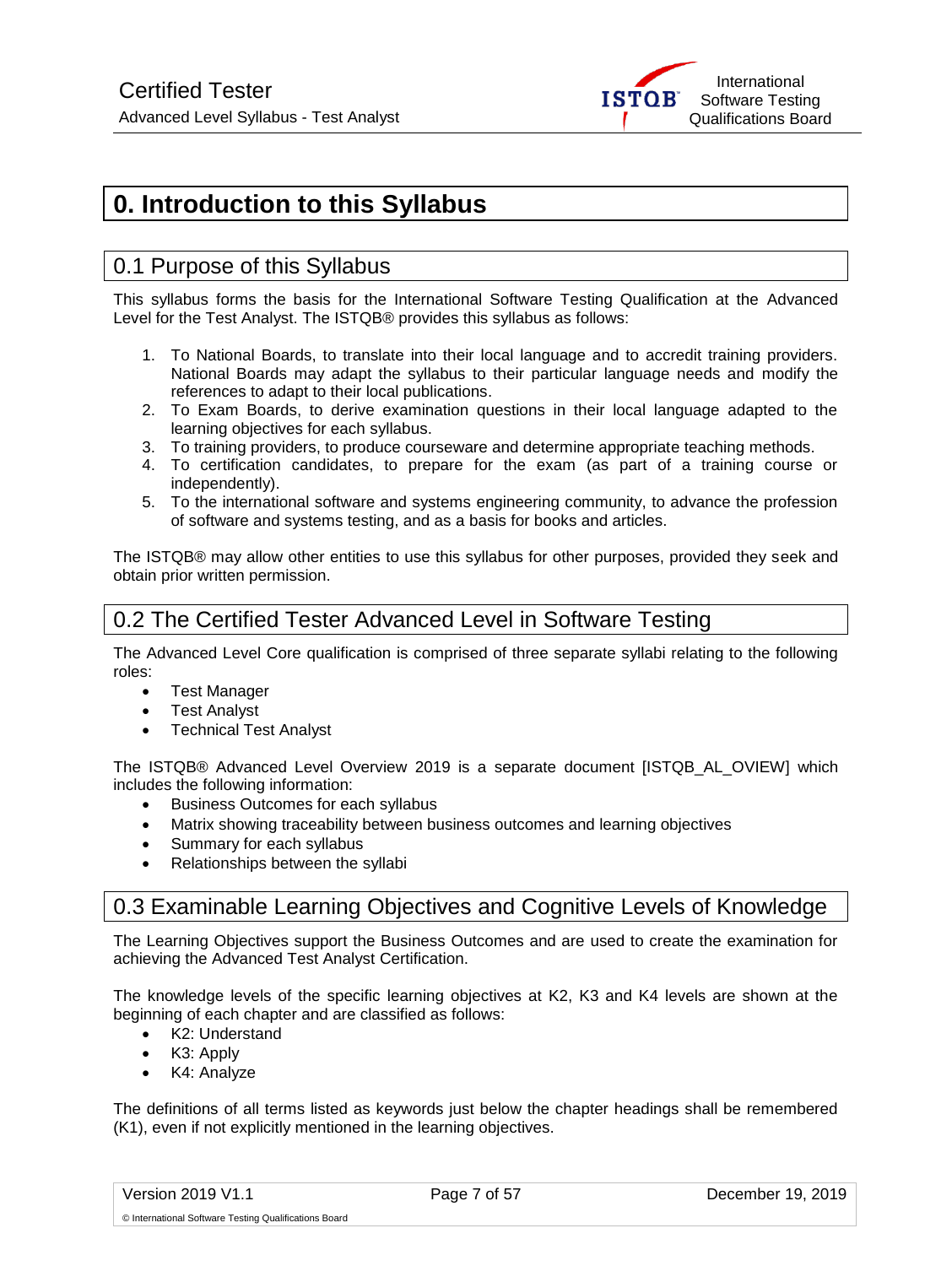# 0. Introduction to this Syllabus

## 0.1 Purpose of this Syllabus

This syllabus forms the basis for the International Software Testing Qualification at the Advanced Level for the Test Analyst. The ISTQB® provides this syllabus as follows:

1. To National Boards, to translate into their local language and to accredit training providers. National Boards may adapt the syllabus to their particular language needs and modify the references to adapt to their local publications.
2. To Exam Boards, to derive examination questions in their local language adapted to the learning objectives for each syllabus.
3. To training providers, to produce courseware and determine appropriate teaching methods.
4. To certification candidates, to prepare for the exam (as part of a training course or independently).
5. To the international software and systems engineering community, to advance the profession of software and systems testing, and as a basis for books and articles.

The ISTQB® may allow other entities to use this syllabus for other purposes, provided they seek and obtain prior written permission.

## 0.2 The Certified Tester Advanced Level in Software Testing

The Advanced Level Core qualification is comprised of three separate syllabi relating to the following roles:

- Test Manager
- Test Analyst
- Technical Test Analyst

The ISTQB® Advanced Level Overview 2019 is a separate document [ISTQB_AL_OVIEW] which includes the following information:

- Business Outcomes for each syllabus
- Matrix showing traceability between business outcomes and learning objectives
- Summary for each syllabus
- Relationships between the syllabi

## 0.3 Examinable Learning Objectives and Cognitive Levels of Knowledge

The Learning Objectives support the Business Outcomes and are used to create the examination for achieving the Advanced Test Analyst Certification.

The knowledge levels of the specific learning objectives at K2, K3 and K4 levels are shown at the beginning of each chapter and are classified as follows:

- K2: Understand
- K3: Apply
- K4: Analyze

The definitions of all terms listed as keywords just below the chapter headings shall be remembered (K1), even if not explicitly mentioned in the learning objectives.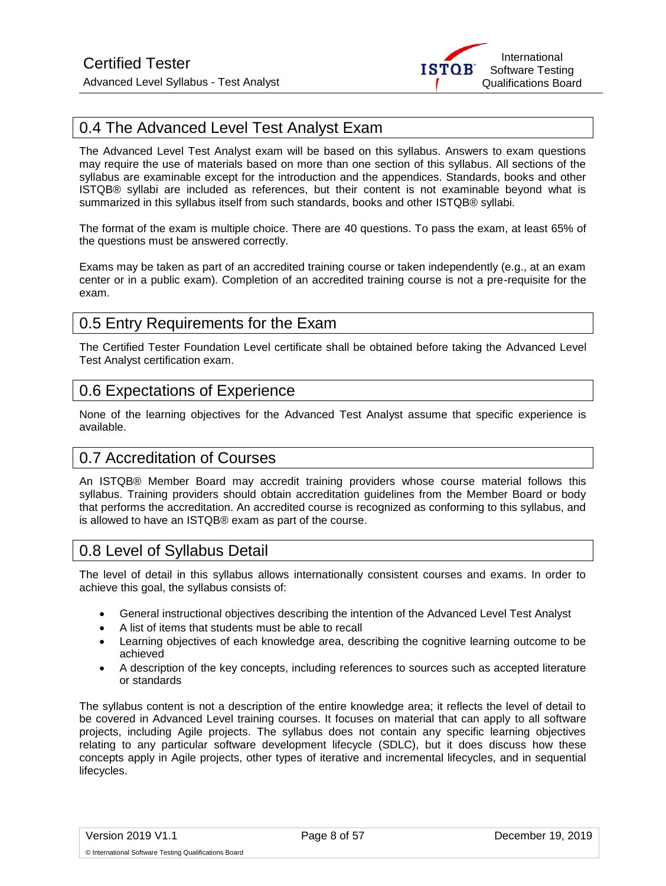## 0.4 The Advanced Level Test Analyst Exam

The Advanced Level Test Analyst exam will be based on this syllabus. Answers to exam questions may require the use of materials based on more than one section of this syllabus. All sections of the syllabus are examinable except for the introduction and the appendices. Standards, books and other ISTQB® syllabi are included as references, but their content is not examinable beyond what is summarized in this syllabus itself from such standards, books and other ISTQB® syllabi.

The format of the exam is multiple choice. There are 40 questions. To pass the exam, at least 65% of the questions must be answered correctly.

Exams may be taken as part of an accredited training course or taken independently (e.g., at an exam center or in a public exam). Completion of an accredited training course is not a pre-requisite for the exam.

## 0.5 Entry Requirements for the Exam

The Certified Tester Foundation Level certificate shall be obtained before taking the Advanced Level Test Analyst certification exam.

## 0.6 Expectations of Experience

None of the learning objectives for the Advanced Test Analyst assume that specific experience is available.

## 0.7 Accreditation of Courses

An ISTQB® Member Board may accredit training providers whose course material follows this syllabus. Training providers should obtain accreditation guidelines from the Member Board or body that performs the accreditation. An accredited course is recognized as conforming to this syllabus, and is allowed to have an ISTQB® exam as part of the course.

## 0.8 Level of Syllabus Detail

The level of detail in this syllabus allows internationally consistent courses and exams. In order to achieve this goal, the syllabus consists of:

- General instructional objectives describing the intention of the Advanced Level Test Analyst
- A list of items that students must be able to recall
- Learning objectives of each knowledge area, describing the cognitive learning outcome to be achieved
- A description of the key concepts, including references to sources such as accepted literature or standards

The syllabus content is not a description of the entire knowledge area; it reflects the level of detail to be covered in Advanced Level training courses. It focuses on material that can apply to all software projects, including Agile projects. The syllabus does not contain any specific learning objectives relating to any particular software development lifecycle (SDLC), but it does discuss how these concepts apply in Agile projects, other types of iterative and incremental lifecycles, and in sequential lifecycles.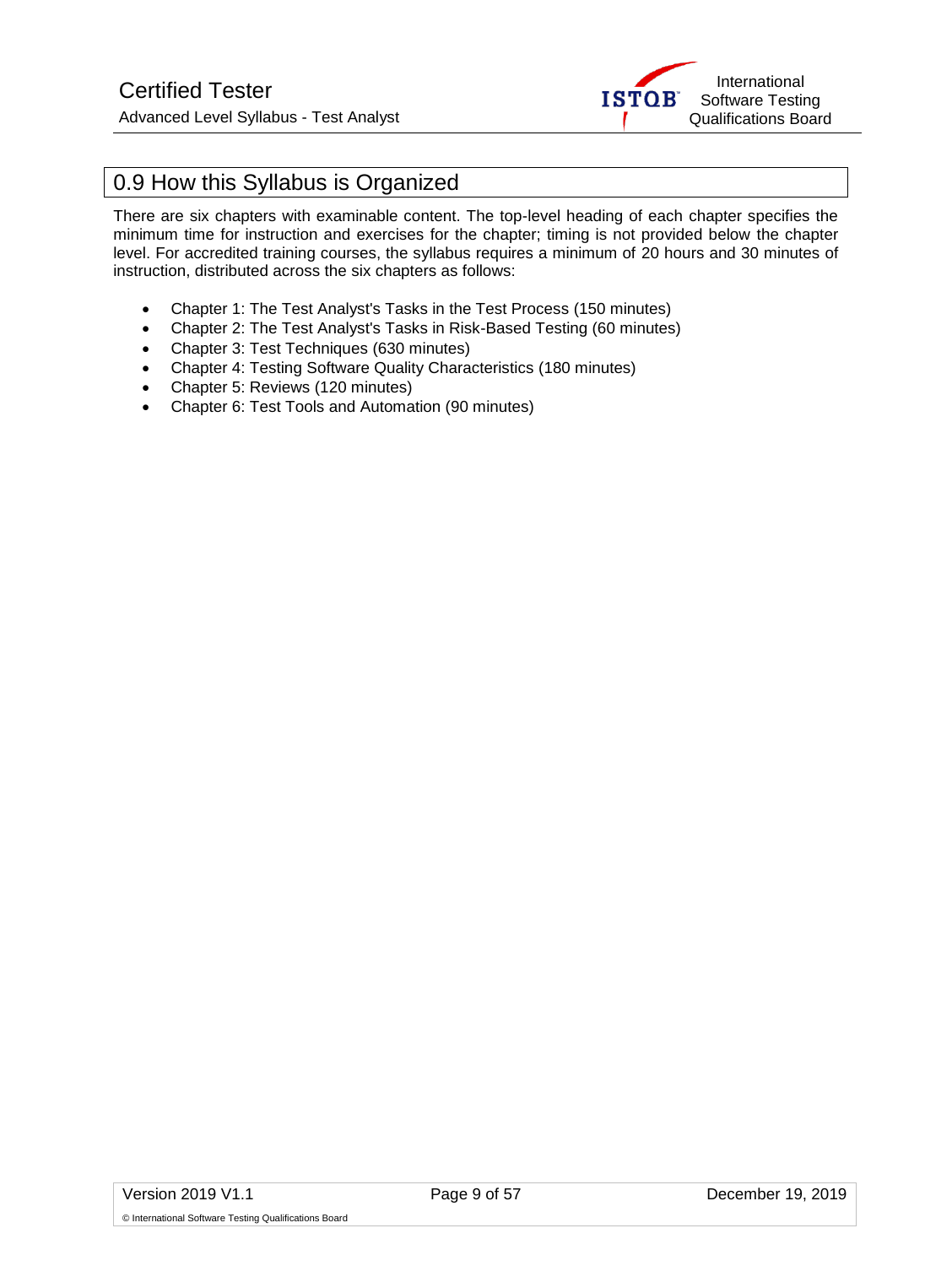## 0.9 How this Syllabus is Organized

There are six chapters with examinable content. The top-level heading of each chapter specifies the minimum time for instruction and exercises for the chapter; timing is not provided below the chapter level. For accredited training courses, the syllabus requires a minimum of 20 hours and 30 minutes of instruction, distributed across the six chapters as follows:

- Chapter 1: The Test Analyst's Tasks in the Test Process (150 minutes)
- Chapter 2: The Test Analyst's Tasks in Risk-Based Testing (60 minutes)
- Chapter 3: Test Techniques (630 minutes)
- Chapter 4: Testing Software Quality Characteristics (180 minutes)
- Chapter 5: Reviews (120 minutes)
- Chapter 6: Test Tools and Automation (90 minutes)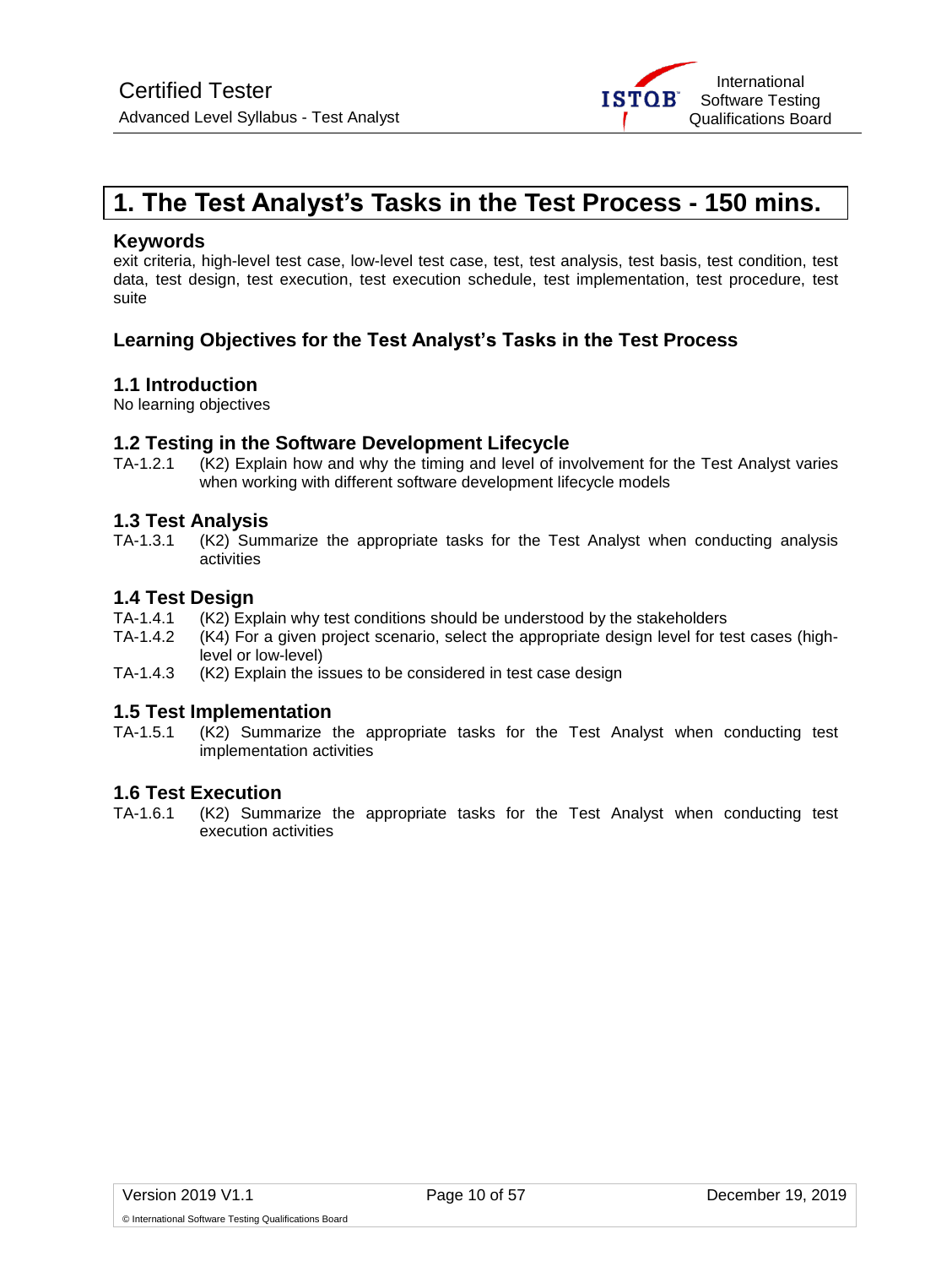# 1. The Test Analyst's Tasks in the Test Process - 150 mins.

**Keywords**

exit criteria, high-level test case, low-level test case, test, test analysis, test basis, test condition, test data, test design, test execution, test execution schedule, test implementation, test procedure, test suite

## Learning Objectives for the Test Analyst's Tasks in the Test Process

### 1.1 Introduction

No learning objectives

### 1.2 Testing in the Software Development Lifecycle

TA-1.2.1 (K2) Explain how and why the timing and level of involvement for the Test Analyst varies when working with different software development lifecycle models

### 1.3 Test Analysis

TA-1.3.1 (K2) Summarize the appropriate tasks for the Test Analyst when conducting analysis activities

### 1.4 Test Design

TA-1.4.1 (K2) Explain why test conditions should be understood by the stakeholders

TA-1.4.2 (K4) For a given project scenario, select the appropriate design level for test cases (high-level or low-level)

TA-1.4.3 (K2) Explain the issues to be considered in test case design

### 1.5 Test Implementation

TA-1.5.1 (K2) Summarize the appropriate tasks for the Test Analyst when conducting test implementation activities

### 1.6 Test Execution

TA-1.6.1 (K2) Summarize the appropriate tasks for the Test Analyst when conducting test execution activities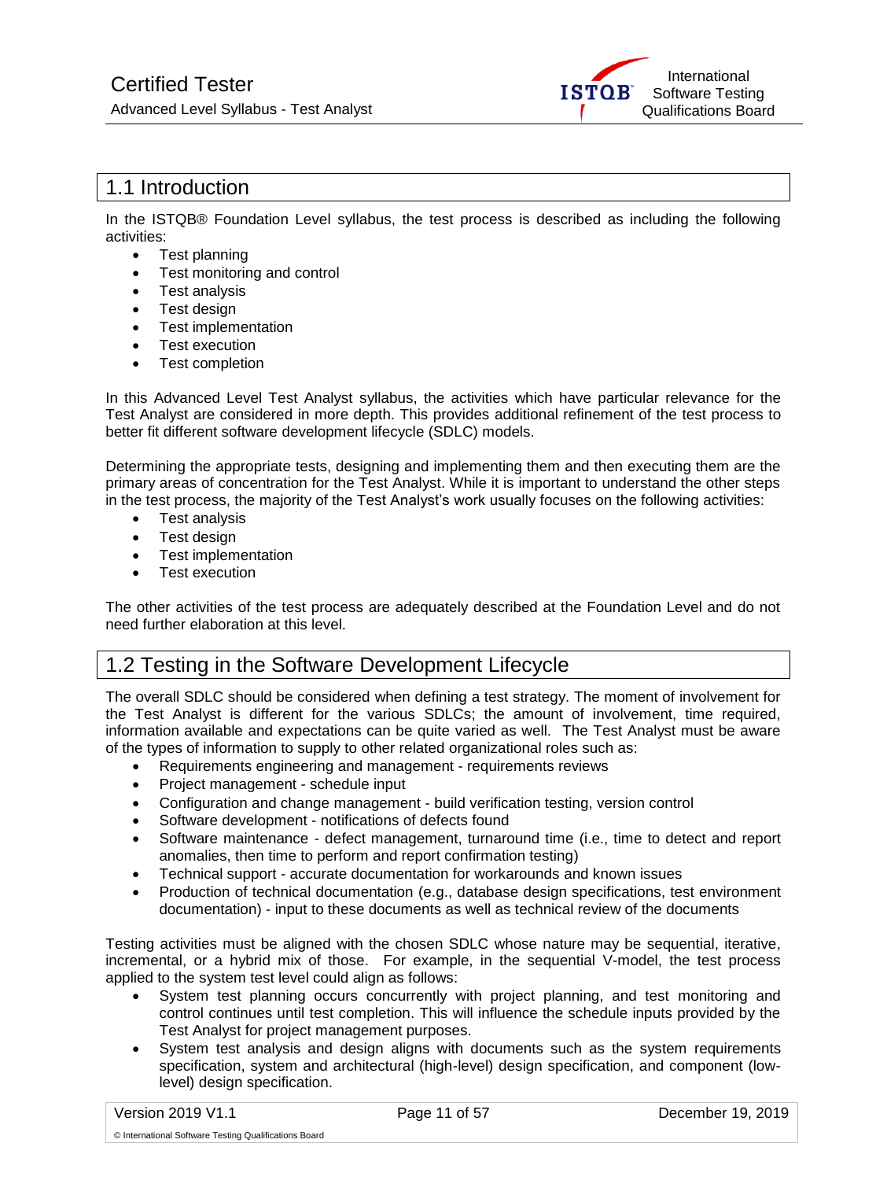## 1.1 Introduction

In the ISTQB® Foundation Level syllabus, the test process is described as including the following activities:

- Test planning
- Test monitoring and control
- Test analysis
- Test design
- Test implementation
- Test execution
- Test completion

In this Advanced Level Test Analyst syllabus, the activities which have particular relevance for the Test Analyst are considered in more depth. This provides additional refinement of the test process to better fit different software development lifecycle (SDLC) models.

Determining the appropriate tests, designing and implementing them and then executing them are the primary areas of concentration for the Test Analyst. While it is important to understand the other steps in the test process, the majority of the Test Analyst's work usually focuses on the following activities:

- Test analysis
- Test design
- Test implementation
- Test execution

The other activities of the test process are adequately described at the Foundation Level and do not need further elaboration at this level.

## 1.2 Testing in the Software Development Lifecycle

The overall SDLC should be considered when defining a test strategy. The moment of involvement for the Test Analyst is different for the various SDLCs; the amount of involvement, time required, information available and expectations can be quite varied as well. The Test Analyst must be aware of the types of information to supply to other related organizational roles such as:

- Requirements engineering and management - requirements reviews
- Project management - schedule input
- Configuration and change management - build verification testing, version control
- Software development - notifications of defects found
- Software maintenance - defect management, turnaround time (i.e., time to detect and report anomalies, then time to perform and report confirmation testing)
- Technical support - accurate documentation for workarounds and known issues
- Production of technical documentation (e.g., database design specifications, test environment documentation) - input to these documents as well as technical review of the documents

Testing activities must be aligned with the chosen SDLC whose nature may be sequential, iterative, incremental, or a hybrid mix of those. For example, in the sequential V-model, the test process applied to the system test level could align as follows:

- System test planning occurs concurrently with project planning, and test monitoring and control continues until test completion. This will influence the schedule inputs provided by the Test Analyst for project management purposes.
- System test analysis and design aligns with documents such as the system requirements specification, system and architectural (high-level) design specification, and component (low-level) design specification.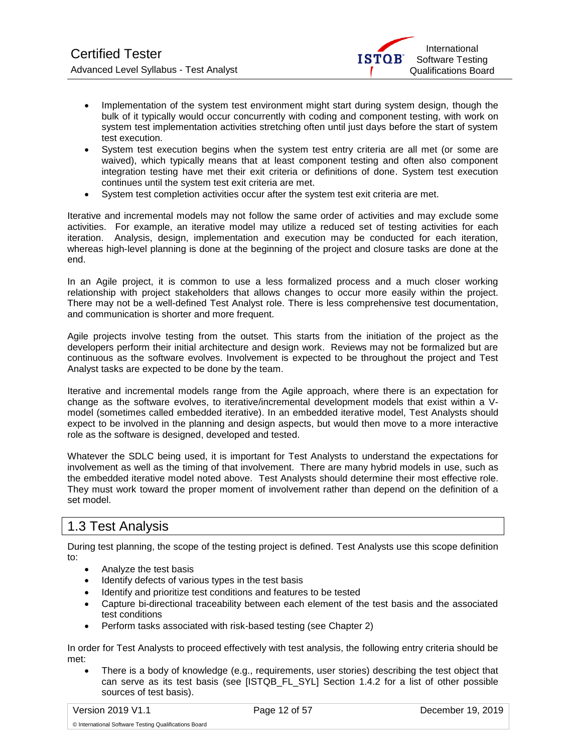- Implementation of the system test environment might start during system design, though the bulk of it typically would occur concurrently with coding and component testing, with work on system test implementation activities stretching often until just days before the start of system test execution.
- System test execution begins when the system test entry criteria are all met (or some are waived), which typically means that at least component testing and often also component integration testing have met their exit criteria or definitions of done. System test execution continues until the system test exit criteria are met.
- System test completion activities occur after the system test exit criteria are met.

Iterative and incremental models may not follow the same order of activities and may exclude some activities. For example, an iterative model may utilize a reduced set of testing activities for each iteration. Analysis, design, implementation and execution may be conducted for each iteration, whereas high-level planning is done at the beginning of the project and closure tasks are done at the end.

In an Agile project, it is common to use a less formalized process and a much closer working relationship with project stakeholders that allows changes to occur more easily within the project. There may not be a well-defined Test Analyst role. There is less comprehensive test documentation, and communication is shorter and more frequent.

Agile projects involve testing from the outset. This starts from the initiation of the project as the developers perform their initial architecture and design work. Reviews may not be formalized but are continuous as the software evolves. Involvement is expected to be throughout the project and Test Analyst tasks are expected to be done by the team.

Iterative and incremental models range from the Agile approach, where there is an expectation for change as the software evolves, to iterative/incremental development models that exist within a V-model (sometimes called embedded iterative). In an embedded iterative model, Test Analysts should expect to be involved in the planning and design aspects, but would then move to a more interactive role as the software is designed, developed and tested.

Whatever the SDLC being used, it is important for Test Analysts to understand the expectations for involvement as well as the timing of that involvement. There are many hybrid models in use, such as the embedded iterative model noted above. Test Analysts should determine their most effective role. They must work toward the proper moment of involvement rather than depend on the definition of a set model.

## 1.3 Test Analysis

During test planning, the scope of the testing project is defined. Test Analysts use this scope definition to:

- Analyze the test basis
- Identify defects of various types in the test basis
- Identify and prioritize test conditions and features to be tested
- Capture bi-directional traceability between each element of the test basis and the associated test conditions
- Perform tasks associated with risk-based testing (see Chapter 2)

In order for Test Analysts to proceed effectively with test analysis, the following entry criteria should be met:

- There is a body of knowledge (e.g., requirements, user stories) describing the test object that can serve as its test basis (see [ISTQB_FL_SYL] Section 1.4.2 for a list of other possible sources of test basis).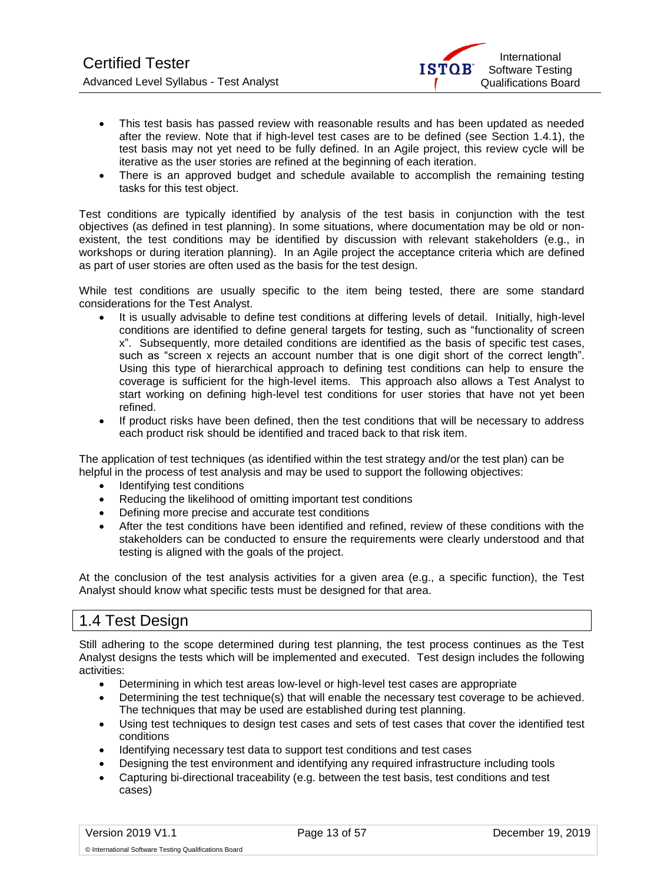- This test basis has passed review with reasonable results and has been updated as needed after the review. Note that if high-level test cases are to be defined (see Section 1.4.1), the test basis may not yet need to be fully defined. In an Agile project, this review cycle will be iterative as the user stories are refined at the beginning of each iteration.
- There is an approved budget and schedule available to accomplish the remaining testing tasks for this test object.

Test conditions are typically identified by analysis of the test basis in conjunction with the test objectives (as defined in test planning). In some situations, where documentation may be old or non-existent, the test conditions may be identified by discussion with relevant stakeholders (e.g., in workshops or during iteration planning). In an Agile project the acceptance criteria which are defined as part of user stories are often used as the basis for the test design.

While test conditions are usually specific to the item being tested, there are some standard considerations for the Test Analyst.

- It is usually advisable to define test conditions at differing levels of detail. Initially, high-level conditions are identified to define general targets for testing, such as "functionality of screen x". Subsequently, more detailed conditions are identified as the basis of specific test cases, such as "screen x rejects an account number that is one digit short of the correct length". Using this type of hierarchical approach to defining test conditions can help to ensure the coverage is sufficient for the high-level items. This approach also allows a Test Analyst to start working on defining high-level test conditions for user stories that have not yet been refined.
- If product risks have been defined, then the test conditions that will be necessary to address each product risk should be identified and traced back to that risk item.

The application of test techniques (as identified within the test strategy and/or the test plan) can be helpful in the process of test analysis and may be used to support the following objectives:

- Identifying test conditions
- Reducing the likelihood of omitting important test conditions
- Defining more precise and accurate test conditions
- After the test conditions have been identified and refined, review of these conditions with the stakeholders can be conducted to ensure the requirements were clearly understood and that testing is aligned with the goals of the project.

At the conclusion of the test analysis activities for a given area (e.g., a specific function), the Test Analyst should know what specific tests must be designed for that area.

## 1.4 Test Design

Still adhering to the scope determined during test planning, the test process continues as the Test Analyst designs the tests which will be implemented and executed. Test design includes the following activities:

- Determining in which test areas low-level or high-level test cases are appropriate
- Determining the test technique(s) that will enable the necessary test coverage to be achieved. The techniques that may be used are established during test planning.
- Using test techniques to design test cases and sets of test cases that cover the identified test conditions
- Identifying necessary test data to support test conditions and test cases
- Designing the test environment and identifying any required infrastructure including tools
- Capturing bi-directional traceability (e.g. between the test basis, test conditions and test cases)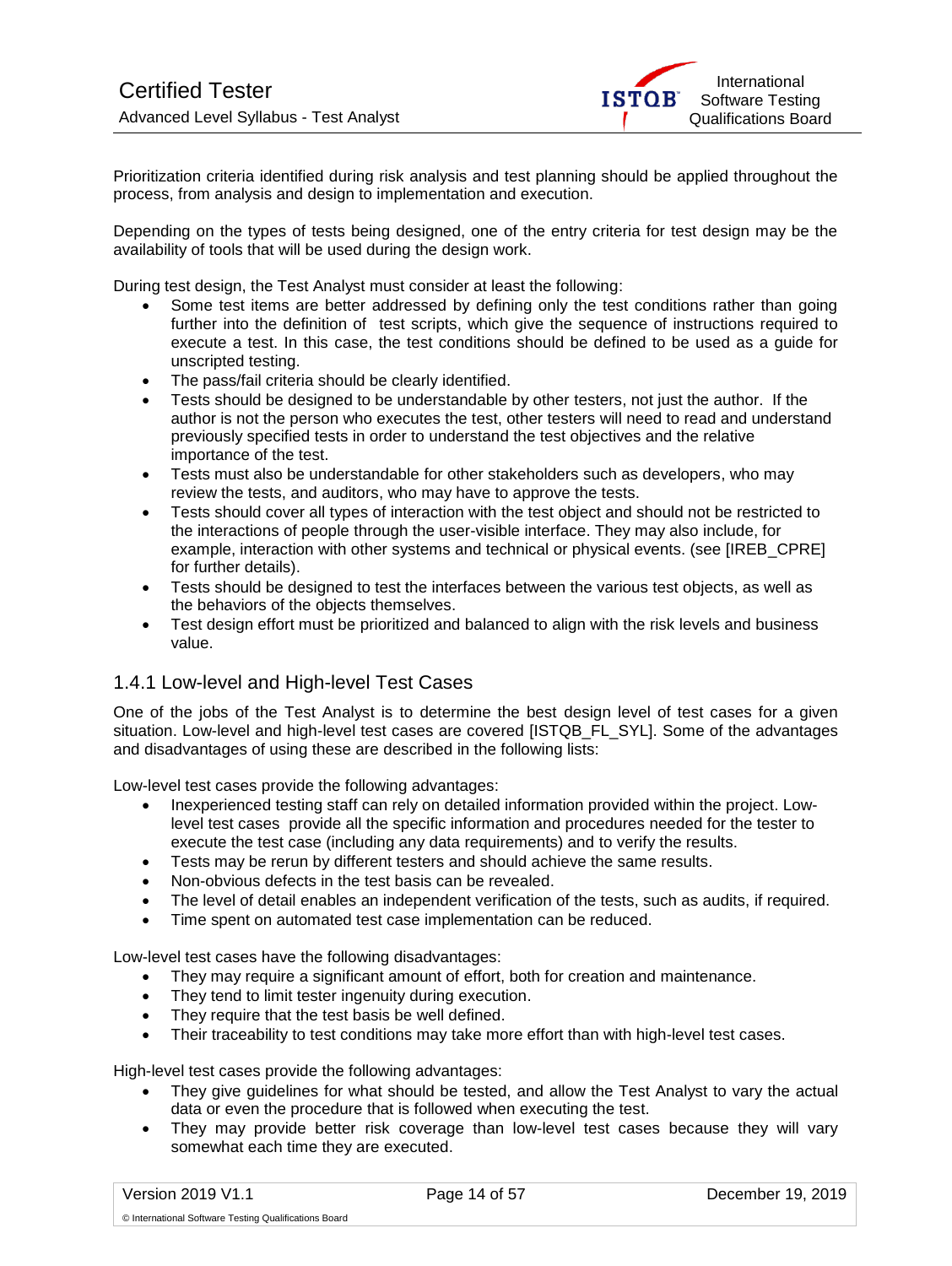Prioritization criteria identified during risk analysis and test planning should be applied throughout the process, from analysis and design to implementation and execution.

Depending on the types of tests being designed, one of the entry criteria for test design may be the availability of tools that will be used during the design work.

During test design, the Test Analyst must consider at least the following:

- Some test items are better addressed by defining only the test conditions rather than going further into the definition of test scripts, which give the sequence of instructions required to execute a test. In this case, the test conditions should be defined to be used as a guide for unscripted testing.
- The pass/fail criteria should be clearly identified.
- Tests should be designed to be understandable by other testers, not just the author. If the author is not the person who executes the test, other testers will need to read and understand previously specified tests in order to understand the test objectives and the relative importance of the test.
- Tests must also be understandable for other stakeholders such as developers, who may review the tests, and auditors, who may have to approve the tests.
- Tests should cover all types of interaction with the test object and should not be restricted to the interactions of people through the user-visible interface. They may also include, for example, interaction with other systems and technical or physical events. (see [IREB_CPRE] for further details).
- Tests should be designed to test the interfaces between the various test objects, as well as the behaviors of the objects themselves.
- Test design effort must be prioritized and balanced to align with the risk levels and business value.

### 1.4.1 Low-level and High-level Test Cases

One of the jobs of the Test Analyst is to determine the best design level of test cases for a given situation. Low-level and high-level test cases are covered [ISTQB_FL_SYL]. Some of the advantages and disadvantages of using these are described in the following lists:

Low-level test cases provide the following advantages:

- Inexperienced testing staff can rely on detailed information provided within the project. Low-level test cases provide all the specific information and procedures needed for the tester to execute the test case (including any data requirements) and to verify the results.
- Tests may be rerun by different testers and should achieve the same results.
- Non-obvious defects in the test basis can be revealed.
- The level of detail enables an independent verification of the tests, such as audits, if required.
- Time spent on automated test case implementation can be reduced.

Low-level test cases have the following disadvantages:

- They may require a significant amount of effort, both for creation and maintenance.
- They tend to limit tester ingenuity during execution.
- They require that the test basis be well defined.
- Their traceability to test conditions may take more effort than with high-level test cases.

High-level test cases provide the following advantages:

- They give guidelines for what should be tested, and allow the Test Analyst to vary the actual data or even the procedure that is followed when executing the test.
- They may provide better risk coverage than low-level test cases because they will vary somewhat each time they are executed.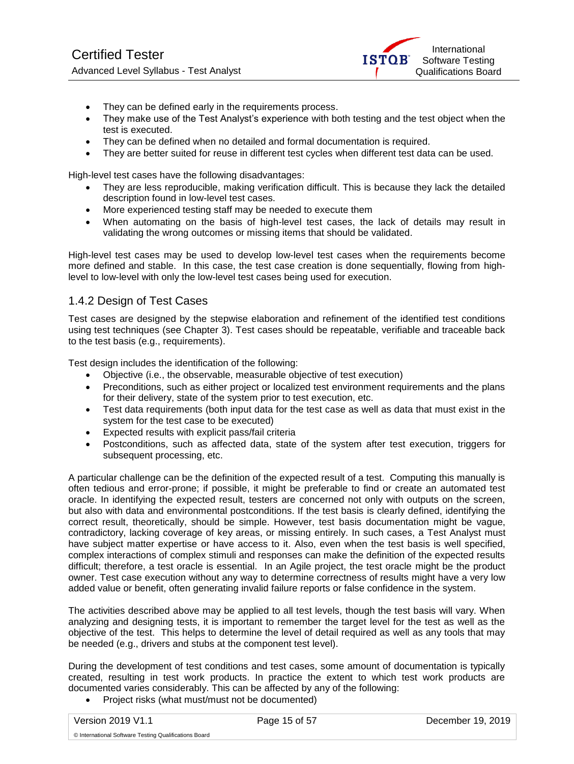- They can be defined early in the requirements process.
- They make use of the Test Analyst's experience with both testing and the test object when the test is executed.
- They can be defined when no detailed and formal documentation is required.
- They are better suited for reuse in different test cycles when different test data can be used.

High-level test cases have the following disadvantages:

- They are less reproducible, making verification difficult. This is because they lack the detailed description found in low-level test cases.
- More experienced testing staff may be needed to execute them
- When automating on the basis of high-level test cases, the lack of details may result in validating the wrong outcomes or missing items that should be validated.

High-level test cases may be used to develop low-level test cases when the requirements become more defined and stable. In this case, the test case creation is done sequentially, flowing from high-level to low-level with only the low-level test cases being used for execution.

### 1.4.2 Design of Test Cases

Test cases are designed by the stepwise elaboration and refinement of the identified test conditions using test techniques (see Chapter 3). Test cases should be repeatable, verifiable and traceable back to the test basis (e.g., requirements).

Test design includes the identification of the following:

- Objective (i.e., the observable, measurable objective of test execution)
- Preconditions, such as either project or localized test environment requirements and the plans for their delivery, state of the system prior to test execution, etc.
- Test data requirements (both input data for the test case as well as data that must exist in the system for the test case to be executed)
- Expected results with explicit pass/fail criteria
- Postconditions, such as affected data, state of the system after test execution, triggers for subsequent processing, etc.

A particular challenge can be the definition of the expected result of a test. Computing this manually is often tedious and error-prone; if possible, it might be preferable to find or create an automated test oracle. In identifying the expected result, testers are concerned not only with outputs on the screen, but also with data and environmental postconditions. If the test basis is clearly defined, identifying the correct result, theoretically, should be simple. However, test basis documentation might be vague, contradictory, lacking coverage of key areas, or missing entirely. In such cases, a Test Analyst must have subject matter expertise or have access to it. Also, even when the test basis is well specified, complex interactions of complex stimuli and responses can make the definition of the expected results difficult; therefore, a test oracle is essential. In an Agile project, the test oracle might be the product owner. Test case execution without any way to determine correctness of results might have a very low added value or benefit, often generating invalid failure reports or false confidence in the system.

The activities described above may be applied to all test levels, though the test basis will vary. When analyzing and designing tests, it is important to remember the target level for the test as well as the objective of the test. This helps to determine the level of detail required as well as any tools that may be needed (e.g., drivers and stubs at the component test level).

During the development of test conditions and test cases, some amount of documentation is typically created, resulting in test work products. In practice the extent to which test work products are documented varies considerably. This can be affected by any of the following:

- Project risks (what must/must not be documented)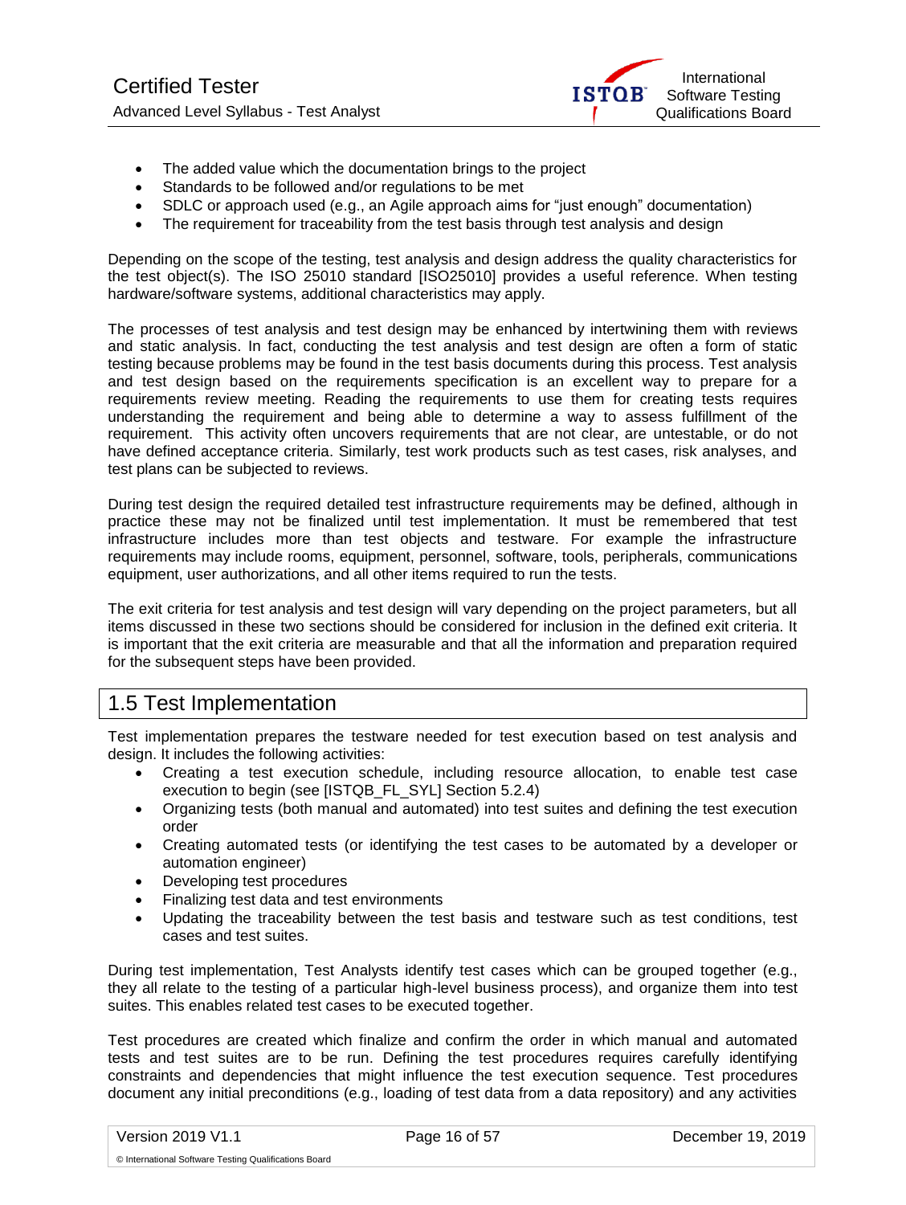- The added value which the documentation brings to the project
- Standards to be followed and/or regulations to be met
- SDLC or approach used (e.g., an Agile approach aims for "just enough" documentation)
- The requirement for traceability from the test basis through test analysis and design

Depending on the scope of the testing, test analysis and design address the quality characteristics for the test object(s). The ISO 25010 standard [ISO25010] provides a useful reference. When testing hardware/software systems, additional characteristics may apply.

The processes of test analysis and test design may be enhanced by intertwining them with reviews and static analysis. In fact, conducting the test analysis and test design are often a form of static testing because problems may be found in the test basis documents during this process. Test analysis and test design based on the requirements specification is an excellent way to prepare for a requirements review meeting. Reading the requirements to use them for creating tests requires understanding the requirement and being able to determine a way to assess fulfillment of the requirement. This activity often uncovers requirements that are not clear, are untestable, or do not have defined acceptance criteria. Similarly, test work products such as test cases, risk analyses, and test plans can be subjected to reviews.

During test design the required detailed test infrastructure requirements may be defined, although in practice these may not be finalized until test implementation. It must be remembered that test infrastructure includes more than test objects and testware. For example the infrastructure requirements may include rooms, equipment, personnel, software, tools, peripherals, communications equipment, user authorizations, and all other items required to run the tests.

The exit criteria for test analysis and test design will vary depending on the project parameters, but all items discussed in these two sections should be considered for inclusion in the defined exit criteria. It is important that the exit criteria are measurable and that all the information and preparation required for the subsequent steps have been provided.

## 1.5 Test Implementation

Test implementation prepares the testware needed for test execution based on test analysis and design. It includes the following activities:

- Creating a test execution schedule, including resource allocation, to enable test case execution to begin (see [ISTQB_FL_SYL] Section 5.2.4)
- Organizing tests (both manual and automated) into test suites and defining the test execution order
- Creating automated tests (or identifying the test cases to be automated by a developer or automation engineer)
- Developing test procedures
- Finalizing test data and test environments
- Updating the traceability between the test basis and testware such as test conditions, test cases and test suites.

During test implementation, Test Analysts identify test cases which can be grouped together (e.g., they all relate to the testing of a particular high-level business process), and organize them into test suites. This enables related test cases to be executed together.

Test procedures are created which finalize and confirm the order in which manual and automated tests and test suites are to be run. Defining the test procedures requires carefully identifying constraints and dependencies that might influence the test execution sequence. Test procedures document any initial preconditions (e.g., loading of test data from a data repository) and any activities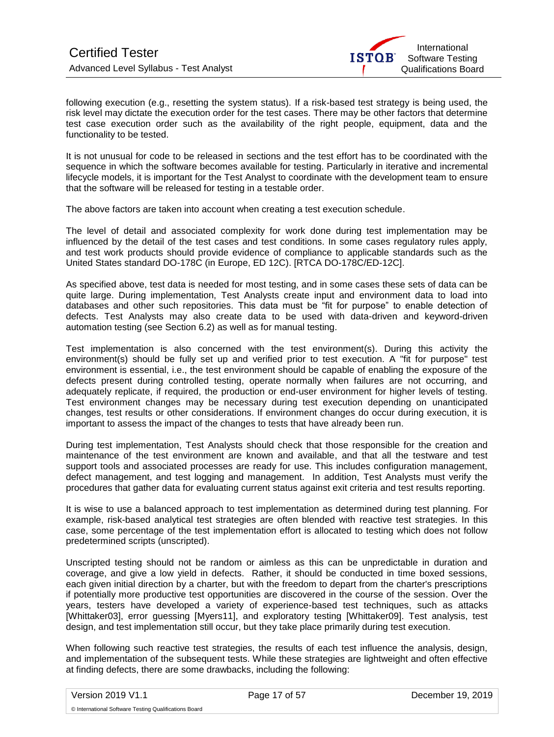following execution (e.g., resetting the system status). If a risk-based test strategy is being used, the risk level may dictate the execution order for the test cases. There may be other factors that determine test case execution order such as the availability of the right people, equipment, data and the functionality to be tested.

It is not unusual for code to be released in sections and the test effort has to be coordinated with the sequence in which the software becomes available for testing. Particularly in iterative and incremental lifecycle models, it is important for the Test Analyst to coordinate with the development team to ensure that the software will be released for testing in a testable order.

The above factors are taken into account when creating a test execution schedule.

The level of detail and associated complexity for work done during test implementation may be influenced by the detail of the test cases and test conditions. In some cases regulatory rules apply, and test work products should provide evidence of compliance to applicable standards such as the United States standard DO-178C (in Europe, ED 12C). [RTCA DO-178C/ED-12C].

As specified above, test data is needed for most testing, and in some cases these sets of data can be quite large. During implementation, Test Analysts create input and environment data to load into databases and other such repositories. This data must be "fit for purpose" to enable detection of defects. Test Analysts may also create data to be used with data-driven and keyword-driven automation testing (see Section 6.2) as well as for manual testing.

Test implementation is also concerned with the test environment(s). During this activity the environment(s) should be fully set up and verified prior to test execution. A "fit for purpose" test environment is essential, i.e., the test environment should be capable of enabling the exposure of the defects present during controlled testing, operate normally when failures are not occurring, and adequately replicate, if required, the production or end-user environment for higher levels of testing. Test environment changes may be necessary during test execution depending on unanticipated changes, test results or other considerations. If environment changes do occur during execution, it is important to assess the impact of the changes to tests that have already been run.

During test implementation, Test Analysts should check that those responsible for the creation and maintenance of the test environment are known and available, and that all the testware and test support tools and associated processes are ready for use. This includes configuration management, defect management, and test logging and management. In addition, Test Analysts must verify the procedures that gather data for evaluating current status against exit criteria and test results reporting.

It is wise to use a balanced approach to test implementation as determined during test planning. For example, risk-based analytical test strategies are often blended with reactive test strategies. In this case, some percentage of the test implementation effort is allocated to testing which does not follow predetermined scripts (unscripted).

Unscripted testing should not be random or aimless as this can be unpredictable in duration and coverage, and give a low yield in defects. Rather, it should be conducted in time boxed sessions, each given initial direction by a charter, but with the freedom to depart from the charter's prescriptions if potentially more productive test opportunities are discovered in the course of the session. Over the years, testers have developed a variety of experience-based test techniques, such as attacks [Whittaker03], error guessing [Myers11], and exploratory testing [Whittaker09]. Test analysis, test design, and test implementation still occur, but they take place primarily during test execution.

When following such reactive test strategies, the results of each test influence the analysis, design, and implementation of the subsequent tests. While these strategies are lightweight and often effective at finding defects, there are some drawbacks, including the following: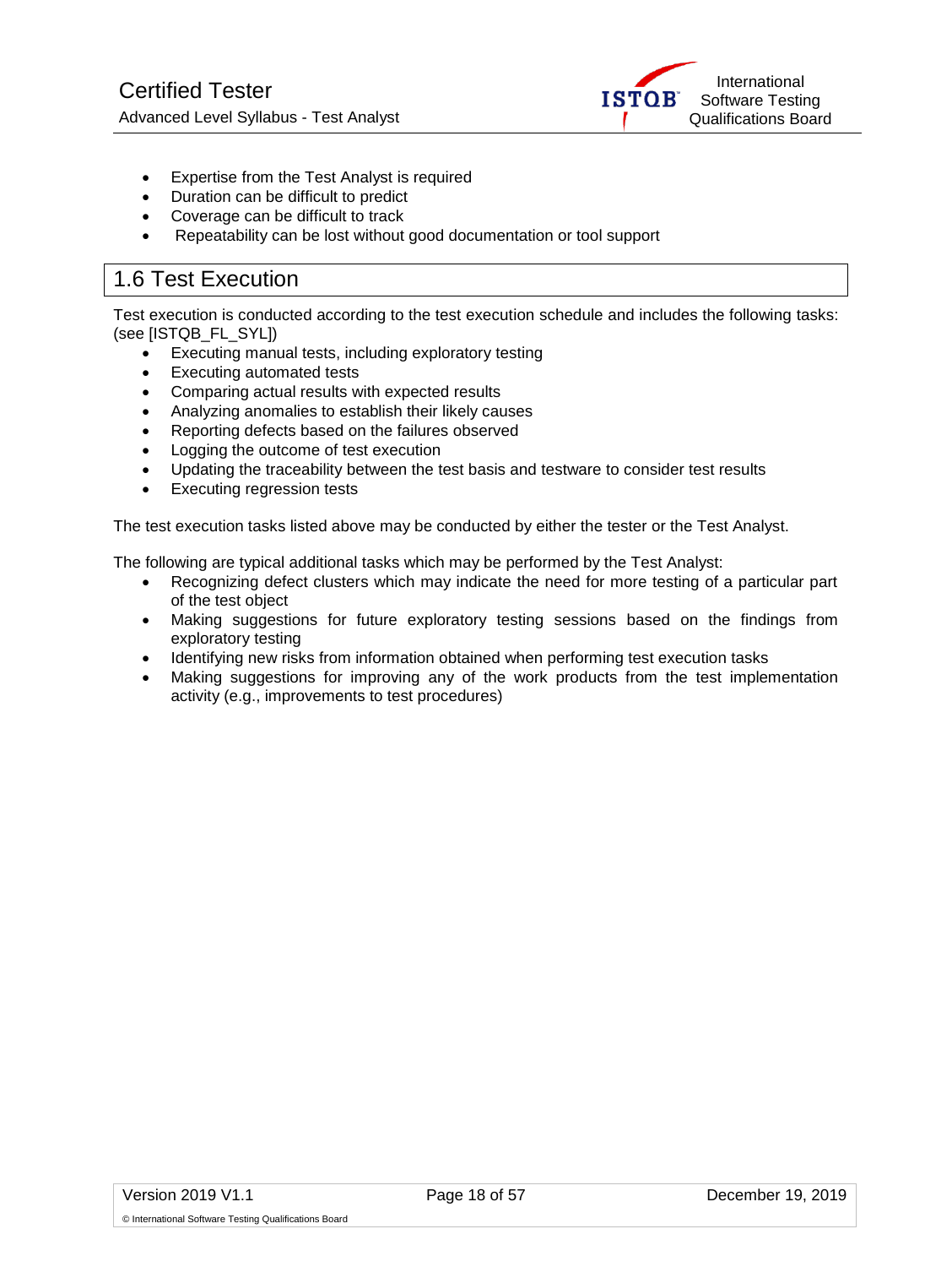- Expertise from the Test Analyst is required
- Duration can be difficult to predict
- Coverage can be difficult to track
- Repeatability can be lost without good documentation or tool support

## 1.6 Test Execution

Test execution is conducted according to the test execution schedule and includes the following tasks: (see [ISTQB_FL_SYL])

- Executing manual tests, including exploratory testing
- Executing automated tests
- Comparing actual results with expected results
- Analyzing anomalies to establish their likely causes
- Reporting defects based on the failures observed
- Logging the outcome of test execution
- Updating the traceability between the test basis and testware to consider test results
- Executing regression tests

The test execution tasks listed above may be conducted by either the tester or the Test Analyst.

The following are typical additional tasks which may be performed by the Test Analyst:

- Recognizing defect clusters which may indicate the need for more testing of a particular part of the test object
- Making suggestions for future exploratory testing sessions based on the findings from exploratory testing
- Identifying new risks from information obtained when performing test execution tasks
- Making suggestions for improving any of the work products from the test implementation activity (e.g., improvements to test procedures)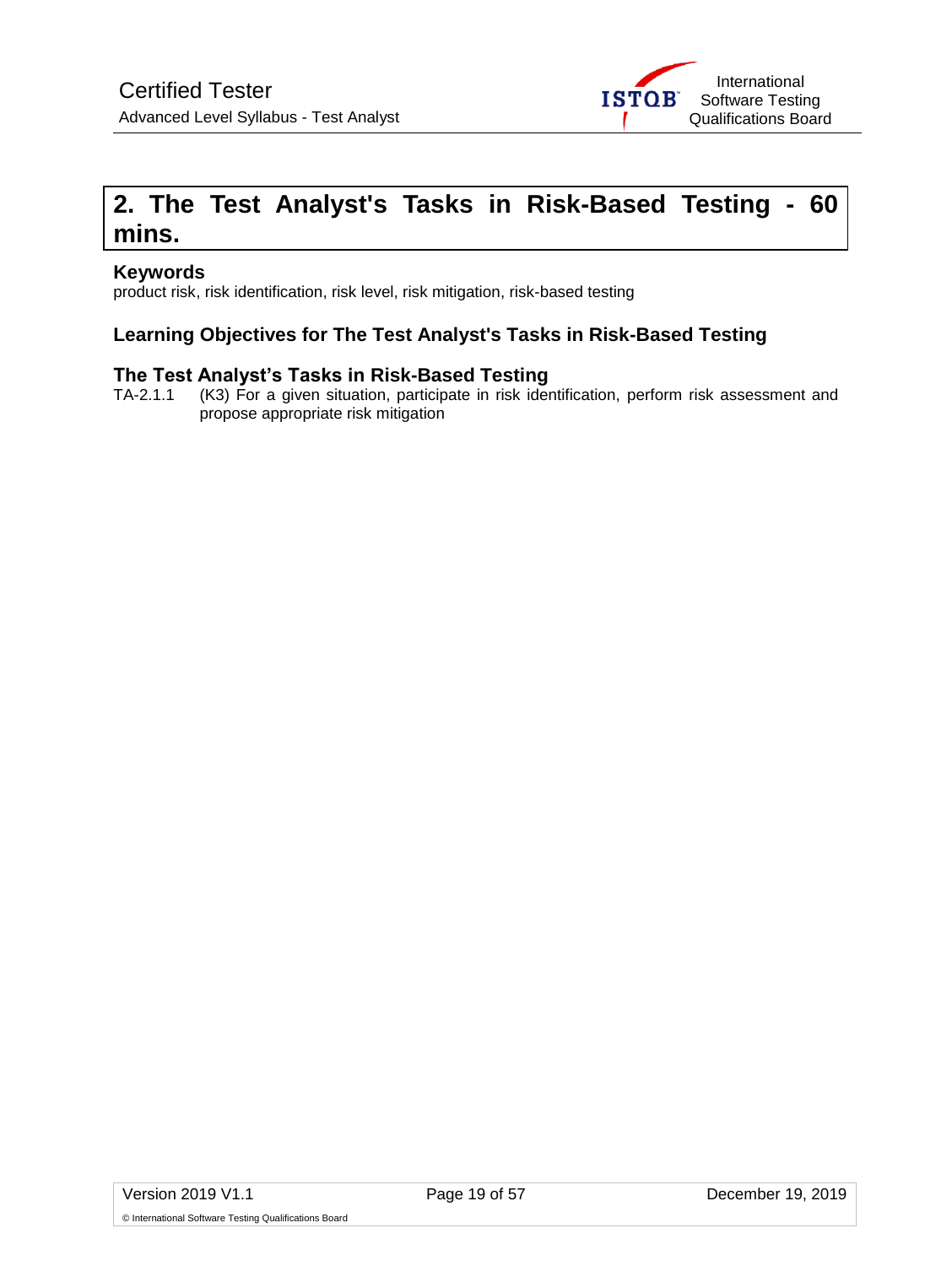# 2. The Test Analyst's Tasks in Risk-Based Testing - 60 mins.

### Keywords

product risk, risk identification, risk level, risk mitigation, risk-based testing

### Learning Objectives for The Test Analyst's Tasks in Risk-Based Testing

### The Test Analyst's Tasks in Risk-Based Testing

TA-2.1.1 (K3) For a given situation, participate in risk identification, perform risk assessment and propose appropriate risk mitigation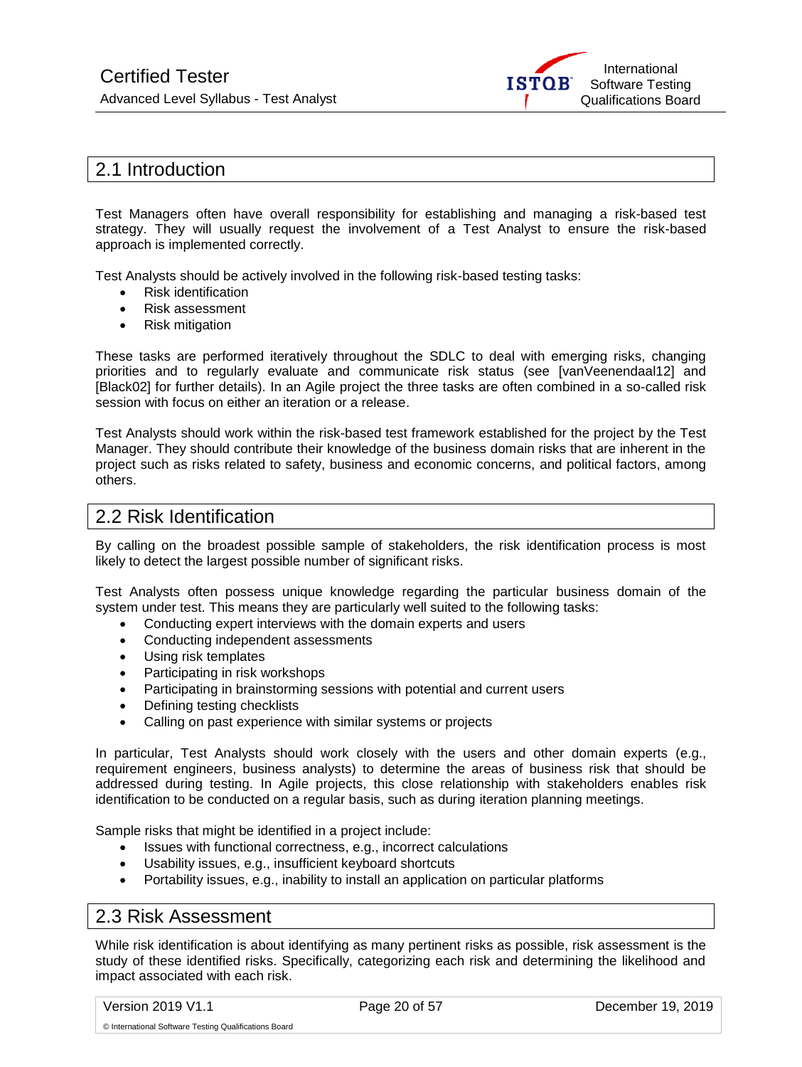## 2.1 Introduction

Test Managers often have overall responsibility for establishing and managing a risk-based test strategy. They will usually request the involvement of a Test Analyst to ensure the risk-based approach is implemented correctly.

Test Analysts should be actively involved in the following risk-based testing tasks:

- Risk identification
- Risk assessment
- Risk mitigation

These tasks are performed iteratively throughout the SDLC to deal with emerging risks, changing priorities and to regularly evaluate and communicate risk status (see [vanVeenendaal12] and [Black02] for further details). In an Agile project the three tasks are often combined in a so-called risk session with focus on either an iteration or a release.

Test Analysts should work within the risk-based test framework established for the project by the Test Manager. They should contribute their knowledge of the business domain risks that are inherent in the project such as risks related to safety, business and economic concerns, and political factors, among others.

## 2.2 Risk Identification

By calling on the broadest possible sample of stakeholders, the risk identification process is most likely to detect the largest possible number of significant risks.

Test Analysts often possess unique knowledge regarding the particular business domain of the system under test. This means they are particularly well suited to the following tasks:

- Conducting expert interviews with the domain experts and users
- Conducting independent assessments
- Using risk templates
- Participating in risk workshops
- Participating in brainstorming sessions with potential and current users
- Defining testing checklists
- Calling on past experience with similar systems or projects

In particular, Test Analysts should work closely with the users and other domain experts (e.g., requirement engineers, business analysts) to determine the areas of business risk that should be addressed during testing. In Agile projects, this close relationship with stakeholders enables risk identification to be conducted on a regular basis, such as during iteration planning meetings.

Sample risks that might be identified in a project include:

- Issues with functional correctness, e.g., incorrect calculations
- Usability issues, e.g., insufficient keyboard shortcuts
- Portability issues, e.g., inability to install an application on particular platforms

## 2.3 Risk Assessment

While risk identification is about identifying as many pertinent risks as possible, risk assessment is the study of these identified risks. Specifically, categorizing each risk and determining the likelihood and impact associated with each risk.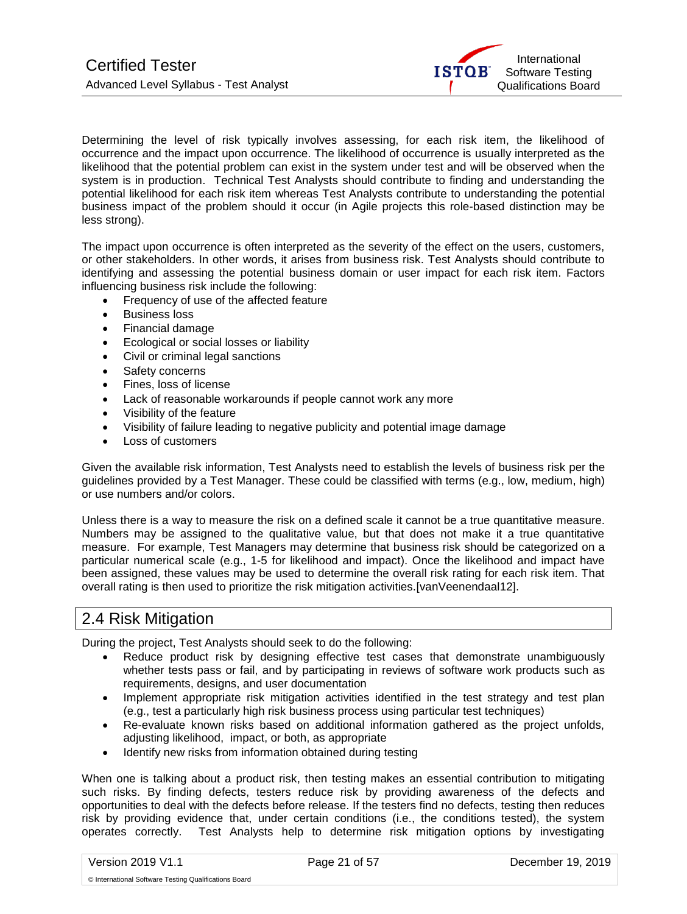Determining the level of risk typically involves assessing, for each risk item, the likelihood of occurrence and the impact upon occurrence. The likelihood of occurrence is usually interpreted as the likelihood that the potential problem can exist in the system under test and will be observed when the system is in production. Technical Test Analysts should contribute to finding and understanding the potential likelihood for each risk item whereas Test Analysts contribute to understanding the potential business impact of the problem should it occur (in Agile projects this role-based distinction may be less strong).

The impact upon occurrence is often interpreted as the severity of the effect on the users, customers, or other stakeholders. In other words, it arises from business risk. Test Analysts should contribute to identifying and assessing the potential business domain or user impact for each risk item. Factors influencing business risk include the following:

- Frequency of use of the affected feature
- Business loss
- Financial damage
- Ecological or social losses or liability
- Civil or criminal legal sanctions
- Safety concerns
- Fines, loss of license
- Lack of reasonable workarounds if people cannot work any more
- Visibility of the feature
- Visibility of failure leading to negative publicity and potential image damage
- Loss of customers

Given the available risk information, Test Analysts need to establish the levels of business risk per the guidelines provided by a Test Manager. These could be classified with terms (e.g., low, medium, high) or use numbers and/or colors.

Unless there is a way to measure the risk on a defined scale it cannot be a true quantitative measure. Numbers may be assigned to the qualitative value, but that does not make it a true quantitative measure. For example, Test Managers may determine that business risk should be categorized on a particular numerical scale (e.g., 1-5 for likelihood and impact). Once the likelihood and impact have been assigned, these values may be used to determine the overall risk rating for each risk item. That overall rating is then used to prioritize the risk mitigation activities.[vanVeenendaal12].

## 2.4 Risk Mitigation

During the project, Test Analysts should seek to do the following:

- Reduce product risk by designing effective test cases that demonstrate unambiguously whether tests pass or fail, and by participating in reviews of software work products such as requirements, designs, and user documentation
- Implement appropriate risk mitigation activities identified in the test strategy and test plan (e.g., test a particularly high risk business process using particular test techniques)
- Re-evaluate known risks based on additional information gathered as the project unfolds, adjusting likelihood, impact, or both, as appropriate
- Identify new risks from information obtained during testing

When one is talking about a product risk, then testing makes an essential contribution to mitigating such risks. By finding defects, testers reduce risk by providing awareness of the defects and opportunities to deal with the defects before release. If the testers find no defects, testing then reduces risk by providing evidence that, under certain conditions (i.e., the conditions tested), the system operates correctly. Test Analysts help to determine risk mitigation options by investigating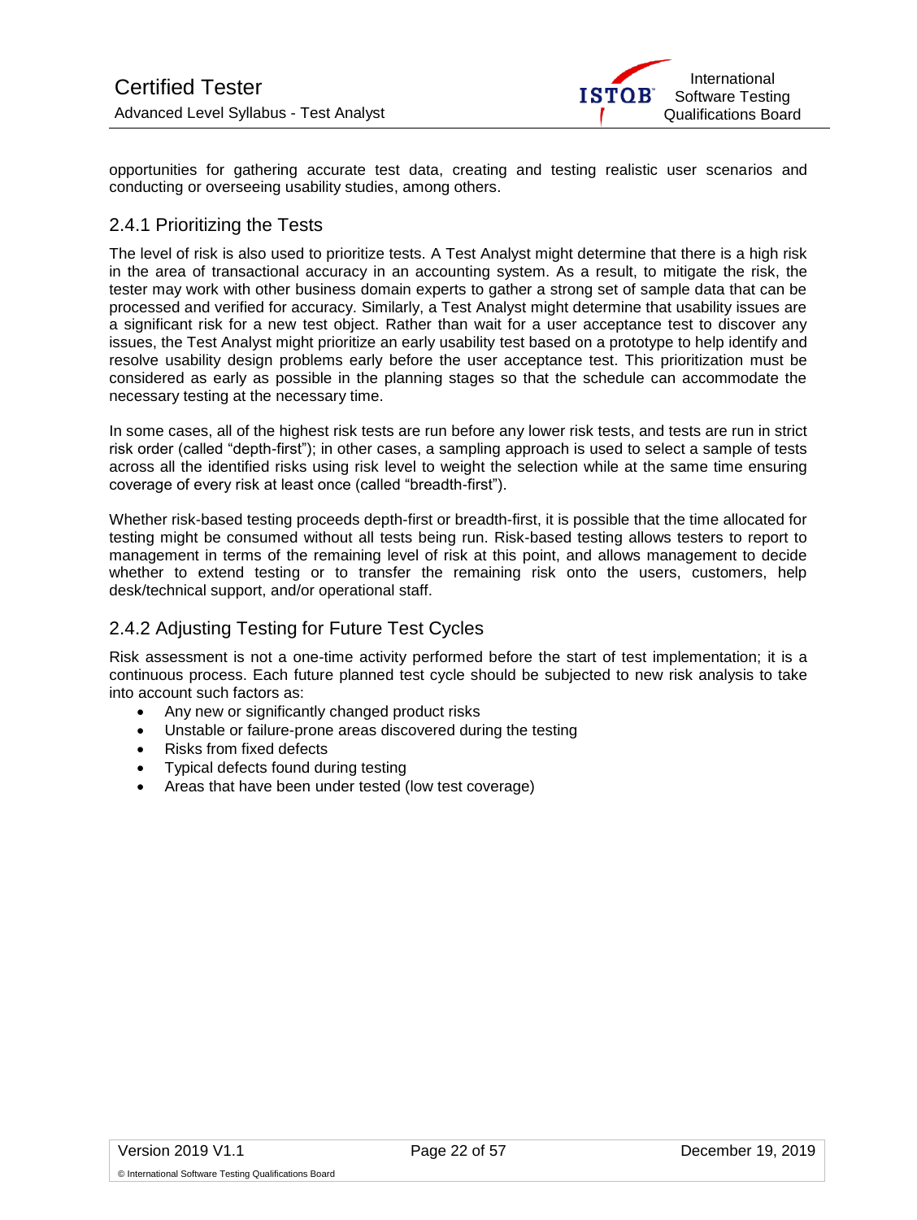opportunities for gathering accurate test data, creating and testing realistic user scenarios and conducting or overseeing usability studies, among others.

### 2.4.1 Prioritizing the Tests

The level of risk is also used to prioritize tests. A Test Analyst might determine that there is a high risk in the area of transactional accuracy in an accounting system. As a result, to mitigate the risk, the tester may work with other business domain experts to gather a strong set of sample data that can be processed and verified for accuracy. Similarly, a Test Analyst might determine that usability issues are a significant risk for a new test object. Rather than wait for a user acceptance test to discover any issues, the Test Analyst might prioritize an early usability test based on a prototype to help identify and resolve usability design problems early before the user acceptance test. This prioritization must be considered as early as possible in the planning stages so that the schedule can accommodate the necessary testing at the necessary time.

In some cases, all of the highest risk tests are run before any lower risk tests, and tests are run in strict risk order (called "depth-first"); in other cases, a sampling approach is used to select a sample of tests across all the identified risks using risk level to weight the selection while at the same time ensuring coverage of every risk at least once (called "breadth-first").

Whether risk-based testing proceeds depth-first or breadth-first, it is possible that the time allocated for testing might be consumed without all tests being run. Risk-based testing allows testers to report to management in terms of the remaining level of risk at this point, and allows management to decide whether to extend testing or to transfer the remaining risk onto the users, customers, help desk/technical support, and/or operational staff.

### 2.4.2 Adjusting Testing for Future Test Cycles

Risk assessment is not a one-time activity performed before the start of test implementation; it is a continuous process. Each future planned test cycle should be subjected to new risk analysis to take into account such factors as:

- Any new or significantly changed product risks
- Unstable or failure-prone areas discovered during the testing
- Risks from fixed defects
- Typical defects found during testing
- Areas that have been under tested (low test coverage)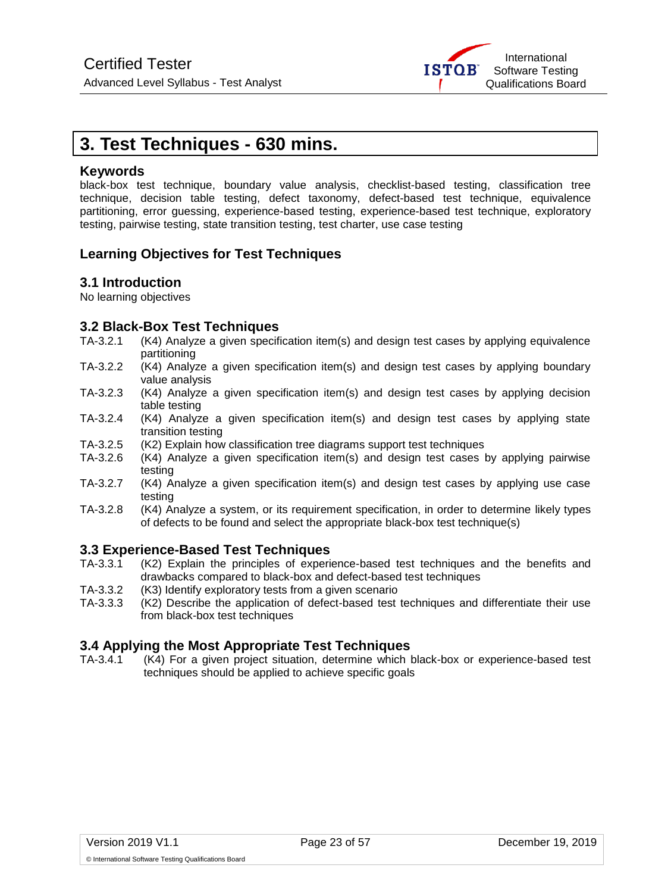# 3. Test Techniques - 630 mins.

### Keywords

black-box test technique, boundary value analysis, checklist-based testing, classification tree technique, decision table testing, defect taxonomy, defect-based test technique, equivalence partitioning, error guessing, experience-based testing, experience-based test technique, exploratory testing, pairwise testing, state transition testing, test charter, use case testing

### Learning Objectives for Test Techniques

### 3.1 Introduction

No learning objectives

### 3.2 Black-Box Test Techniques

TA-3.2.1 (K4) Analyze a given specification item(s) and design test cases by applying equivalence partitioning

TA-3.2.2 (K4) Analyze a given specification item(s) and design test cases by applying boundary value analysis

TA-3.2.3 (K4) Analyze a given specification item(s) and design test cases by applying decision table testing

TA-3.2.4 (K4) Analyze a given specification item(s) and design test cases by applying state transition testing

TA-3.2.5 (K2) Explain how classification tree diagrams support test techniques

TA-3.2.6 (K4) Analyze a given specification item(s) and design test cases by applying pairwise testing

TA-3.2.7 (K4) Analyze a given specification item(s) and design test cases by applying use case testing

TA-3.2.8 (K4) Analyze a system, or its requirement specification, in order to determine likely types of defects to be found and select the appropriate black-box test technique(s)

### 3.3 Experience-Based Test Techniques

TA-3.3.1 (K2) Explain the principles of experience-based test techniques and the benefits and drawbacks compared to black-box and defect-based test techniques

TA-3.3.2 (K3) Identify exploratory tests from a given scenario

TA-3.3.3 (K2) Describe the application of defect-based test techniques and differentiate their use from black-box test techniques

### 3.4 Applying the Most Appropriate Test Techniques

TA-3.4.1 (K4) For a given project situation, determine which black-box or experience-based test techniques should be applied to achieve specific goals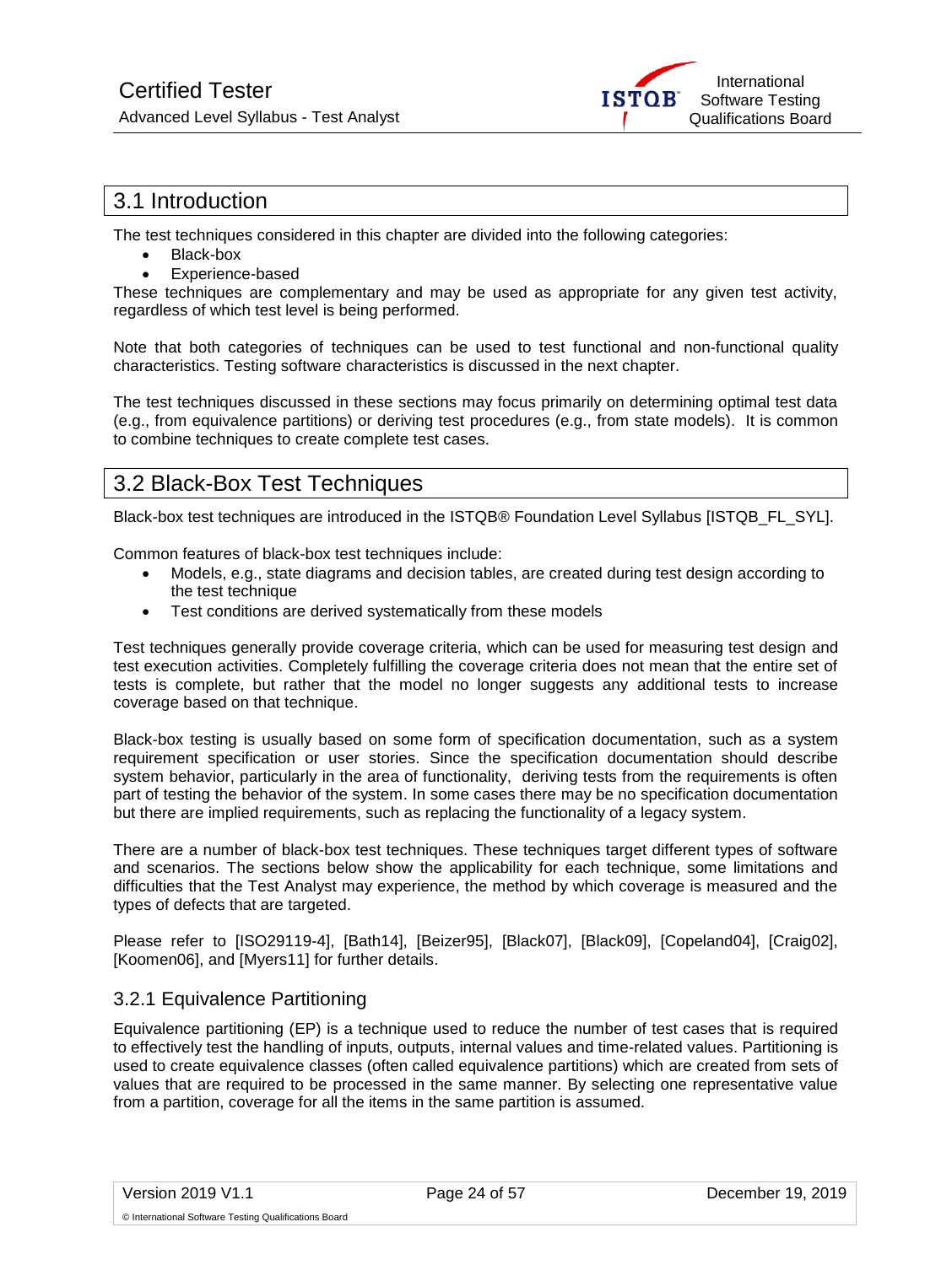## 3.1 Introduction

The test techniques considered in this chapter are divided into the following categories:

- Black-box
- Experience-based

These techniques are complementary and may be used as appropriate for any given test activity, regardless of which test level is being performed.

Note that both categories of techniques can be used to test functional and non-functional quality characteristics. Testing software characteristics is discussed in the next chapter.

The test techniques discussed in these sections may focus primarily on determining optimal test data (e.g., from equivalence partitions) or deriving test procedures (e.g., from state models). It is common to combine techniques to create complete test cases.

## 3.2 Black-Box Test Techniques

Black-box test techniques are introduced in the ISTQB® Foundation Level Syllabus [ISTQB_FL_SYL].

Common features of black-box test techniques include:

- Models, e.g., state diagrams and decision tables, are created during test design according to the test technique
- Test conditions are derived systematically from these models

Test techniques generally provide coverage criteria, which can be used for measuring test design and test execution activities. Completely fulfilling the coverage criteria does not mean that the entire set of tests is complete, but rather that the model no longer suggests any additional tests to increase coverage based on that technique.

Black-box testing is usually based on some form of specification documentation, such as a system requirement specification or user stories. Since the specification documentation should describe system behavior, particularly in the area of functionality, deriving tests from the requirements is often part of testing the behavior of the system. In some cases there may be no specification documentation but there are implied requirements, such as replacing the functionality of a legacy system.

There are a number of black-box test techniques. These techniques target different types of software and scenarios. The sections below show the applicability for each technique, some limitations and difficulties that the Test Analyst may experience, the method by which coverage is measured and the types of defects that are targeted.

Please refer to [ISO29119-4], [Bath14], [Beizer95], [Black07], [Black09], [Copeland04], [Craig02], [Koomen06], and [Myers11] for further details.

### 3.2.1 Equivalence Partitioning

Equivalence partitioning (EP) is a technique used to reduce the number of test cases that is required to effectively test the handling of inputs, outputs, internal values and time-related values. Partitioning is used to create equivalence classes (often called equivalence partitions) which are created from sets of values that are required to be processed in the same manner. By selecting one representative value from a partition, coverage for all the items in the same partition is assumed.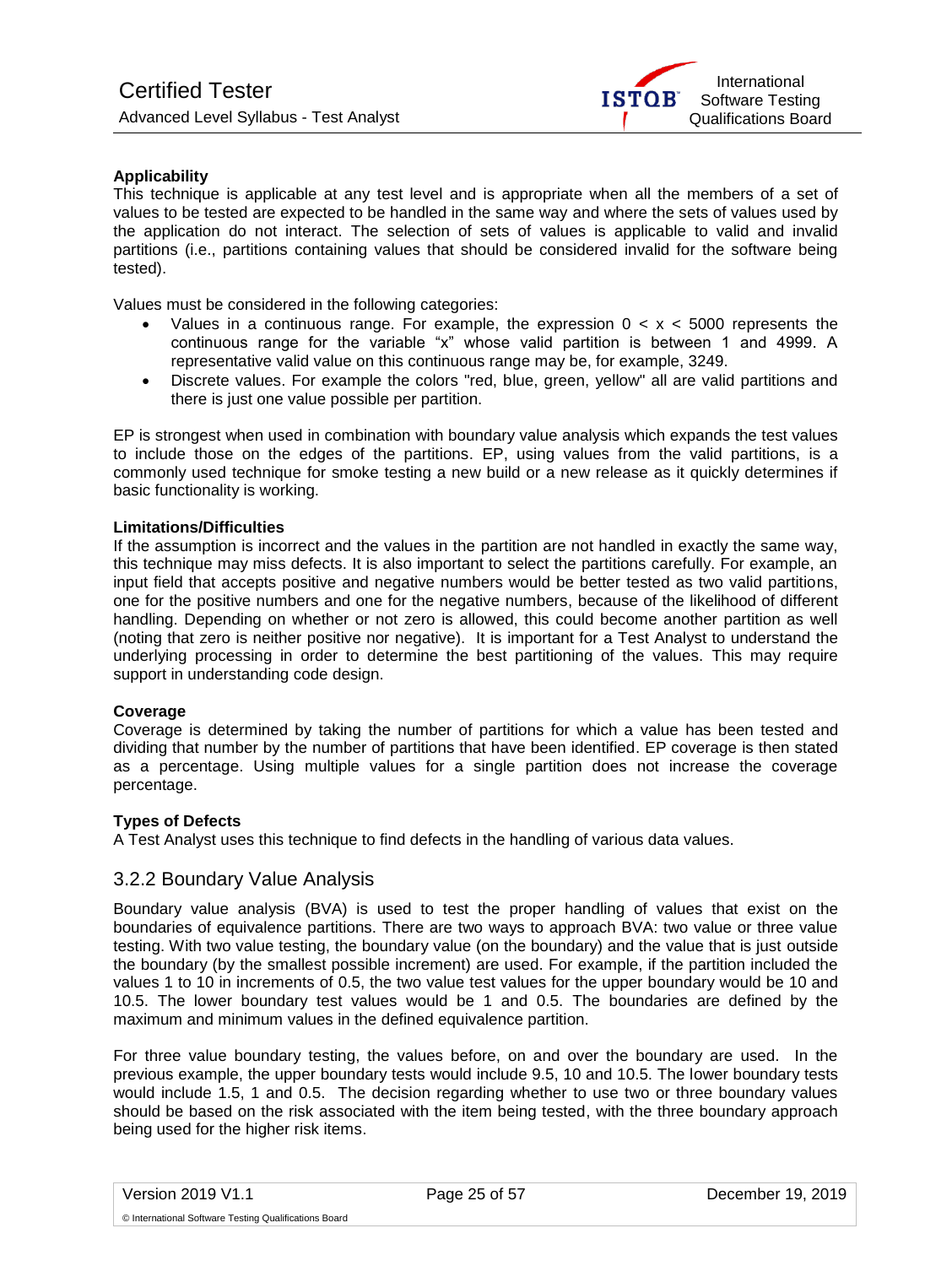**Applicability**

This technique is applicable at any test level and is appropriate when all the members of a set of values to be tested are expected to be handled in the same way and where the sets of values used by the application do not interact. The selection of sets of values is applicable to valid and invalid partitions (i.e., partitions containing values that should be considered invalid for the software being tested).

Values must be considered in the following categories:

- Values in a continuous range. For example, the expression $0 < x < 5000$ represents the continuous range for the variable "x" whose valid partition is between 1 and 4999. A representative valid value on this continuous range may be, for example, 3249.
- Discrete values. For example the colors "red, blue, green, yellow" all are valid partitions and there is just one value possible per partition.

EP is strongest when used in combination with boundary value analysis which expands the test values to include those on the edges of the partitions. EP, using values from the valid partitions, is a commonly used technique for smoke testing a new build or a new release as it quickly determines if basic functionality is working.

**Limitations/Difficulties**

If the assumption is incorrect and the values in the partition are not handled in exactly the same way, this technique may miss defects. It is also important to select the partitions carefully. For example, an input field that accepts positive and negative numbers would be better tested as two valid partitions, one for the positive numbers and one for the negative numbers, because of the likelihood of different handling. Depending on whether or not zero is allowed, this could become another partition as well (noting that zero is neither positive nor negative). It is important for a Test Analyst to understand the underlying processing in order to determine the best partitioning of the values. This may require support in understanding code design.

**Coverage**

Coverage is determined by taking the number of partitions for which a value has been tested and dividing that number by the number of partitions that have been identified. EP coverage is then stated as a percentage. Using multiple values for a single partition does not increase the coverage percentage.

**Types of Defects**

A Test Analyst uses this technique to find defects in the handling of various data values.

### 3.2.2 Boundary Value Analysis

Boundary value analysis (BVA) is used to test the proper handling of values that exist on the boundaries of equivalence partitions. There are two ways to approach BVA: two value or three value testing. With two value testing, the boundary value (on the boundary) and the value that is just outside the boundary (by the smallest possible increment) are used. For example, if the partition included the values 1 to 10 in increments of 0.5, the two value test values for the upper boundary would be 10 and 10.5. The lower boundary test values would be 1 and 0.5. The boundaries are defined by the maximum and minimum values in the defined equivalence partition.

For three value boundary testing, the values before, on and over the boundary are used. In the previous example, the upper boundary tests would include 9.5, 10 and 10.5. The lower boundary tests would include 1.5, 1 and 0.5. The decision regarding whether to use two or three boundary values should be based on the risk associated with the item being tested, with the three boundary approach being used for the higher risk items.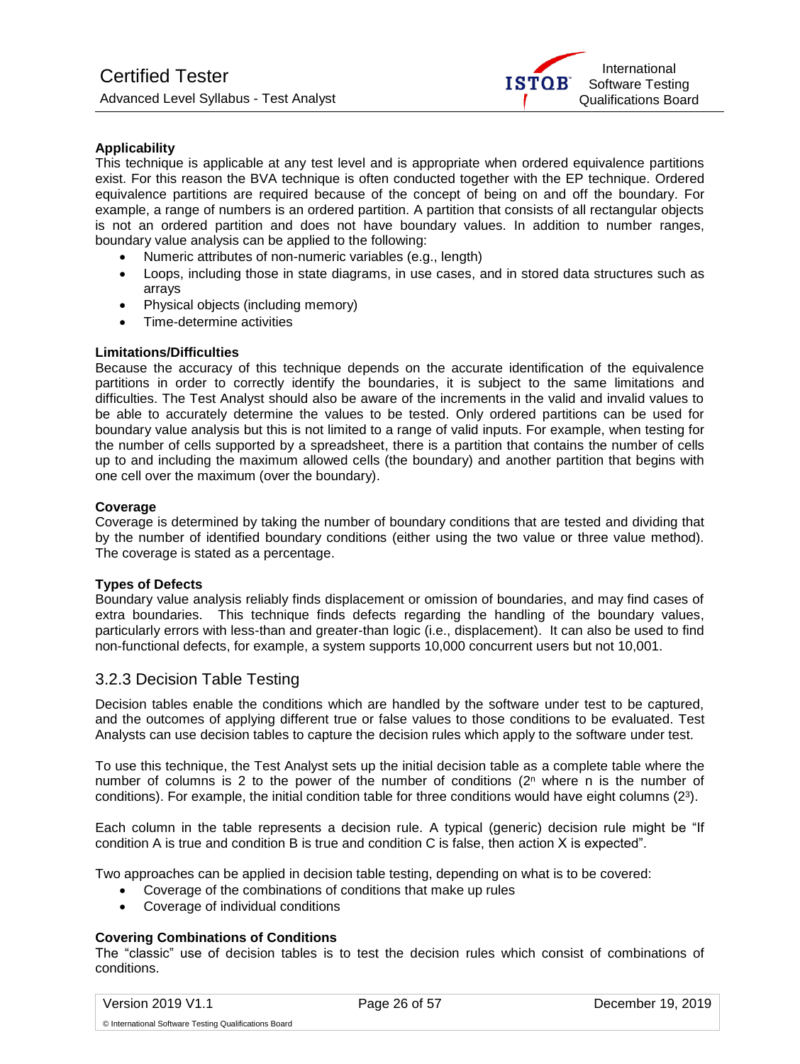**Applicability**

This technique is applicable at any test level and is appropriate when ordered equivalence partitions exist. For this reason the BVA technique is often conducted together with the EP technique. Ordered equivalence partitions are required because of the concept of being on and off the boundary. For example, a range of numbers is an ordered partition. A partition that consists of all rectangular objects is not an ordered partition and does not have boundary values. In addition to number ranges, boundary value analysis can be applied to the following:

- Numeric attributes of non-numeric variables (e.g., length)
- Loops, including those in state diagrams, in use cases, and in stored data structures such as arrays
- Physical objects (including memory)
- Time-determine activities

**Limitations/Difficulties**

Because the accuracy of this technique depends on the accurate identification of the equivalence partitions in order to correctly identify the boundaries, it is subject to the same limitations and difficulties. The Test Analyst should also be aware of the increments in the valid and invalid values to be able to accurately determine the values to be tested. Only ordered partitions can be used for boundary value analysis but this is not limited to a range of valid inputs. For example, when testing for the number of cells supported by a spreadsheet, there is a partition that contains the number of cells up to and including the maximum allowed cells (the boundary) and another partition that begins with one cell over the maximum (over the boundary).

**Coverage**

Coverage is determined by taking the number of boundary conditions that are tested and dividing that by the number of identified boundary conditions (either using the two value or three value method). The coverage is stated as a percentage.

**Types of Defects**

Boundary value analysis reliably finds displacement or omission of boundaries, and may find cases of extra boundaries. This technique finds defects regarding the handling of the boundary values, particularly errors with less-than and greater-than logic (i.e., displacement). It can also be used to find non-functional defects, for example, a system supports 10,000 concurrent users but not 10,001.

### 3.2.3 Decision Table Testing

Decision tables enable the conditions which are handled by the software under test to be captured, and the outcomes of applying different true or false values to those conditions to be evaluated. Test Analysts can use decision tables to capture the decision rules which apply to the software under test.

To use this technique, the Test Analyst sets up the initial decision table as a complete table where the number of columns is 2 to the power of the number of conditions ($2^n$ where n is the number of conditions). For example, the initial condition table for three conditions would have eight columns ($2^3$).

Each column in the table represents a decision rule. A typical (generic) decision rule might be "If condition A is true and condition B is true and condition C is false, then action X is expected".

Two approaches can be applied in decision table testing, depending on what is to be covered:

- Coverage of the combinations of conditions that make up rules
- Coverage of individual conditions

**Covering Combinations of Conditions**

The "classic" use of decision tables is to test the decision rules which consist of combinations of conditions.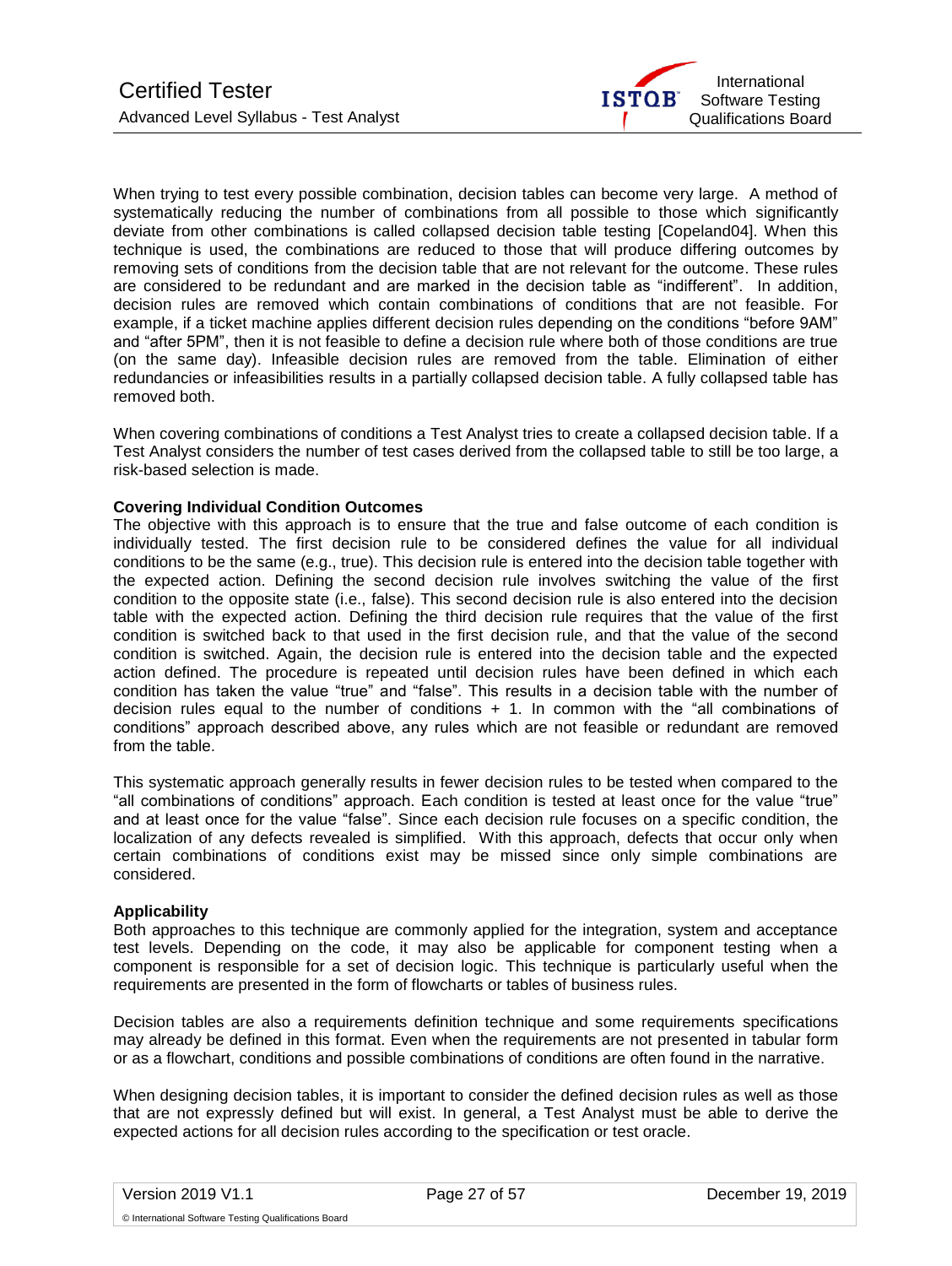When trying to test every possible combination, decision tables can become very large. A method of systematically reducing the number of combinations from all possible to those which significantly deviate from other combinations is called collapsed decision table testing [Copeland04]. When this technique is used, the combinations are reduced to those that will produce differing outcomes by removing sets of conditions from the decision table that are not relevant for the outcome. These rules are considered to be redundant and are marked in the decision table as "indifferent". In addition, decision rules are removed which contain combinations of conditions that are not feasible. For example, if a ticket machine applies different decision rules depending on the conditions "before 9AM" and "after 5PM", then it is not feasible to define a decision rule where both of those conditions are true (on the same day). Infeasible decision rules are removed from the table. Elimination of either redundancies or infeasibilities results in a partially collapsed decision table. A fully collapsed table has removed both.

When covering combinations of conditions a Test Analyst tries to create a collapsed decision table. If a Test Analyst considers the number of test cases derived from the collapsed table to still be too large, a risk-based selection is made.

**Covering Individual Condition Outcomes**

The objective with this approach is to ensure that the true and false outcome of each condition is individually tested. The first decision rule to be considered defines the value for all individual conditions to be the same (e.g., true). This decision rule is entered into the decision table together with the expected action. Defining the second decision rule involves switching the value of the first condition to the opposite state (i.e., false). This second decision rule is also entered into the decision table with the expected action. Defining the third decision rule requires that the value of the first condition is switched back to that used in the first decision rule, and that the value of the second condition is switched. Again, the decision rule is entered into the decision table and the expected action defined. The procedure is repeated until decision rules have been defined in which each condition has taken the value "true" and "false". This results in a decision table with the number of decision rules equal to the number of conditions + 1. In common with the "all combinations of conditions" approach described above, any rules which are not feasible or redundant are removed from the table.

This systematic approach generally results in fewer decision rules to be tested when compared to the "all combinations of conditions" approach. Each condition is tested at least once for the value "true" and at least once for the value "false". Since each decision rule focuses on a specific condition, the localization of any defects revealed is simplified. With this approach, defects that occur only when certain combinations of conditions exist may be missed since only simple combinations are considered.

**Applicability**

Both approaches to this technique are commonly applied for the integration, system and acceptance test levels. Depending on the code, it may also be applicable for component testing when a component is responsible for a set of decision logic. This technique is particularly useful when the requirements are presented in the form of flowcharts or tables of business rules.

Decision tables are also a requirements definition technique and some requirements specifications may already be defined in this format. Even when the requirements are not presented in tabular form or as a flowchart, conditions and possible combinations of conditions are often found in the narrative.

When designing decision tables, it is important to consider the defined decision rules as well as those that are not expressly defined but will exist. In general, a Test Analyst must be able to derive the expected actions for all decision rules according to the specification or test oracle.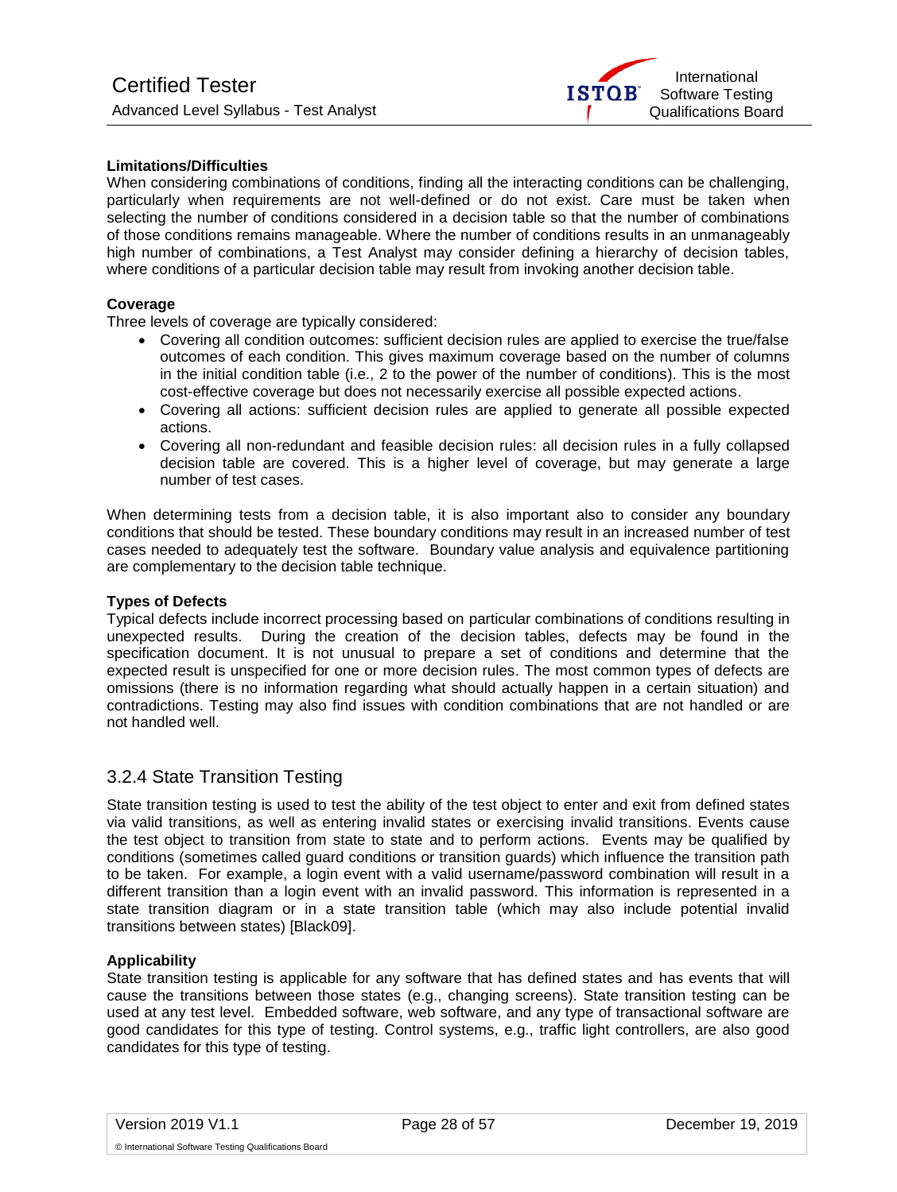**Limitations/Difficulties**

When considering combinations of conditions, finding all the interacting conditions can be challenging, particularly when requirements are not well-defined or do not exist. Care must be taken when selecting the number of conditions considered in a decision table so that the number of combinations of those conditions remains manageable. Where the number of conditions results in an unmanageably high number of combinations, a Test Analyst may consider defining a hierarchy of decision tables, where conditions of a particular decision table may result from invoking another decision table.

**Coverage**

Three levels of coverage are typically considered:

- Covering all condition outcomes: sufficient decision rules are applied to exercise the true/false outcomes of each condition. This gives maximum coverage based on the number of columns in the initial condition table (i.e., 2 to the power of the number of conditions). This is the most cost-effective coverage but does not necessarily exercise all possible expected actions.
- Covering all actions: sufficient decision rules are applied to generate all possible expected actions.
- Covering all non-redundant and feasible decision rules: all decision rules in a fully collapsed decision table are covered. This is a higher level of coverage, but may generate a large number of test cases.

When determining tests from a decision table, it is also important also to consider any boundary conditions that should be tested. These boundary conditions may result in an increased number of test cases needed to adequately test the software. Boundary value analysis and equivalence partitioning are complementary to the decision table technique.

**Types of Defects**

Typical defects include incorrect processing based on particular combinations of conditions resulting in unexpected results. During the creation of the decision tables, defects may be found in the specification document. It is not unusual to prepare a set of conditions and determine that the expected result is unspecified for one or more decision rules. The most common types of defects are omissions (there is no information regarding what should actually happen in a certain situation) and contradictions. Testing may also find issues with condition combinations that are not handled or are not handled well.

### 3.2.4 State Transition Testing

State transition testing is used to test the ability of the test object to enter and exit from defined states via valid transitions, as well as entering invalid states or exercising invalid transitions. Events cause the test object to transition from state to state and to perform actions. Events may be qualified by conditions (sometimes called guard conditions or transition guards) which influence the transition path to be taken. For example, a login event with a valid username/password combination will result in a different transition than a login event with an invalid password. This information is represented in a state transition diagram or in a state transition table (which may also include potential invalid transitions between states) [Black09].

**Applicability**

State transition testing is applicable for any software that has defined states and has events that will cause the transitions between those states (e.g., changing screens). State transition testing can be used at any test level. Embedded software, web software, and any type of transactional software are good candidates for this type of testing. Control systems, e.g., traffic light controllers, are also good candidates for this type of testing.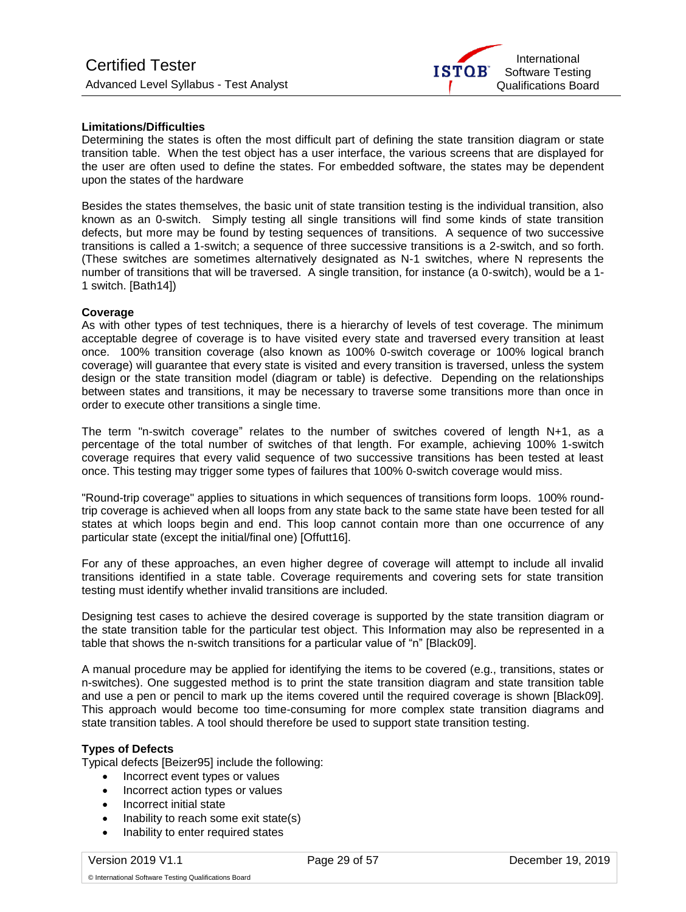**Limitations/Difficulties**

Determining the states is often the most difficult part of defining the state transition diagram or state transition table. When the test object has a user interface, the various screens that are displayed for the user are often used to define the states. For embedded software, the states may be dependent upon the states of the hardware

Besides the states themselves, the basic unit of state transition testing is the individual transition, also known as an 0-switch. Simply testing all single transitions will find some kinds of state transition defects, but more may be found by testing sequences of transitions. A sequence of two successive transitions is called a 1-switch; a sequence of three successive transitions is a 2-switch, and so forth. (These switches are sometimes alternatively designated as N-1 switches, where N represents the number of transitions that will be traversed. A single transition, for instance (a 0-switch), would be a 1-1 switch. [Bath14])

**Coverage**

As with other types of test techniques, there is a hierarchy of levels of test coverage. The minimum acceptable degree of coverage is to have visited every state and traversed every transition at least once. 100% transition coverage (also known as 100% 0-switch coverage or 100% logical branch coverage) will guarantee that every state is visited and every transition is traversed, unless the system design or the state transition model (diagram or table) is defective. Depending on the relationships between states and transitions, it may be necessary to traverse some transitions more than once in order to execute other transitions a single time.

The term "n-switch coverage" relates to the number of switches covered of length N+1, as a percentage of the total number of switches of that length. For example, achieving 100% 1-switch coverage requires that every valid sequence of two successive transitions has been tested at least once. This testing may trigger some types of failures that 100% 0-switch coverage would miss.

"Round-trip coverage" applies to situations in which sequences of transitions form loops. 100% round-trip coverage is achieved when all loops from any state back to the same state have been tested for all states at which loops begin and end. This loop cannot contain more than one occurrence of any particular state (except the initial/final one) [Offutt16].

For any of these approaches, an even higher degree of coverage will attempt to include all invalid transitions identified in a state table. Coverage requirements and covering sets for state transition testing must identify whether invalid transitions are included.

Designing test cases to achieve the desired coverage is supported by the state transition diagram or the state transition table for the particular test object. This Information may also be represented in a table that shows the n-switch transitions for a particular value of "n" [Black09].

A manual procedure may be applied for identifying the items to be covered (e.g., transitions, states or n-switches). One suggested method is to print the state transition diagram and state transition table and use a pen or pencil to mark up the items covered until the required coverage is shown [Black09]. This approach would become too time-consuming for more complex state transition diagrams and state transition tables. A tool should therefore be used to support state transition testing.

**Types of Defects**

Typical defects [Beizer95] include the following:

- Incorrect event types or values
- Incorrect action types or values
- Incorrect initial state
- Inability to reach some exit state(s)
- Inability to enter required states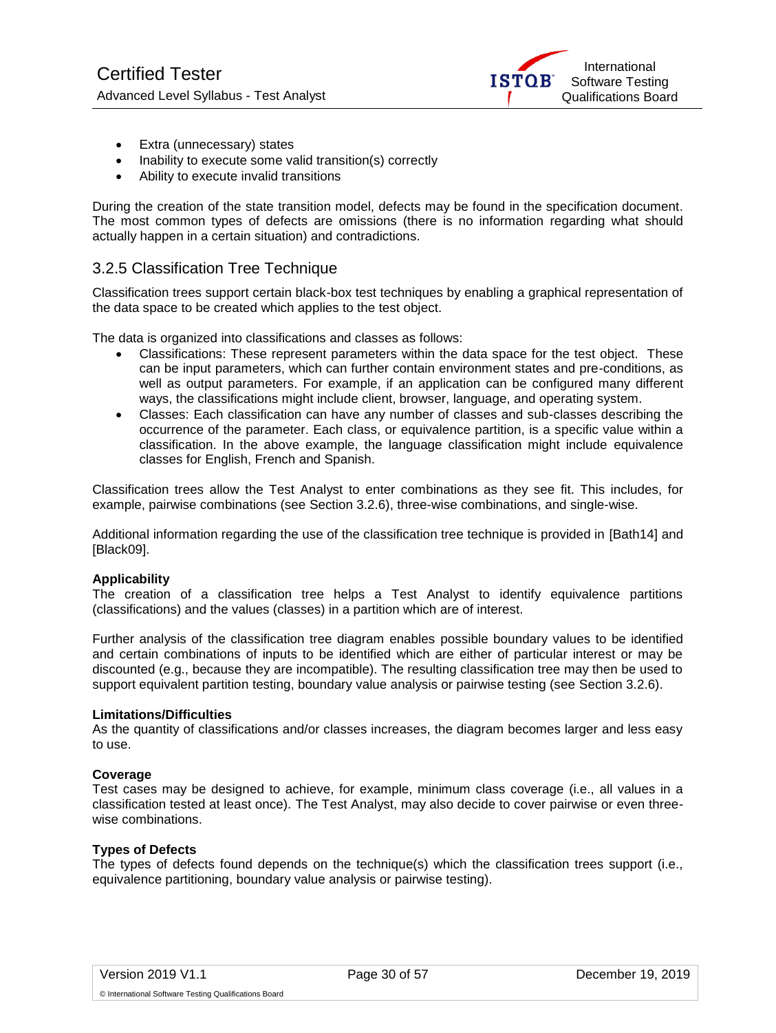- Extra (unnecessary) states
- Inability to execute some valid transition(s) correctly
- Ability to execute invalid transitions

During the creation of the state transition model, defects may be found in the specification document. The most common types of defects are omissions (there is no information regarding what should actually happen in a certain situation) and contradictions.

### 3.2.5 Classification Tree Technique

Classification trees support certain black-box test techniques by enabling a graphical representation of the data space to be created which applies to the test object.

The data is organized into classifications and classes as follows:

- Classifications: These represent parameters within the data space for the test object. These can be input parameters, which can further contain environment states and pre-conditions, as well as output parameters. For example, if an application can be configured many different ways, the classifications might include client, browser, language, and operating system.
- Classes: Each classification can have any number of classes and sub-classes describing the occurrence of the parameter. Each class, or equivalence partition, is a specific value within a classification. In the above example, the language classification might include equivalence classes for English, French and Spanish.

Classification trees allow the Test Analyst to enter combinations as they see fit. This includes, for example, pairwise combinations (see Section 3.2.6), three-wise combinations, and single-wise.

Additional information regarding the use of the classification tree technique is provided in [Bath14] and [Black09].

**Applicability**
The creation of a classification tree helps a Test Analyst to identify equivalence partitions (classifications) and the values (classes) in a partition which are of interest.

Further analysis of the classification tree diagram enables possible boundary values to be identified and certain combinations of inputs to be identified which are either of particular interest or may be discounted (e.g., because they are incompatible). The resulting classification tree may then be used to support equivalent partition testing, boundary value analysis or pairwise testing (see Section 3.2.6).

**Limitations/Difficulties**
As the quantity of classifications and/or classes increases, the diagram becomes larger and less easy to use.

**Coverage**
Test cases may be designed to achieve, for example, minimum class coverage (i.e., all values in a classification tested at least once). The Test Analyst, may also decide to cover pairwise or even three-wise combinations.

**Types of Defects**
The types of defects found depends on the technique(s) which the classification trees support (i.e., equivalence partitioning, boundary value analysis or pairwise testing).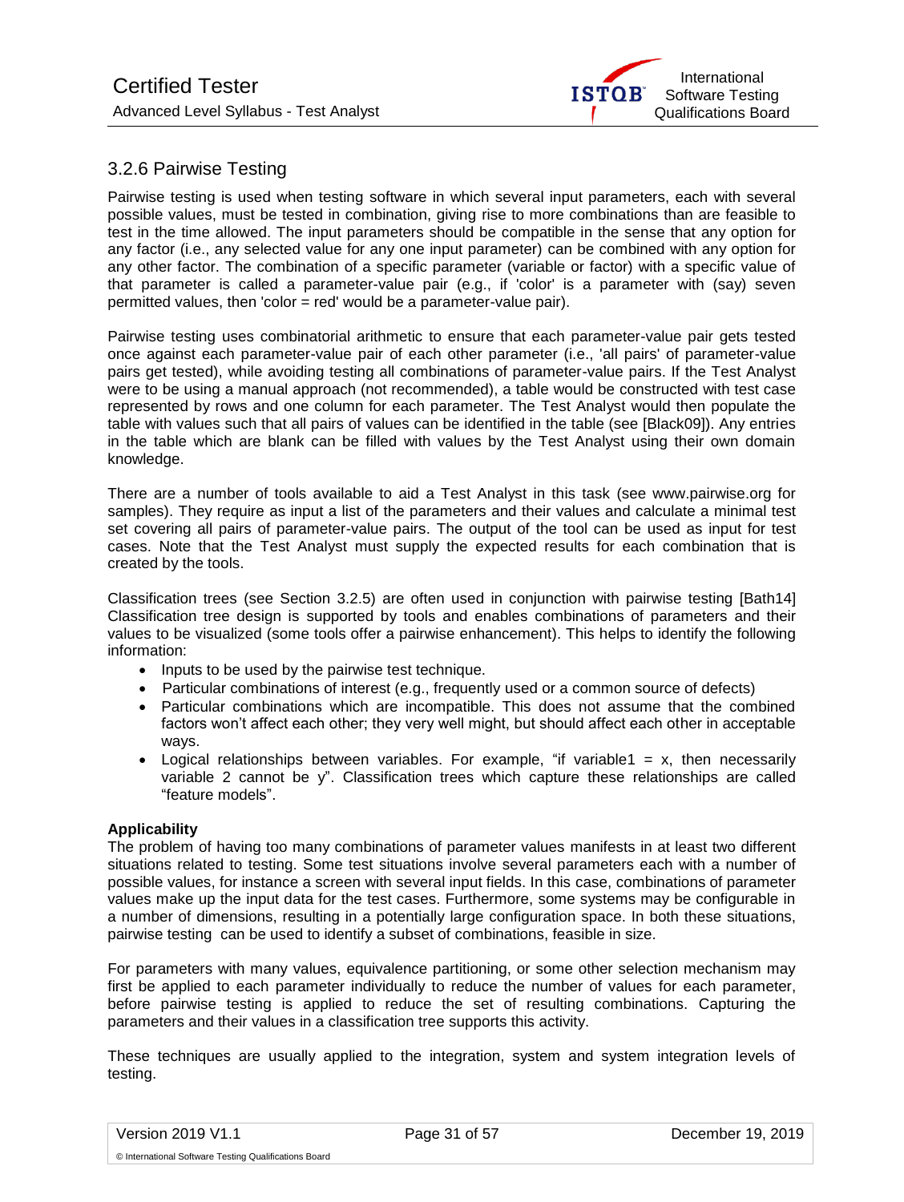### 3.2.6 Pairwise Testing

Pairwise testing is used when testing software in which several input parameters, each with several possible values, must be tested in combination, giving rise to more combinations than are feasible to test in the time allowed. The input parameters should be compatible in the sense that any option for any factor (i.e., any selected value for any one input parameter) can be combined with any option for any other factor. The combination of a specific parameter (variable or factor) with a specific value of that parameter is called a parameter-value pair (e.g., if 'color' is a parameter with (say) seven permitted values, then 'color = red' would be a parameter-value pair).

Pairwise testing uses combinatorial arithmetic to ensure that each parameter-value pair gets tested once against each parameter-value pair of each other parameter (i.e., 'all pairs' of parameter-value pairs get tested), while avoiding testing all combinations of parameter-value pairs. If the Test Analyst were to be using a manual approach (not recommended), a table would be constructed with test case represented by rows and one column for each parameter. The Test Analyst would then populate the table with values such that all pairs of values can be identified in the table (see [Black09]). Any entries in the table which are blank can be filled with values by the Test Analyst using their own domain knowledge.

There are a number of tools available to aid a Test Analyst in this task (see www.pairwise.org for samples). They require as input a list of the parameters and their values and calculate a minimal test set covering all pairs of parameter-value pairs. The output of the tool can be used as input for test cases. Note that the Test Analyst must supply the expected results for each combination that is created by the tools.

Classification trees (see Section 3.2.5) are often used in conjunction with pairwise testing [Bath14] Classification tree design is supported by tools and enables combinations of parameters and their values to be visualized (some tools offer a pairwise enhancement). This helps to identify the following information:

- Inputs to be used by the pairwise test technique.
- Particular combinations of interest (e.g., frequently used or a common source of defects)
- Particular combinations which are incompatible. This does not assume that the combined factors won't affect each other; they very well might, but should affect each other in acceptable ways.
- Logical relationships between variables. For example, "if variable1 = x, then necessarily variable 2 cannot be y". Classification trees which capture these relationships are called "feature models".

**Applicability**

The problem of having too many combinations of parameter values manifests in at least two different situations related to testing. Some test situations involve several parameters each with a number of possible values, for instance a screen with several input fields. In this case, combinations of parameter values make up the input data for the test cases. Furthermore, some systems may be configurable in a number of dimensions, resulting in a potentially large configuration space. In both these situations, pairwise testing can be used to identify a subset of combinations, feasible in size.

For parameters with many values, equivalence partitioning, or some other selection mechanism may first be applied to each parameter individually to reduce the number of values for each parameter, before pairwise testing is applied to reduce the set of resulting combinations. Capturing the parameters and their values in a classification tree supports this activity.

These techniques are usually applied to the integration, system and system integration levels of testing.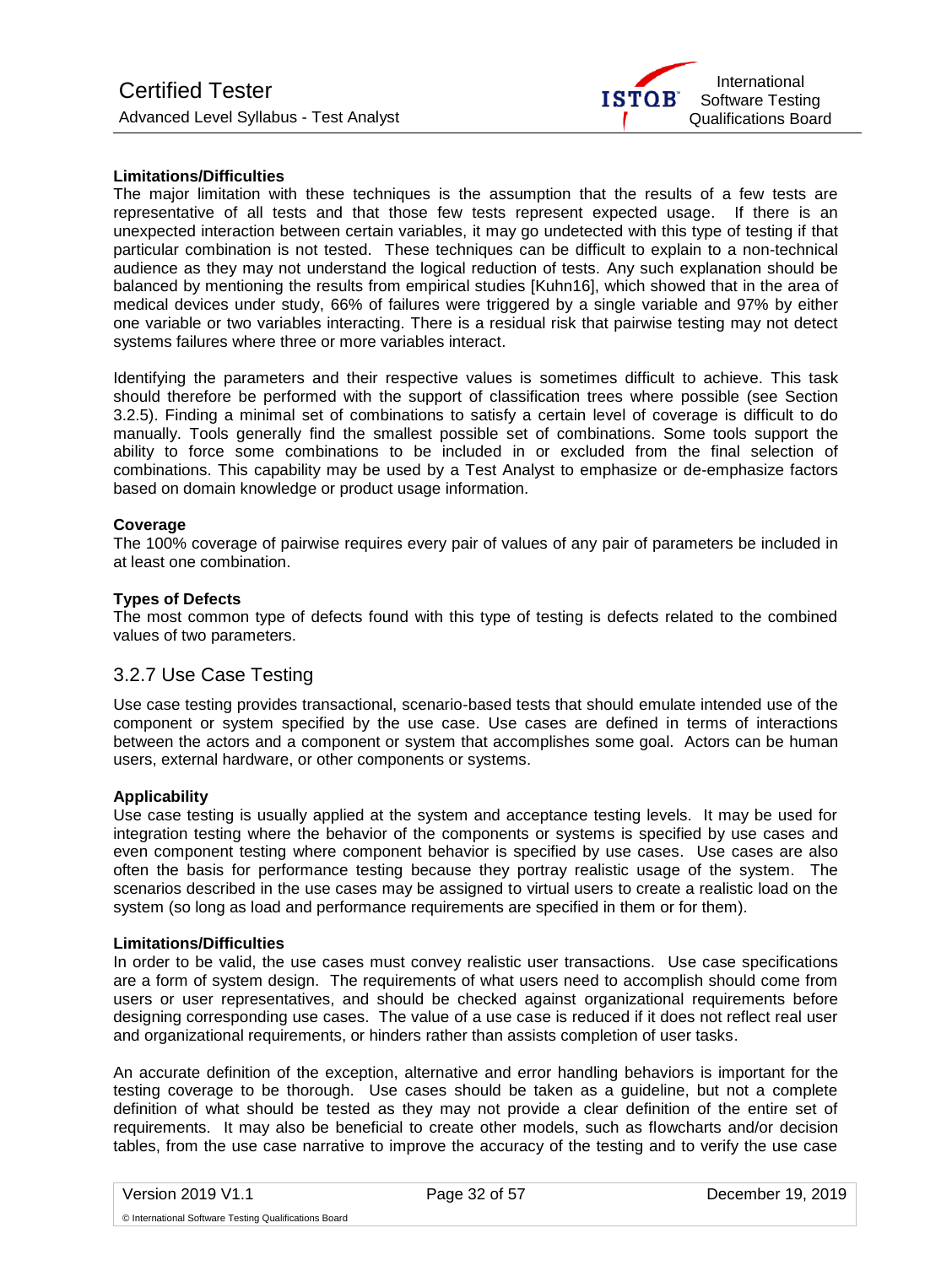**Limitations/Difficulties**

The major limitation with these techniques is the assumption that the results of a few tests are representative of all tests and that those few tests represent expected usage. If there is an unexpected interaction between certain variables, it may go undetected with this type of testing if that particular combination is not tested. These techniques can be difficult to explain to a non-technical audience as they may not understand the logical reduction of tests. Any such explanation should be balanced by mentioning the results from empirical studies [Kuhn16], which showed that in the area of medical devices under study, 66% of failures were triggered by a single variable and 97% by either one variable or two variables interacting. There is a residual risk that pairwise testing may not detect systems failures where three or more variables interact.

Identifying the parameters and their respective values is sometimes difficult to achieve. This task should therefore be performed with the support of classification trees where possible (see Section 3.2.5). Finding a minimal set of combinations to satisfy a certain level of coverage is difficult to do manually. Tools generally find the smallest possible set of combinations. Some tools support the ability to force some combinations to be included in or excluded from the final selection of combinations. This capability may be used by a Test Analyst to emphasize or de-emphasize factors based on domain knowledge or product usage information.

**Coverage**

The 100% coverage of pairwise requires every pair of values of any pair of parameters be included in at least one combination.

**Types of Defects**

The most common type of defects found with this type of testing is defects related to the combined values of two parameters.

### 3.2.7 Use Case Testing

Use case testing provides transactional, scenario-based tests that should emulate intended use of the component or system specified by the use case. Use cases are defined in terms of interactions between the actors and a component or system that accomplishes some goal. Actors can be human users, external hardware, or other components or systems.

**Applicability**

Use case testing is usually applied at the system and acceptance testing levels. It may be used for integration testing where the behavior of the components or systems is specified by use cases and even component testing where component behavior is specified by use cases. Use cases are also often the basis for performance testing because they portray realistic usage of the system. The scenarios described in the use cases may be assigned to virtual users to create a realistic load on the system (so long as load and performance requirements are specified in them or for them).

**Limitations/Difficulties**

In order to be valid, the use cases must convey realistic user transactions. Use case specifications are a form of system design. The requirements of what users need to accomplish should come from users or user representatives, and should be checked against organizational requirements before designing corresponding use cases. The value of a use case is reduced if it does not reflect real user and organizational requirements, or hinders rather than assists completion of user tasks.

An accurate definition of the exception, alternative and error handling behaviors is important for the testing coverage to be thorough. Use cases should be taken as a guideline, but not a complete definition of what should be tested as they may not provide a clear definition of the entire set of requirements. It may also be beneficial to create other models, such as flowcharts and/or decision tables, from the use case narrative to improve the accuracy of the testing and to verify the use case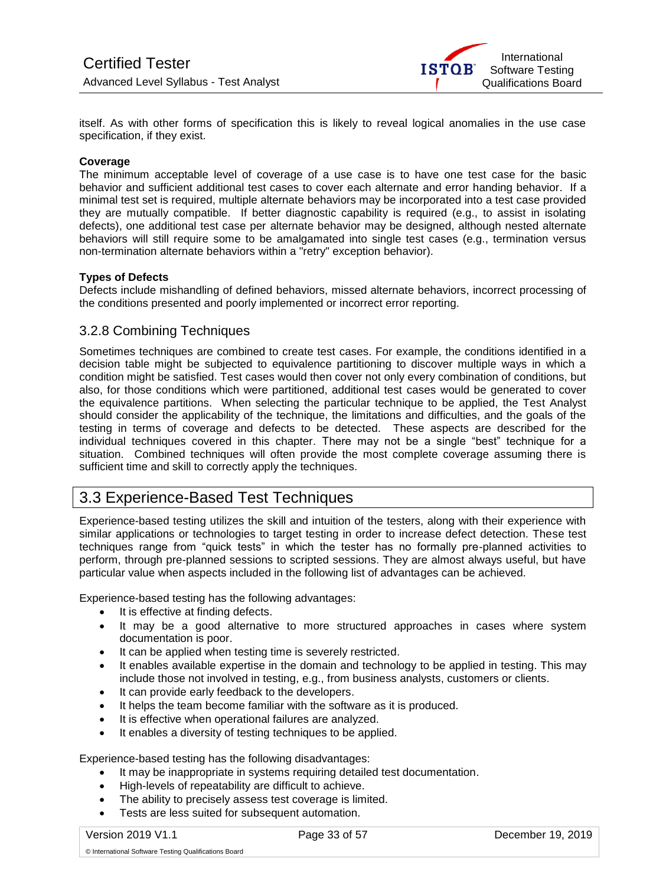itself. As with other forms of specification this is likely to reveal logical anomalies in the use case specification, if they exist.

**Coverage**

The minimum acceptable level of coverage of a use case is to have one test case for the basic behavior and sufficient additional test cases to cover each alternate and error handing behavior. If a minimal test set is required, multiple alternate behaviors may be incorporated into a test case provided they are mutually compatible. If better diagnostic capability is required (e.g., to assist in isolating defects), one additional test case per alternate behavior may be designed, although nested alternate behaviors will still require some to be amalgamated into single test cases (e.g., termination versus non-termination alternate behaviors within a "retry" exception behavior).

**Types of Defects**

Defects include mishandling of defined behaviors, missed alternate behaviors, incorrect processing of the conditions presented and poorly implemented or incorrect error reporting.

### 3.2.8 Combining Techniques

Sometimes techniques are combined to create test cases. For example, the conditions identified in a decision table might be subjected to equivalence partitioning to discover multiple ways in which a condition might be satisfied. Test cases would then cover not only every combination of conditions, but also, for those conditions which were partitioned, additional test cases would be generated to cover the equivalence partitions. When selecting the particular technique to be applied, the Test Analyst should consider the applicability of the technique, the limitations and difficulties, and the goals of the testing in terms of coverage and defects to be detected. These aspects are described for the individual techniques covered in this chapter. There may not be a single "best" technique for a situation. Combined techniques will often provide the most complete coverage assuming there is sufficient time and skill to correctly apply the techniques.

## 3.3 Experience-Based Test Techniques

Experience-based testing utilizes the skill and intuition of the testers, along with their experience with similar applications or technologies to target testing in order to increase defect detection. These test techniques range from "quick tests" in which the tester has no formally pre-planned activities to perform, through pre-planned sessions to scripted sessions. They are almost always useful, but have particular value when aspects included in the following list of advantages can be achieved.

Experience-based testing has the following advantages:

- It is effective at finding defects.
- It may be a good alternative to more structured approaches in cases where system documentation is poor.
- It can be applied when testing time is severely restricted.
- It enables available expertise in the domain and technology to be applied in testing. This may include those not involved in testing, e.g., from business analysts, customers or clients.
- It can provide early feedback to the developers.
- It helps the team become familiar with the software as it is produced.
- It is effective when operational failures are analyzed.
- It enables a diversity of testing techniques to be applied.

Experience-based testing has the following disadvantages:

- It may be inappropriate in systems requiring detailed test documentation.
- High-levels of repeatability are difficult to achieve.
- The ability to precisely assess test coverage is limited.
- Tests are less suited for subsequent automation.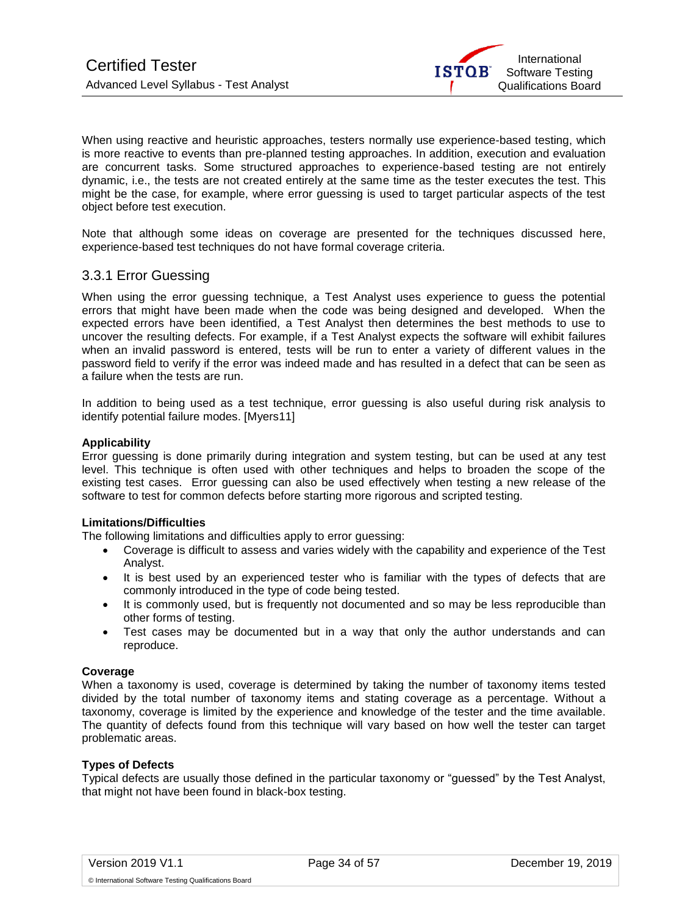When using reactive and heuristic approaches, testers normally use experience-based testing, which is more reactive to events than pre-planned testing approaches. In addition, execution and evaluation are concurrent tasks. Some structured approaches to experience-based testing are not entirely dynamic, i.e., the tests are not created entirely at the same time as the tester executes the test. This might be the case, for example, where error guessing is used to target particular aspects of the test object before test execution.

Note that although some ideas on coverage are presented for the techniques discussed here, experience-based test techniques do not have formal coverage criteria.

### 3.3.1 Error Guessing

When using the error guessing technique, a Test Analyst uses experience to guess the potential errors that might have been made when the code was being designed and developed. When the expected errors have been identified, a Test Analyst then determines the best methods to use to uncover the resulting defects. For example, if a Test Analyst expects the software will exhibit failures when an invalid password is entered, tests will be run to enter a variety of different values in the password field to verify if the error was indeed made and has resulted in a defect that can be seen as a failure when the tests are run.

In addition to being used as a test technique, error guessing is also useful during risk analysis to identify potential failure modes. [Myers11]

**Applicability**

Error guessing is done primarily during integration and system testing, but can be used at any test level. This technique is often used with other techniques and helps to broaden the scope of the existing test cases. Error guessing can also be used effectively when testing a new release of the software to test for common defects before starting more rigorous and scripted testing.

**Limitations/Difficulties**

The following limitations and difficulties apply to error guessing:

- Coverage is difficult to assess and varies widely with the capability and experience of the Test Analyst.
- It is best used by an experienced tester who is familiar with the types of defects that are commonly introduced in the type of code being tested.
- It is commonly used, but is frequently not documented and so may be less reproducible than other forms of testing.
- Test cases may be documented but in a way that only the author understands and can reproduce.

**Coverage**

When a taxonomy is used, coverage is determined by taking the number of taxonomy items tested divided by the total number of taxonomy items and stating coverage as a percentage. Without a taxonomy, coverage is limited by the experience and knowledge of the tester and the time available. The quantity of defects found from this technique will vary based on how well the tester can target problematic areas.

**Types of Defects**

Typical defects are usually those defined in the particular taxonomy or "guessed" by the Test Analyst, that might not have been found in black-box testing.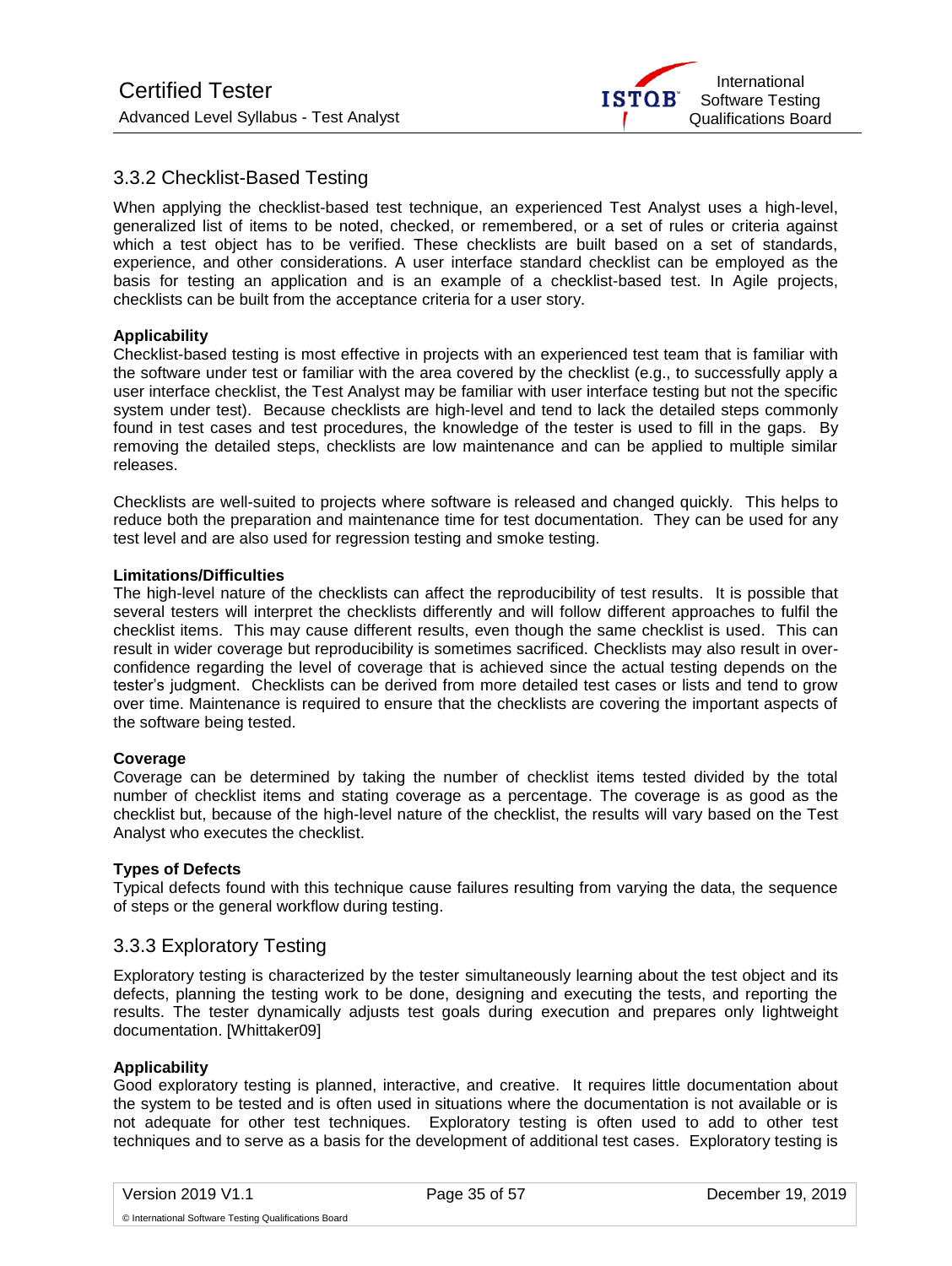### 3.3.2 Checklist-Based Testing

When applying the checklist-based test technique, an experienced Test Analyst uses a high-level, generalized list of items to be noted, checked, or remembered, or a set of rules or criteria against which a test object has to be verified. These checklists are built based on a set of standards, experience, and other considerations. A user interface standard checklist can be employed as the basis for testing an application and is an example of a checklist-based test. In Agile projects, checklists can be built from the acceptance criteria for a user story.

**Applicability**
Checklist-based testing is most effective in projects with an experienced test team that is familiar with the software under test or familiar with the area covered by the checklist (e.g., to successfully apply a user interface checklist, the Test Analyst may be familiar with user interface testing but not the specific system under test). Because checklists are high-level and tend to lack the detailed steps commonly found in test cases and test procedures, the knowledge of the tester is used to fill in the gaps. By removing the detailed steps, checklists are low maintenance and can be applied to multiple similar releases.

Checklists are well-suited to projects where software is released and changed quickly. This helps to reduce both the preparation and maintenance time for test documentation. They can be used for any test level and are also used for regression testing and smoke testing.

**Limitations/Difficulties**
The high-level nature of the checklists can affect the reproducibility of test results. It is possible that several testers will interpret the checklists differently and will follow different approaches to fulfil the checklist items. This may cause different results, even though the same checklist is used. This can result in wider coverage but reproducibility is sometimes sacrificed. Checklists may also result in over-confidence regarding the level of coverage that is achieved since the actual testing depends on the tester's judgment. Checklists can be derived from more detailed test cases or lists and tend to grow over time. Maintenance is required to ensure that the checklists are covering the important aspects of the software being tested.

**Coverage**
Coverage can be determined by taking the number of checklist items tested divided by the total number of checklist items and stating coverage as a percentage. The coverage is as good as the checklist but, because of the high-level nature of the checklist, the results will vary based on the Test Analyst who executes the checklist.

**Types of Defects**
Typical defects found with this technique cause failures resulting from varying the data, the sequence of steps or the general workflow during testing.

### 3.3.3 Exploratory Testing

Exploratory testing is characterized by the tester simultaneously learning about the test object and its defects, planning the testing work to be done, designing and executing the tests, and reporting the results. The tester dynamically adjusts test goals during execution and prepares only lightweight documentation. [Whittaker09]

**Applicability**
Good exploratory testing is planned, interactive, and creative. It requires little documentation about the system to be tested and is often used in situations where the documentation is not available or is not adequate for other test techniques. Exploratory testing is often used to add to other test techniques and to serve as a basis for the development of additional test cases. Exploratory testing is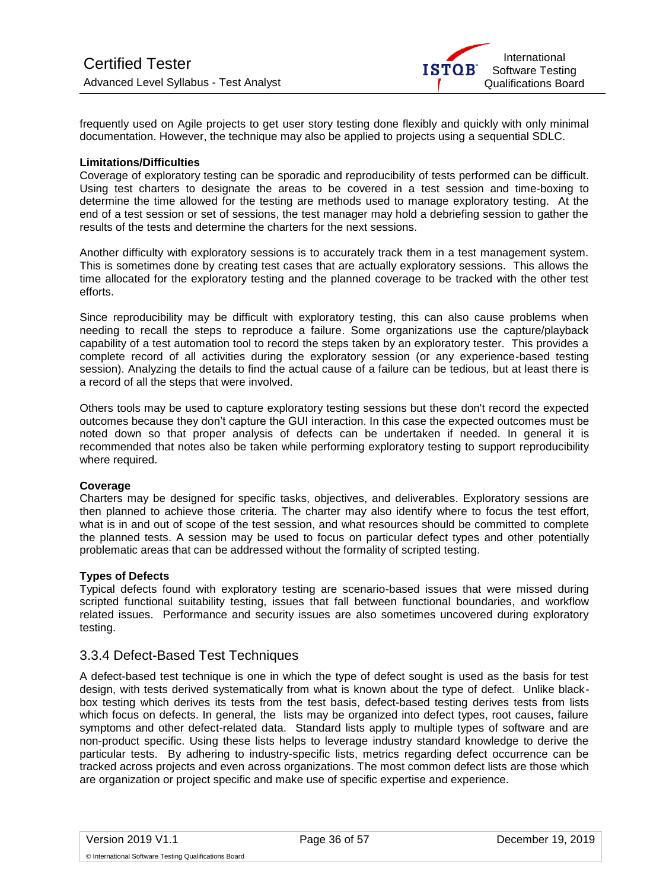frequently used on Agile projects to get user story testing done flexibly and quickly with only minimal documentation. However, the technique may also be applied to projects using a sequential SDLC.

**Limitations/Difficulties**

Coverage of exploratory testing can be sporadic and reproducibility of tests performed can be difficult. Using test charters to designate the areas to be covered in a test session and time-boxing to determine the time allowed for the testing are methods used to manage exploratory testing. At the end of a test session or set of sessions, the test manager may hold a debriefing session to gather the results of the tests and determine the charters for the next sessions.

Another difficulty with exploratory sessions is to accurately track them in a test management system. This is sometimes done by creating test cases that are actually exploratory sessions. This allows the time allocated for the exploratory testing and the planned coverage to be tracked with the other test efforts.

Since reproducibility may be difficult with exploratory testing, this can also cause problems when needing to recall the steps to reproduce a failure. Some organizations use the capture/playback capability of a test automation tool to record the steps taken by an exploratory tester. This provides a complete record of all activities during the exploratory session (or any experience-based testing session). Analyzing the details to find the actual cause of a failure can be tedious, but at least there is a record of all the steps that were involved.

Others tools may be used to capture exploratory testing sessions but these don't record the expected outcomes because they don't capture the GUI interaction. In this case the expected outcomes must be noted down so that proper analysis of defects can be undertaken if needed. In general it is recommended that notes also be taken while performing exploratory testing to support reproducibility where required.

**Coverage**

Charters may be designed for specific tasks, objectives, and deliverables. Exploratory sessions are then planned to achieve those criteria. The charter may also identify where to focus the test effort, what is in and out of scope of the test session, and what resources should be committed to complete the planned tests. A session may be used to focus on particular defect types and other potentially problematic areas that can be addressed without the formality of scripted testing.

**Types of Defects**

Typical defects found with exploratory testing are scenario-based issues that were missed during scripted functional suitability testing, issues that fall between functional boundaries, and workflow related issues. Performance and security issues are also sometimes uncovered during exploratory testing.

### 3.3.4 Defect-Based Test Techniques

A defect-based test technique is one in which the type of defect sought is used as the basis for test design, with tests derived systematically from what is known about the type of defect. Unlike black-box testing which derives its tests from the test basis, defect-based testing derives tests from lists which focus on defects. In general, the lists may be organized into defect types, root causes, failure symptoms and other defect-related data. Standard lists apply to multiple types of software and are non-product specific. Using these lists helps to leverage industry standard knowledge to derive the particular tests. By adhering to industry-specific lists, metrics regarding defect occurrence can be tracked across projects and even across organizations. The most common defect lists are those which are organization or project specific and make use of specific expertise and experience.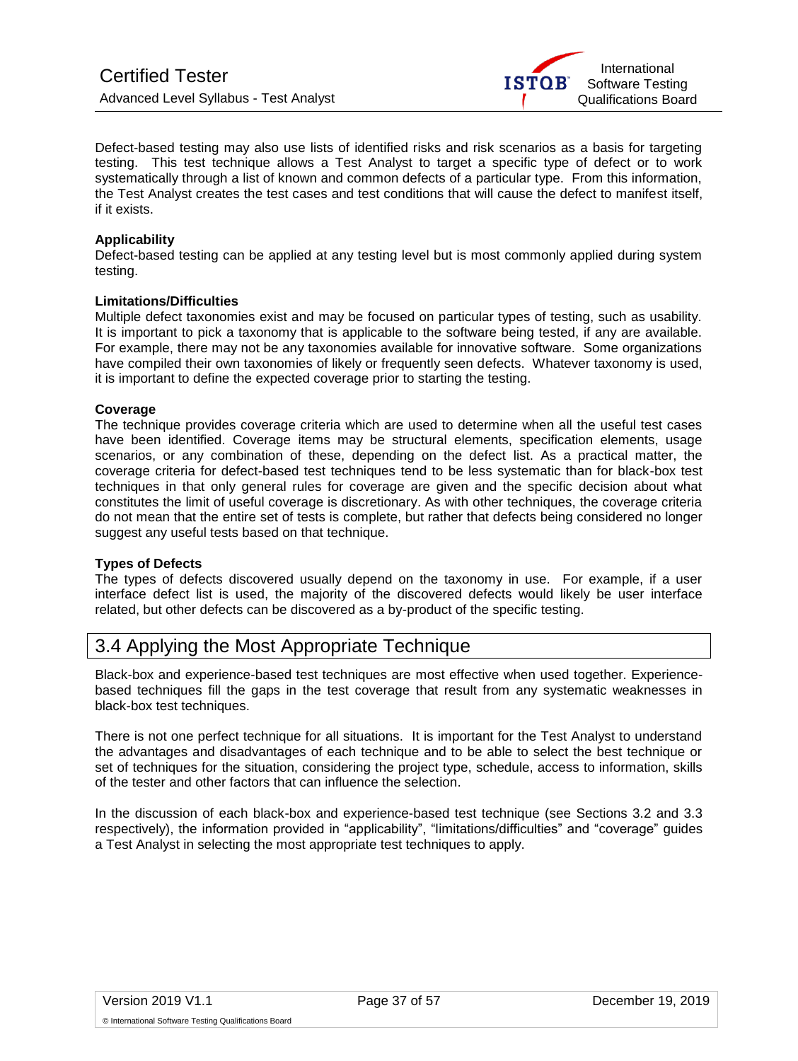Defect-based testing may also use lists of identified risks and risk scenarios as a basis for targeting testing. This test technique allows a Test Analyst to target a specific type of defect or to work systematically through a list of known and common defects of a particular type. From this information, the Test Analyst creates the test cases and test conditions that will cause the defect to manifest itself, if it exists.

**Applicability**

Defect-based testing can be applied at any testing level but is most commonly applied during system testing.

**Limitations/Difficulties**

Multiple defect taxonomies exist and may be focused on particular types of testing, such as usability. It is important to pick a taxonomy that is applicable to the software being tested, if any are available. For example, there may not be any taxonomies available for innovative software. Some organizations have compiled their own taxonomies of likely or frequently seen defects. Whatever taxonomy is used, it is important to define the expected coverage prior to starting the testing.

**Coverage**

The technique provides coverage criteria which are used to determine when all the useful test cases have been identified. Coverage items may be structural elements, specification elements, usage scenarios, or any combination of these, depending on the defect list. As a practical matter, the coverage criteria for defect-based test techniques tend to be less systematic than for black-box test techniques in that only general rules for coverage are given and the specific decision about what constitutes the limit of useful coverage is discretionary. As with other techniques, the coverage criteria do not mean that the entire set of tests is complete, but rather that defects being considered no longer suggest any useful tests based on that technique.

**Types of Defects**

The types of defects discovered usually depend on the taxonomy in use. For example, if a user interface defect list is used, the majority of the discovered defects would likely be user interface related, but other defects can be discovered as a by-product of the specific testing.

## 3.4 Applying the Most Appropriate Technique

Black-box and experience-based test techniques are most effective when used together. Experience-based techniques fill the gaps in the test coverage that result from any systematic weaknesses in black-box test techniques.

There is not one perfect technique for all situations. It is important for the Test Analyst to understand the advantages and disadvantages of each technique and to be able to select the best technique or set of techniques for the situation, considering the project type, schedule, access to information, skills of the tester and other factors that can influence the selection.

In the discussion of each black-box and experience-based test technique (see Sections 3.2 and 3.3 respectively), the information provided in "applicability", "limitations/difficulties" and "coverage" guides a Test Analyst in selecting the most appropriate test techniques to apply.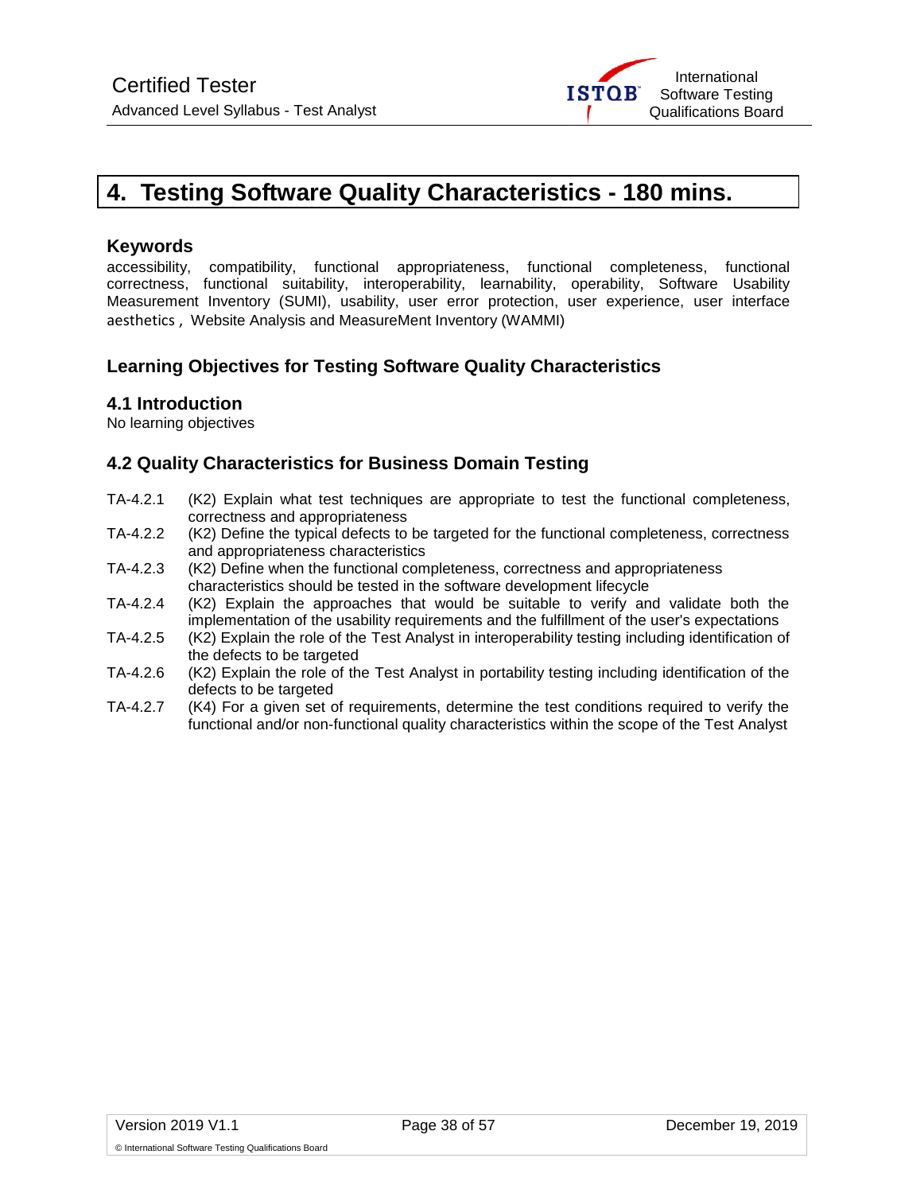# 4. Testing Software Quality Characteristics - 180 mins.

### Keywords

accessibility, compatibility, functional appropriateness, functional completeness, functional correctness, functional suitability, interoperability, learnability, operability, Software Usability Measurement Inventory (SUMI), usability, user error protection, user experience, user interface aesthetics, Website Analysis and MeasureMent Inventory (WAMMI)

### Learning Objectives for Testing Software Quality Characteristics

### 4.1 Introduction

No learning objectives

### 4.2 Quality Characteristics for Business Domain Testing

TA-4.2.1 (K2) Explain what test techniques are appropriate to test the functional completeness, correctness and appropriateness

TA-4.2.2 (K2) Define the typical defects to be targeted for the functional completeness, correctness and appropriateness characteristics

TA-4.2.3 (K2) Define when the functional completeness, correctness and appropriateness characteristics should be tested in the software development lifecycle

TA-4.2.4 (K2) Explain the approaches that would be suitable to verify and validate both the implementation of the usability requirements and the fulfillment of the user's expectations

TA-4.2.5 (K2) Explain the role of the Test Analyst in interoperability testing including identification of the defects to be targeted

TA-4.2.6 (K2) Explain the role of the Test Analyst in portability testing including identification of the defects to be targeted

TA-4.2.7 (K4) For a given set of requirements, determine the test conditions required to verify the functional and/or non-functional quality characteristics within the scope of the Test Analyst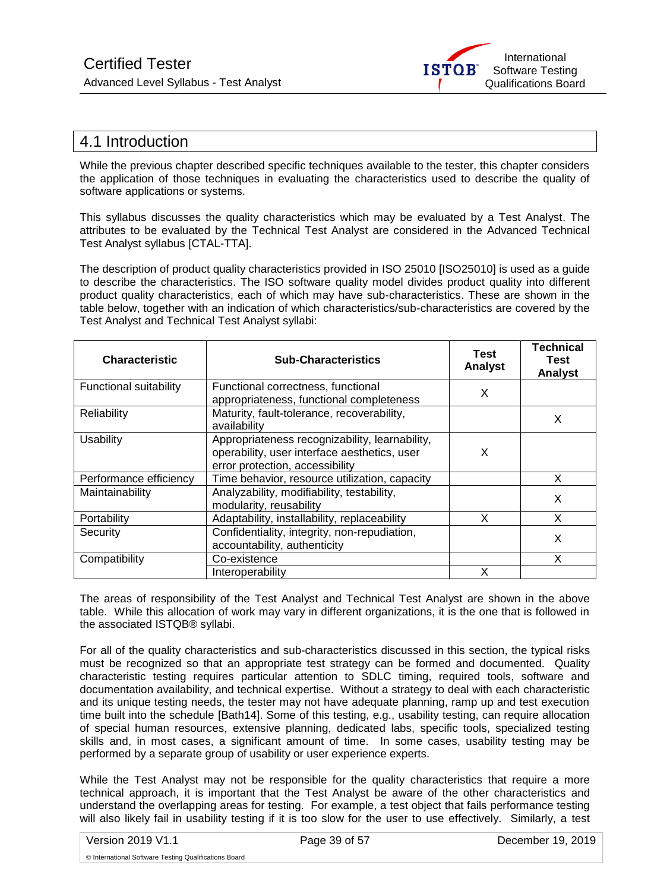## 4.1 Introduction

While the previous chapter described specific techniques available to the tester, this chapter considers the application of those techniques in evaluating the characteristics used to describe the quality of software applications or systems.

This syllabus discusses the quality characteristics which may be evaluated by a Test Analyst. The attributes to be evaluated by the Technical Test Analyst are considered in the Advanced Technical Test Analyst syllabus [CTAL-TTA].

The description of product quality characteristics provided in ISO 25010 [ISO25010] is used as a guide to describe the characteristics. The ISO software quality model divides product quality into different product quality characteristics, each of which may have sub-characteristics. These are shown in the table below, together with an indication of which characteristics/sub-characteristics are covered by the Test Analyst and Technical Test Analyst syllabi:

| Characteristic | Sub-Characteristics | Test Analyst | Technical Test Analyst |
|---|---|---|---|
| Functional suitability | Functional correctness, functional appropriateness, functional completeness | X | |
| Reliability | Maturity, fault-tolerance, recoverability, availability | | X |
| Usability | Appropriateness recognizability, learnability, operability, user interface aesthetics, user error protection, accessibility | X | |
| Performance efficiency | Time behavior, resource utilization, capacity | | X |
| Maintainability | Analyzability, modifiability, testability, modularity, reusability | | X |
| Portability | Adaptability, installability, replaceability | X | X |
| Security | Confidentiality, integrity, non-repudiation, accountability, authenticity | | X |
| Compatibility | Co-existence | | X |
| | Interoperability | X | |

The areas of responsibility of the Test Analyst and Technical Test Analyst are shown in the above table. While this allocation of work may vary in different organizations, it is the one that is followed in the associated ISTQB® syllabi.

For all of the quality characteristics and sub-characteristics discussed in this section, the typical risks must be recognized so that an appropriate test strategy can be formed and documented. Quality characteristic testing requires particular attention to SDLC timing, required tools, software and documentation availability, and technical expertise. Without a strategy to deal with each characteristic and its unique testing needs, the tester may not have adequate planning, ramp up and test execution time built into the schedule [Bath14]. Some of this testing, e.g., usability testing, can require allocation of special human resources, extensive planning, dedicated labs, specific tools, specialized testing skills and, in most cases, a significant amount of time. In some cases, usability testing may be performed by a separate group of usability or user experience experts.

While the Test Analyst may not be responsible for the quality characteristics that require a more technical approach, it is important that the Test Analyst be aware of the other characteristics and understand the overlapping areas for testing. For example, a test object that fails performance testing will also likely fail in usability testing if it is too slow for the user to use effectively. Similarly, a test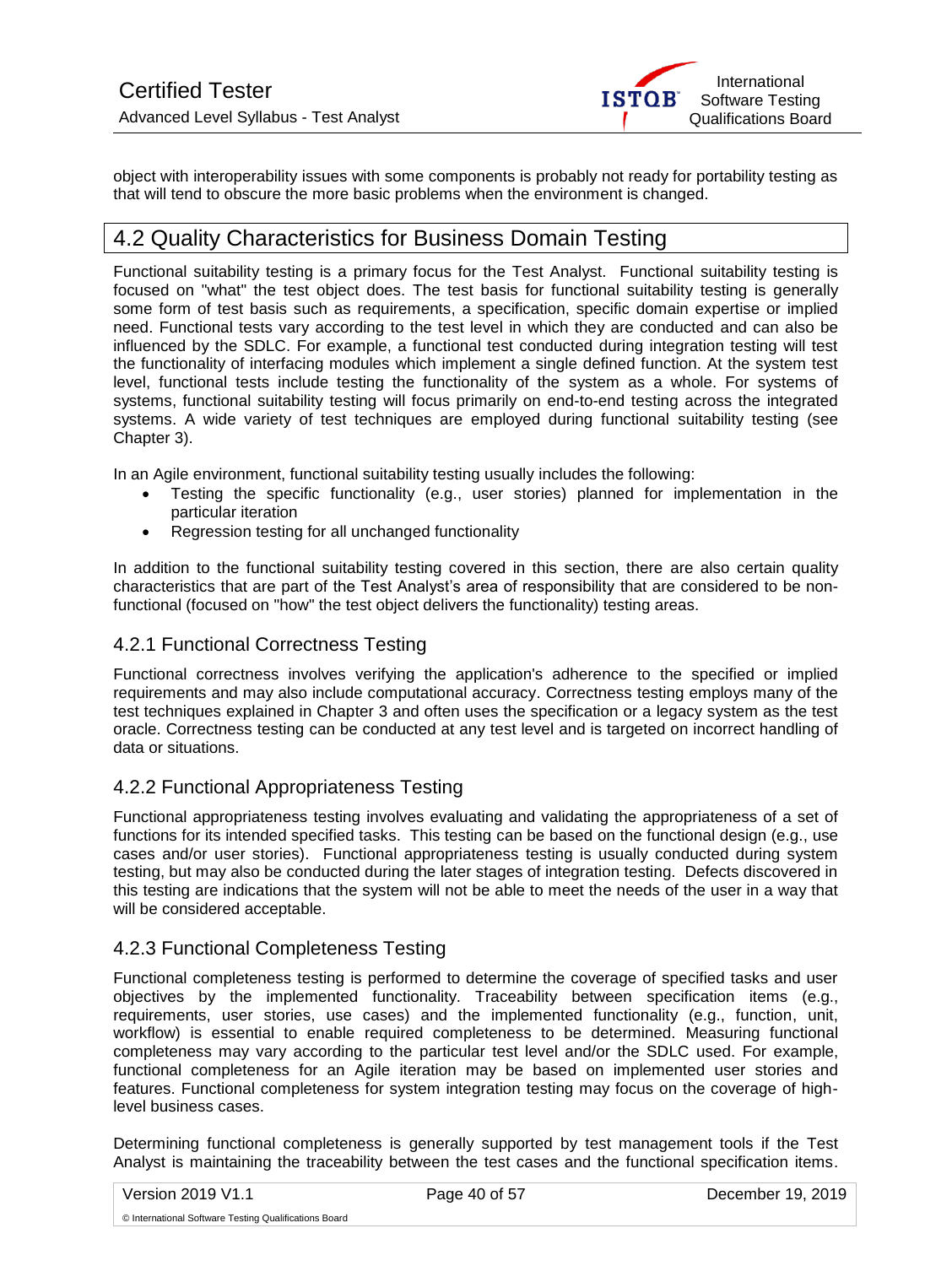object with interoperability issues with some components is probably not ready for portability testing as that will tend to obscure the more basic problems when the environment is changed.

## 4.2 Quality Characteristics for Business Domain Testing

Functional suitability testing is a primary focus for the Test Analyst. Functional suitability testing is focused on "what" the test object does. The test basis for functional suitability testing is generally some form of test basis such as requirements, a specification, specific domain expertise or implied need. Functional tests vary according to the test level in which they are conducted and can also be influenced by the SDLC. For example, a functional test conducted during integration testing will test the functionality of interfacing modules which implement a single defined function. At the system test level, functional tests include testing the functionality of the system as a whole. For systems of systems, functional suitability testing will focus primarily on end-to-end testing across the integrated systems. A wide variety of test techniques are employed during functional suitability testing (see Chapter 3).

In an Agile environment, functional suitability testing usually includes the following:

- Testing the specific functionality (e.g., user stories) planned for implementation in the particular iteration
- Regression testing for all unchanged functionality

In addition to the functional suitability testing covered in this section, there are also certain quality characteristics that are part of the Test Analyst's area of responsibility that are considered to be non-functional (focused on "how" the test object delivers the functionality) testing areas.

### 4.2.1 Functional Correctness Testing

Functional correctness involves verifying the application's adherence to the specified or implied requirements and may also include computational accuracy. Correctness testing employs many of the test techniques explained in Chapter 3 and often uses the specification or a legacy system as the test oracle. Correctness testing can be conducted at any test level and is targeted on incorrect handling of data or situations.

### 4.2.2 Functional Appropriateness Testing

Functional appropriateness testing involves evaluating and validating the appropriateness of a set of functions for its intended specified tasks. This testing can be based on the functional design (e.g., use cases and/or user stories). Functional appropriateness testing is usually conducted during system testing, but may also be conducted during the later stages of integration testing. Defects discovered in this testing are indications that the system will not be able to meet the needs of the user in a way that will be considered acceptable.

### 4.2.3 Functional Completeness Testing

Functional completeness testing is performed to determine the coverage of specified tasks and user objectives by the implemented functionality. Traceability between specification items (e.g., requirements, user stories, use cases) and the implemented functionality (e.g., function, unit, workflow) is essential to enable required completeness to be determined. Measuring functional completeness may vary according to the particular test level and/or the SDLC used. For example, functional completeness for an Agile iteration may be based on implemented user stories and features. Functional completeness for system integration testing may focus on the coverage of high-level business cases.

Determining functional completeness is generally supported by test management tools if the Test Analyst is maintaining the traceability between the test cases and the functional specification items.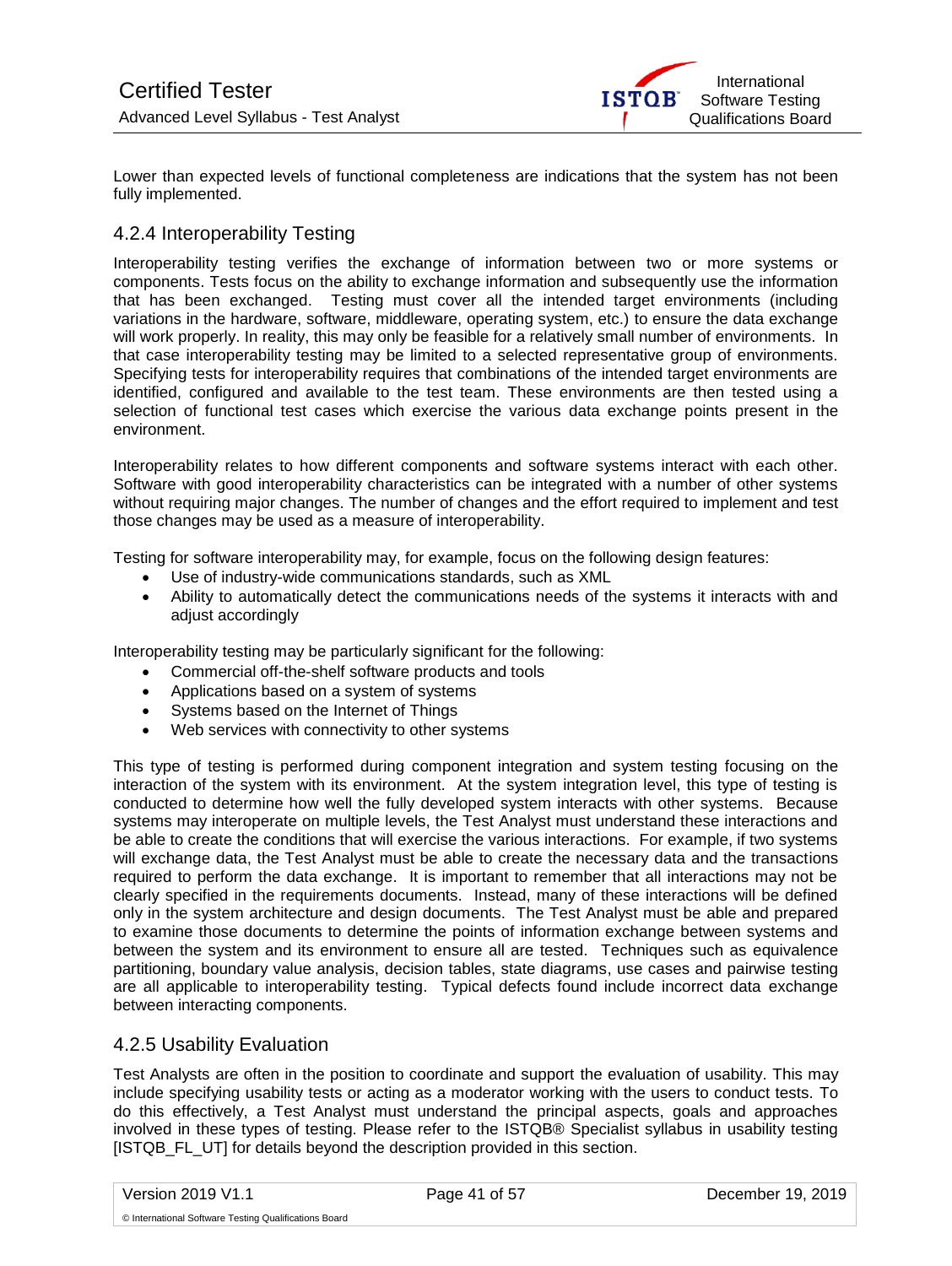Lower than expected levels of functional completeness are indications that the system has not been fully implemented.

### 4.2.4 Interoperability Testing

Interoperability testing verifies the exchange of information between two or more systems or components. Tests focus on the ability to exchange information and subsequently use the information that has been exchanged. Testing must cover all the intended target environments (including variations in the hardware, software, middleware, operating system, etc.) to ensure the data exchange will work properly. In reality, this may only be feasible for a relatively small number of environments. In that case interoperability testing may be limited to a selected representative group of environments. Specifying tests for interoperability requires that combinations of the intended target environments are identified, configured and available to the test team. These environments are then tested using a selection of functional test cases which exercise the various data exchange points present in the environment.

Interoperability relates to how different components and software systems interact with each other. Software with good interoperability characteristics can be integrated with a number of other systems without requiring major changes. The number of changes and the effort required to implement and test those changes may be used as a measure of interoperability.

Testing for software interoperability may, for example, focus on the following design features:

- Use of industry-wide communications standards, such as XML
- Ability to automatically detect the communications needs of the systems it interacts with and adjust accordingly

Interoperability testing may be particularly significant for the following:

- Commercial off-the-shelf software products and tools
- Applications based on a system of systems
- Systems based on the Internet of Things
- Web services with connectivity to other systems

This type of testing is performed during component integration and system testing focusing on the interaction of the system with its environment. At the system integration level, this type of testing is conducted to determine how well the fully developed system interacts with other systems. Because systems may interoperate on multiple levels, the Test Analyst must understand these interactions and be able to create the conditions that will exercise the various interactions. For example, if two systems will exchange data, the Test Analyst must be able to create the necessary data and the transactions required to perform the data exchange. It is important to remember that all interactions may not be clearly specified in the requirements documents. Instead, many of these interactions will be defined only in the system architecture and design documents. The Test Analyst must be able and prepared to examine those documents to determine the points of information exchange between systems and between the system and its environment to ensure all are tested. Techniques such as equivalence partitioning, boundary value analysis, decision tables, state diagrams, use cases and pairwise testing are all applicable to interoperability testing. Typical defects found include incorrect data exchange between interacting components.

### 4.2.5 Usability Evaluation

Test Analysts are often in the position to coordinate and support the evaluation of usability. This may include specifying usability tests or acting as a moderator working with the users to conduct tests. To do this effectively, a Test Analyst must understand the principal aspects, goals and approaches involved in these types of testing. Please refer to the ISTQB® Specialist syllabus in usability testing [ISTQB_FL_UT] for details beyond the description provided in this section.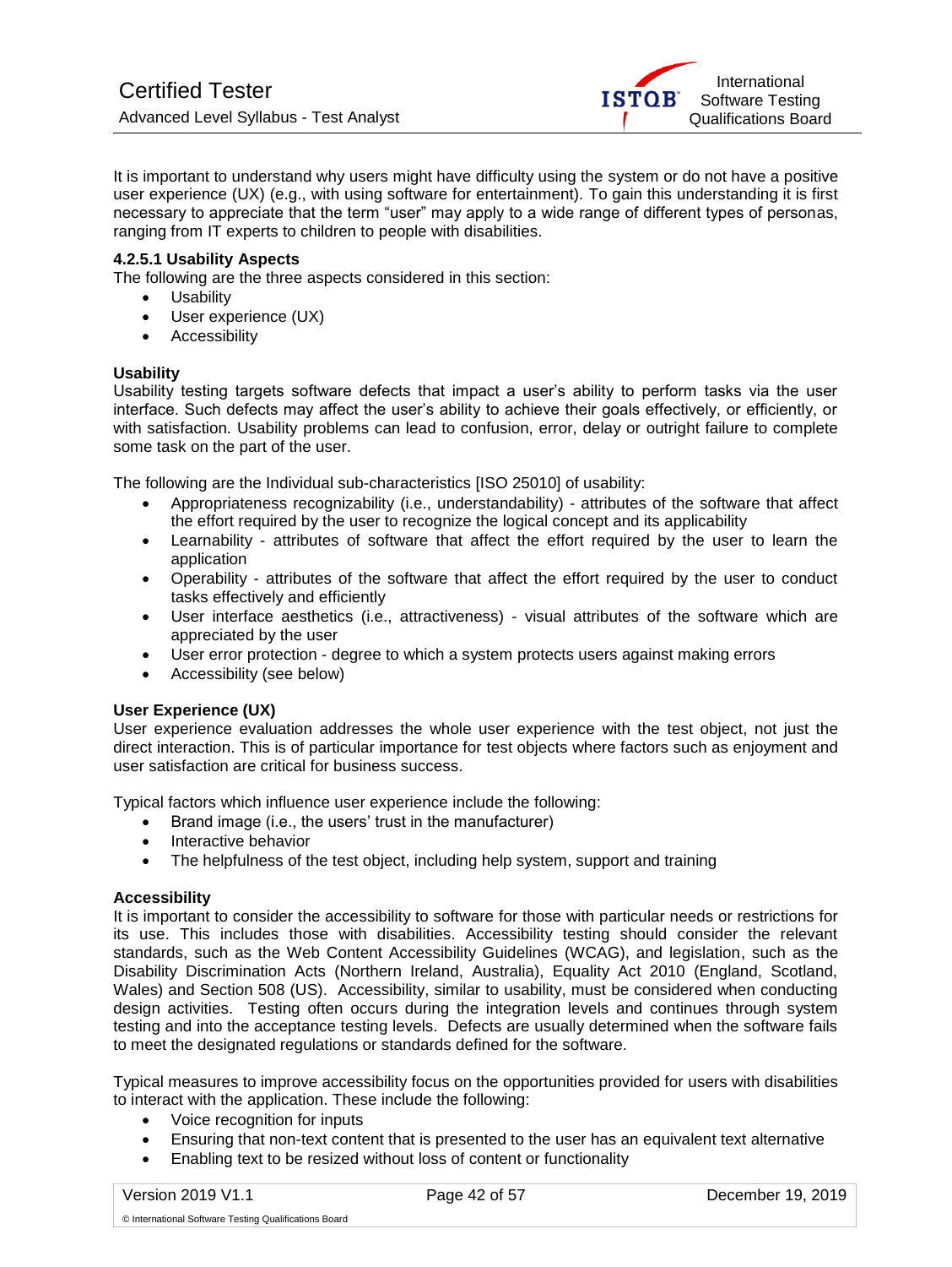It is important to understand why users might have difficulty using the system or do not have a positive user experience (UX) (e.g., with using software for entertainment). To gain this understanding it is first necessary to appreciate that the term "user" may apply to a wide range of different types of personas, ranging from IT experts to children to people with disabilities.

#### 4.2.5.1 Usability Aspects

The following are the three aspects considered in this section:

- Usability
- User experience (UX)
- Accessibility

**Usability**

Usability testing targets software defects that impact a user's ability to perform tasks via the user interface. Such defects may affect the user's ability to achieve their goals effectively, or efficiently, or with satisfaction. Usability problems can lead to confusion, error, delay or outright failure to complete some task on the part of the user.

The following are the Individual sub-characteristics [ISO 25010] of usability:

- Appropriateness recognizability (i.e., understandability) - attributes of the software that affect the effort required by the user to recognize the logical concept and its applicability
- Learnability - attributes of software that affect the effort required by the user to learn the application
- Operability - attributes of the software that affect the effort required by the user to conduct tasks effectively and efficiently
- User interface aesthetics (i.e., attractiveness) - visual attributes of the software which are appreciated by the user
- User error protection - degree to which a system protects users against making errors
- Accessibility (see below)

**User Experience (UX)**

User experience evaluation addresses the whole user experience with the test object, not just the direct interaction. This is of particular importance for test objects where factors such as enjoyment and user satisfaction are critical for business success.

Typical factors which influence user experience include the following:

- Brand image (i.e., the users' trust in the manufacturer)
- Interactive behavior
- The helpfulness of the test object, including help system, support and training

**Accessibility**

It is important to consider the accessibility to software for those with particular needs or restrictions for its use. This includes those with disabilities. Accessibility testing should consider the relevant standards, such as the Web Content Accessibility Guidelines (WCAG), and legislation, such as the Disability Discrimination Acts (Northern Ireland, Australia), Equality Act 2010 (England, Scotland, Wales) and Section 508 (US). Accessibility, similar to usability, must be considered when conducting design activities. Testing often occurs during the integration levels and continues through system testing and into the acceptance testing levels. Defects are usually determined when the software fails to meet the designated regulations or standards defined for the software.

Typical measures to improve accessibility focus on the opportunities provided for users with disabilities to interact with the application. These include the following:

- Voice recognition for inputs
- Ensuring that non-text content that is presented to the user has an equivalent text alternative
- Enabling text to be resized without loss of content or functionality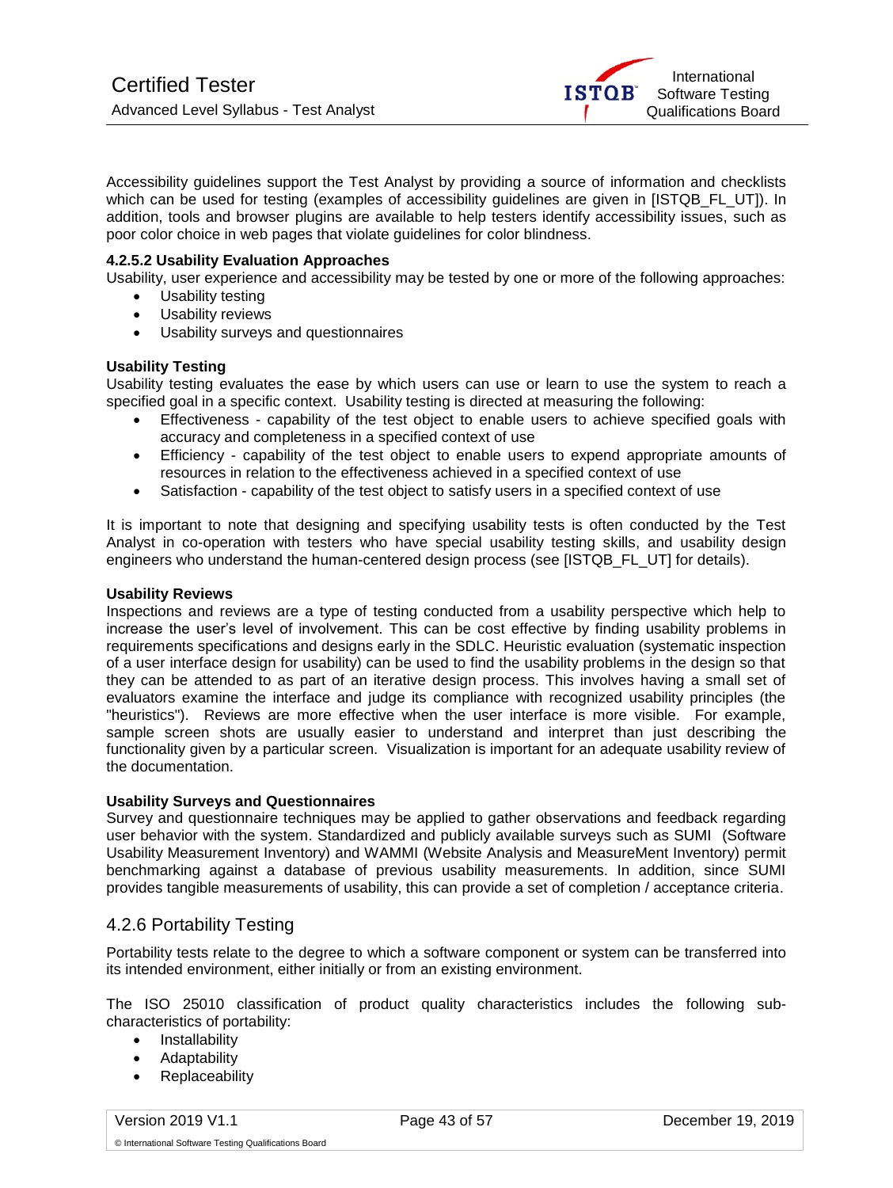Accessibility guidelines support the Test Analyst by providing a source of information and checklists which can be used for testing (examples of accessibility guidelines are given in [ISTQB_FL_UT]). In addition, tools and browser plugins are available to help testers identify accessibility issues, such as poor color choice in web pages that violate guidelines for color blindness.

#### 4.2.5.2 Usability Evaluation Approaches

Usability, user experience and accessibility may be tested by one or more of the following approaches:

- Usability testing
- Usability reviews
- Usability surveys and questionnaires

**Usability Testing**

Usability testing evaluates the ease by which users can use or learn to use the system to reach a specified goal in a specific context. Usability testing is directed at measuring the following:

- Effectiveness - capability of the test object to enable users to achieve specified goals with accuracy and completeness in a specified context of use
- Efficiency - capability of the test object to enable users to expend appropriate amounts of resources in relation to the effectiveness achieved in a specified context of use
- Satisfaction - capability of the test object to satisfy users in a specified context of use

It is important to note that designing and specifying usability tests is often conducted by the Test Analyst in co-operation with testers who have special usability testing skills, and usability design engineers who understand the human-centered design process (see [ISTQB_FL_UT] for details).

**Usability Reviews**

Inspections and reviews are a type of testing conducted from a usability perspective which help to increase the user's level of involvement. This can be cost effective by finding usability problems in requirements specifications and designs early in the SDLC. Heuristic evaluation (systematic inspection of a user interface design for usability) can be used to find the usability problems in the design so that they can be attended to as part of an iterative design process. This involves having a small set of evaluators examine the interface and judge its compliance with recognized usability principles (the "heuristics"). Reviews are more effective when the user interface is more visible. For example, sample screen shots are usually easier to understand and interpret than just describing the functionality given by a particular screen. Visualization is important for an adequate usability review of the documentation.

**Usability Surveys and Questionnaires**

Survey and questionnaire techniques may be applied to gather observations and feedback regarding user behavior with the system. Standardized and publicly available surveys such as SUMI (Software Usability Measurement Inventory) and WAMMI (Website Analysis and MeasureMent Inventory) permit benchmarking against a database of previous usability measurements. In addition, since SUMI provides tangible measurements of usability, this can provide a set of completion / acceptance criteria.

### 4.2.6 Portability Testing

Portability tests relate to the degree to which a software component or system can be transferred into its intended environment, either initially or from an existing environment.

The ISO 25010 classification of product quality characteristics includes the following sub-characteristics of portability:

- Installability
- Adaptability
- Replaceability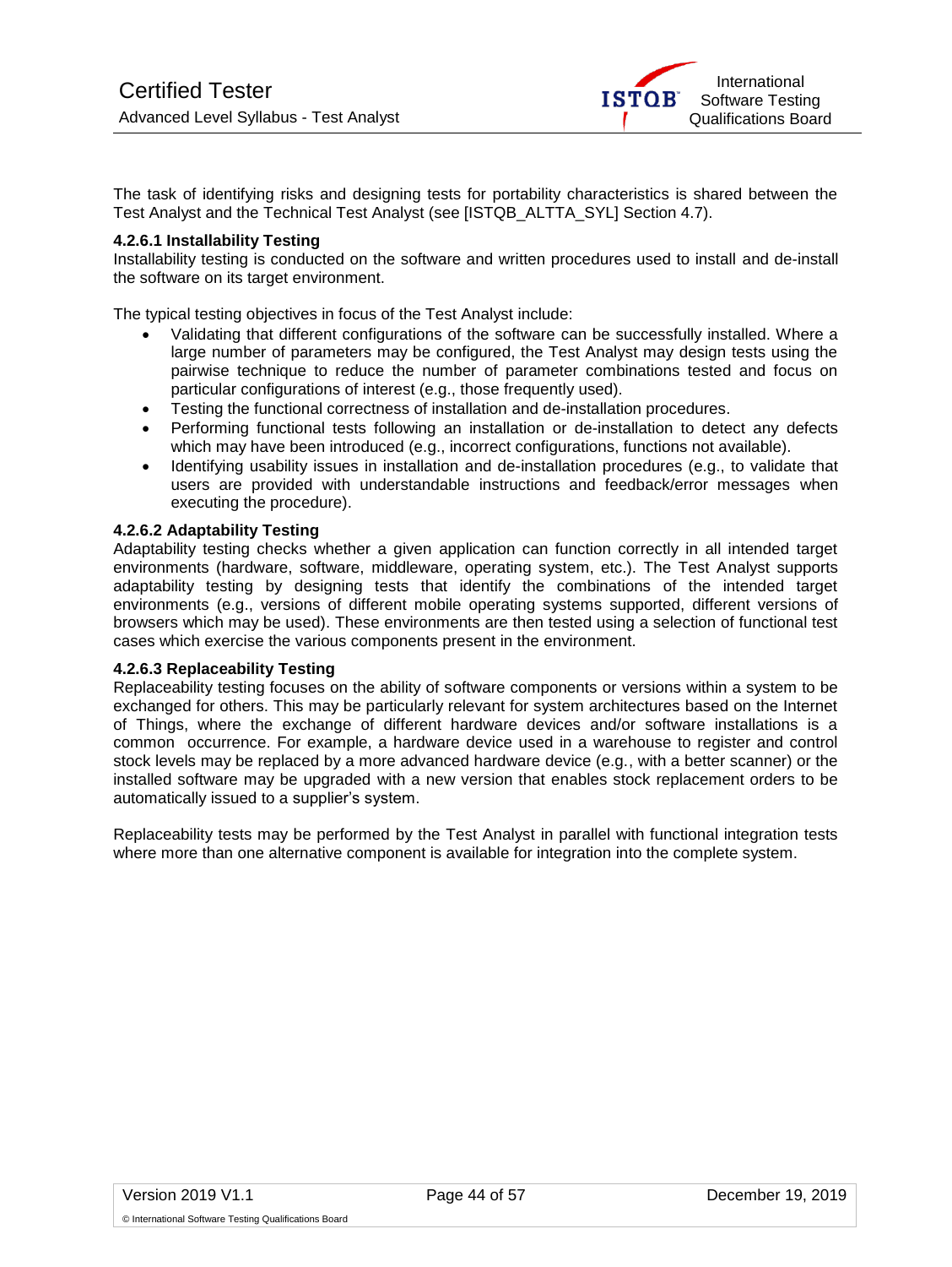The task of identifying risks and designing tests for portability characteristics is shared between the Test Analyst and the Technical Test Analyst (see [ISTQB_ALTTA_SYL] Section 4.7).

#### 4.2.6.1 Installability Testing

Installability testing is conducted on the software and written procedures used to install and de-install the software on its target environment.

The typical testing objectives in focus of the Test Analyst include:

- Validating that different configurations of the software can be successfully installed. Where a large number of parameters may be configured, the Test Analyst may design tests using the pairwise technique to reduce the number of parameter combinations tested and focus on particular configurations of interest (e.g., those frequently used).
- Testing the functional correctness of installation and de-installation procedures.
- Performing functional tests following an installation or de-installation to detect any defects which may have been introduced (e.g., incorrect configurations, functions not available).
- Identifying usability issues in installation and de-installation procedures (e.g., to validate that users are provided with understandable instructions and feedback/error messages when executing the procedure).

#### 4.2.6.2 Adaptability Testing

Adaptability testing checks whether a given application can function correctly in all intended target environments (hardware, software, middleware, operating system, etc.). The Test Analyst supports adaptability testing by designing tests that identify the combinations of the intended target environments (e.g., versions of different mobile operating systems supported, different versions of browsers which may be used). These environments are then tested using a selection of functional test cases which exercise the various components present in the environment.

#### 4.2.6.3 Replaceability Testing

Replaceability testing focuses on the ability of software components or versions within a system to be exchanged for others. This may be particularly relevant for system architectures based on the Internet of Things, where the exchange of different hardware devices and/or software installations is a common occurrence. For example, a hardware device used in a warehouse to register and control stock levels may be replaced by a more advanced hardware device (e.g., with a better scanner) or the installed software may be upgraded with a new version that enables stock replacement orders to be automatically issued to a supplier's system.

Replaceability tests may be performed by the Test Analyst in parallel with functional integration tests where more than one alternative component is available for integration into the complete system.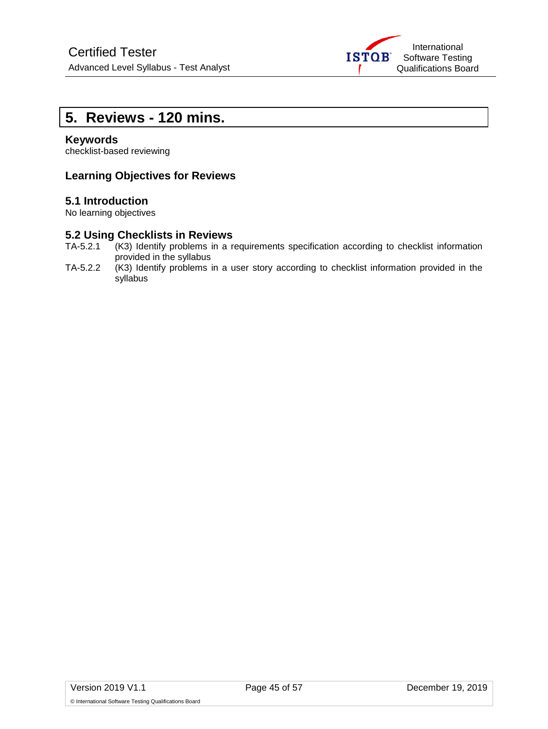# 5. Reviews - 120 mins.

**Keywords**

checklist-based reviewing

### Learning Objectives for Reviews

#### 5.1 Introduction

No learning objectives

#### 5.2 Using Checklists in Reviews

TA-5.2.1 (K3) Identify problems in a requirements specification according to checklist information provided in the syllabus

TA-5.2.2 (K3) Identify problems in a user story according to checklist information provided in the syllabus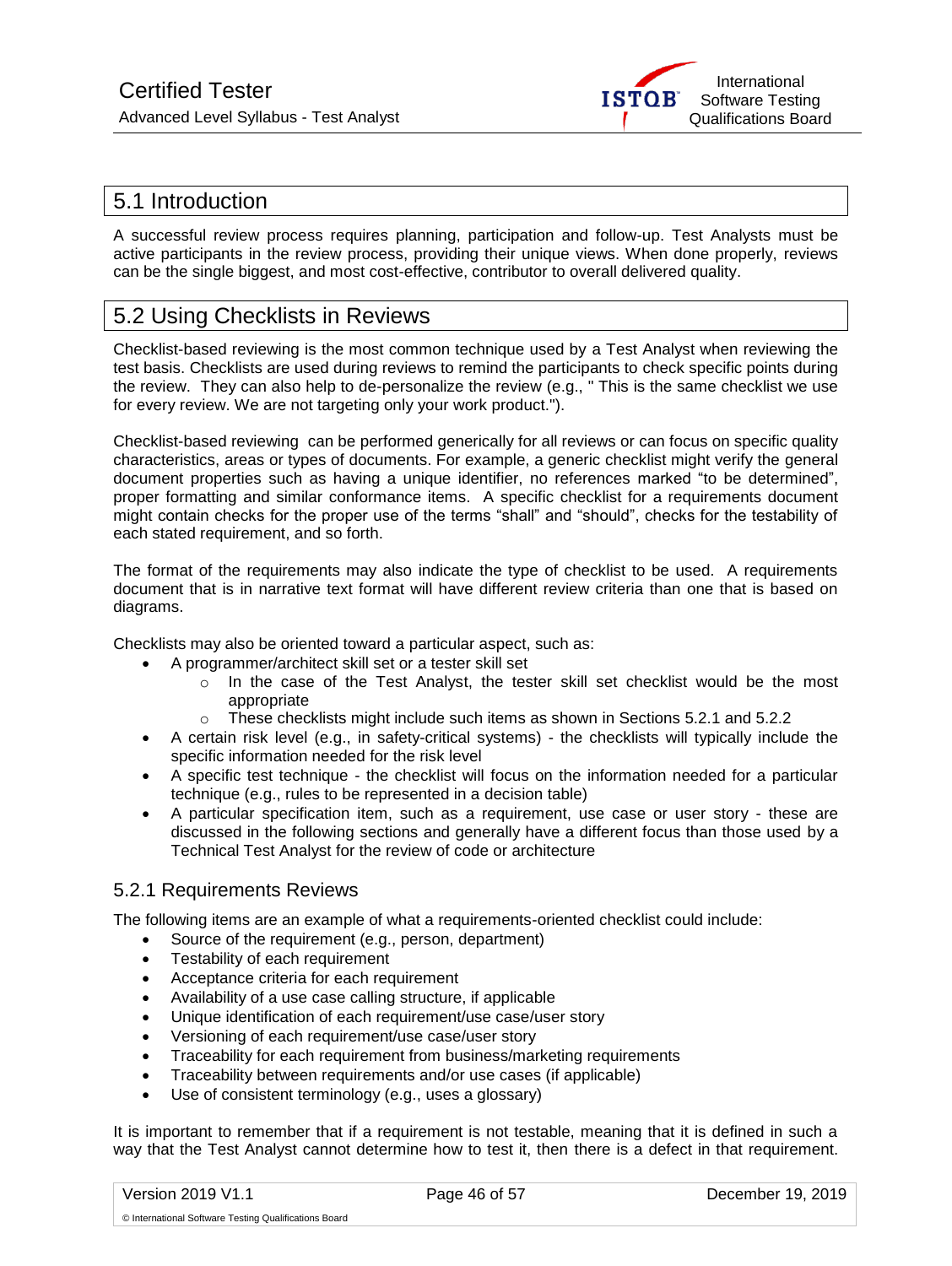## 5.1 Introduction

A successful review process requires planning, participation and follow-up. Test Analysts must be active participants in the review process, providing their unique views. When done properly, reviews can be the single biggest, and most cost-effective, contributor to overall delivered quality.

## 5.2 Using Checklists in Reviews

Checklist-based reviewing is the most common technique used by a Test Analyst when reviewing the test basis. Checklists are used during reviews to remind the participants to check specific points during the review. They can also help to de-personalize the review (e.g., " This is the same checklist we use for every review. We are not targeting only your work product.").

Checklist-based reviewing can be performed generically for all reviews or can focus on specific quality characteristics, areas or types of documents. For example, a generic checklist might verify the general document properties such as having a unique identifier, no references marked "to be determined", proper formatting and similar conformance items. A specific checklist for a requirements document might contain checks for the proper use of the terms "shall" and "should", checks for the testability of each stated requirement, and so forth.

The format of the requirements may also indicate the type of checklist to be used. A requirements document that is in narrative text format will have different review criteria than one that is based on diagrams.

Checklists may also be oriented toward a particular aspect, such as:

- A programmer/architect skill set or a tester skill set
  - In the case of the Test Analyst, the tester skill set checklist would be the most appropriate
  - These checklists might include such items as shown in Sections 5.2.1 and 5.2.2
- A certain risk level (e.g., in safety-critical systems) - the checklists will typically include the specific information needed for the risk level
- A specific test technique - the checklist will focus on the information needed for a particular technique (e.g., rules to be represented in a decision table)
- A particular specification item, such as a requirement, use case or user story - these are discussed in the following sections and generally have a different focus than those used by a Technical Test Analyst for the review of code or architecture

### 5.2.1 Requirements Reviews

The following items are an example of what a requirements-oriented checklist could include:

- Source of the requirement (e.g., person, department)
- Testability of each requirement
- Acceptance criteria for each requirement
- Availability of a use case calling structure, if applicable
- Unique identification of each requirement/use case/user story
- Versioning of each requirement/use case/user story
- Traceability for each requirement from business/marketing requirements
- Traceability between requirements and/or use cases (if applicable)
- Use of consistent terminology (e.g., uses a glossary)

It is important to remember that if a requirement is not testable, meaning that it is defined in such a way that the Test Analyst cannot determine how to test it, then there is a defect in that requirement.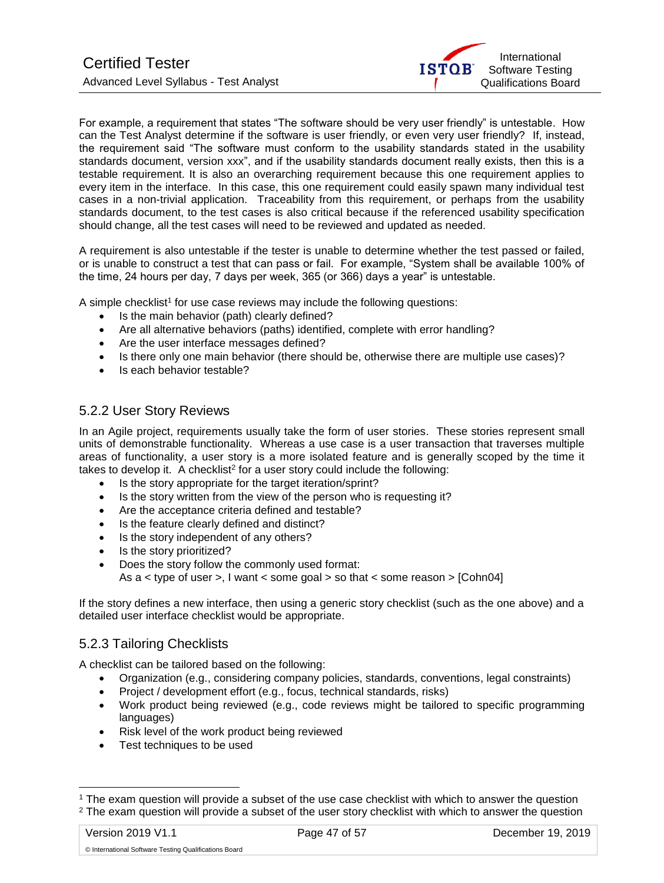For example, a requirement that states "The software should be very user friendly" is untestable. How can the Test Analyst determine if the software is user friendly, or even very user friendly? If, instead, the requirement said "The software must conform to the usability standards stated in the usability standards document, version xxx", and if the usability standards document really exists, then this is a testable requirement. It is also an overarching requirement because this one requirement applies to every item in the interface. In this case, this one requirement could easily spawn many individual test cases in a non-trivial application. Traceability from this requirement, or perhaps from the usability standards document, to the test cases is also critical because if the referenced usability specification should change, all the test cases will need to be reviewed and updated as needed.

A requirement is also untestable if the tester is unable to determine whether the test passed or failed, or is unable to construct a test that can pass or fail. For example, "System shall be available 100% of the time, 24 hours per day, 7 days per week, 365 (or 366) days a year" is untestable.

A simple checklist[1] for use case reviews may include the following questions:

- Is the main behavior (path) clearly defined?
- Are all alternative behaviors (paths) identified, complete with error handling?
- Are the user interface messages defined?
- Is there only one main behavior (there should be, otherwise there are multiple use cases)?
- Is each behavior testable?

### 5.2.2 User Story Reviews

In an Agile project, requirements usually take the form of user stories. These stories represent small units of demonstrable functionality. Whereas a use case is a user transaction that traverses multiple areas of functionality, a user story is a more isolated feature and is generally scoped by the time it takes to develop it. A checklist[2] for a user story could include the following:

- Is the story appropriate for the target iteration/sprint?
- Is the story written from the view of the person who is requesting it?
- Are the acceptance criteria defined and testable?
- Is the feature clearly defined and distinct?
- Is the story independent of any others?
- Is the story prioritized?
- Does the story follow the commonly used format:
  As a < type of user >, I want < some goal > so that < some reason > [Cohn04]

If the story defines a new interface, then using a generic story checklist (such as the one above) and a detailed user interface checklist would be appropriate.

### 5.2.3 Tailoring Checklists

A checklist can be tailored based on the following:

- Organization (e.g., considering company policies, standards, conventions, legal constraints)
- Project / development effort (e.g., focus, technical standards, risks)
- Work product being reviewed (e.g., code reviews might be tailored to specific programming languages)
- Risk level of the work product being reviewed
- Test techniques to be used

---

[1] The exam question will provide a subset of the use case checklist with which to answer the question

[2] The exam question will provide a subset of the user story checklist with which to answer the question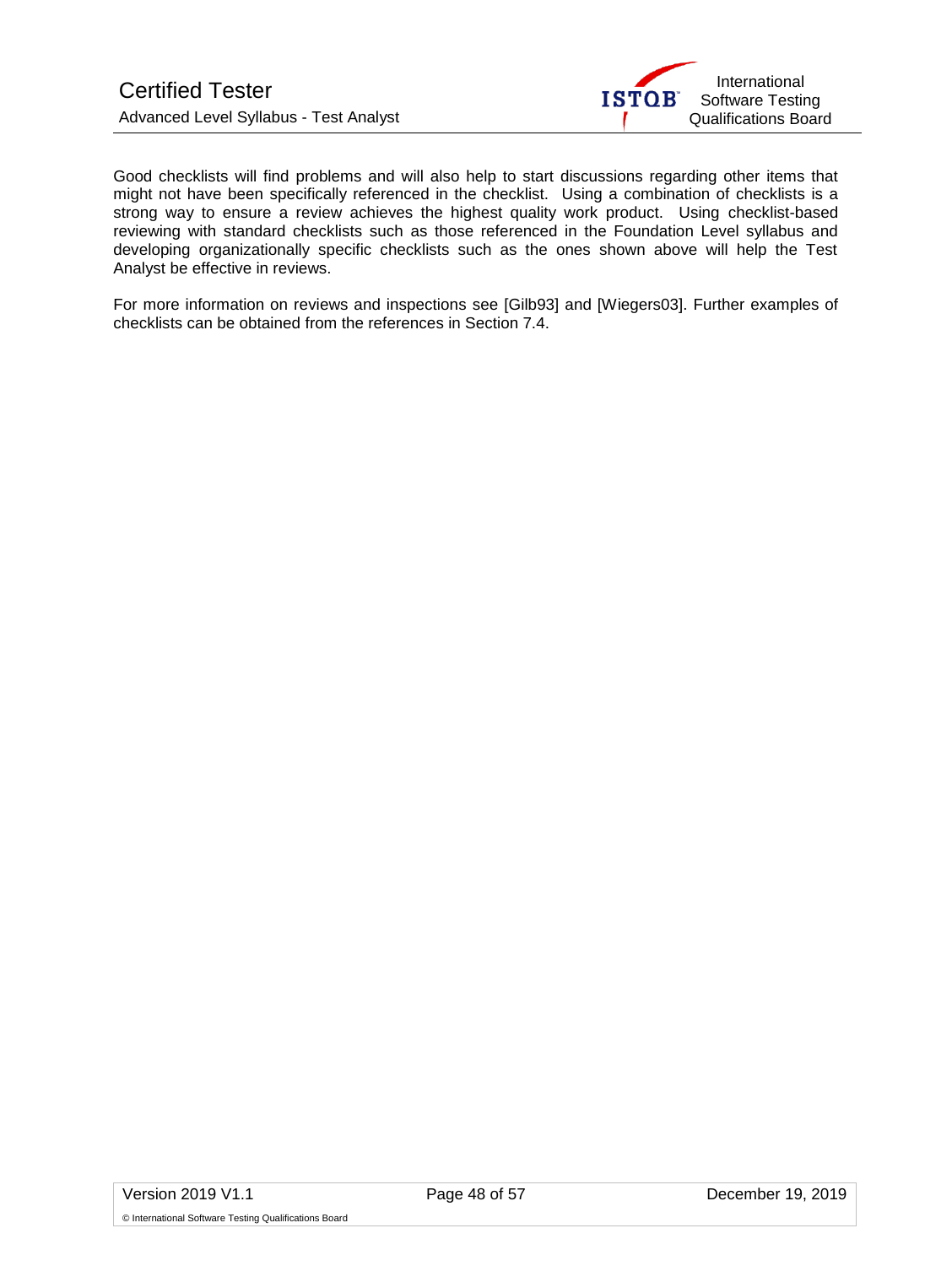Good checklists will find problems and will also help to start discussions regarding other items that might not have been specifically referenced in the checklist. Using a combination of checklists is a strong way to ensure a review achieves the highest quality work product. Using checklist-based reviewing with standard checklists such as those referenced in the Foundation Level syllabus and developing organizationally specific checklists such as the ones shown above will help the Test Analyst be effective in reviews.

For more information on reviews and inspections see [Gilb93] and [Wiegers03]. Further examples of checklists can be obtained from the references in Section 7.4.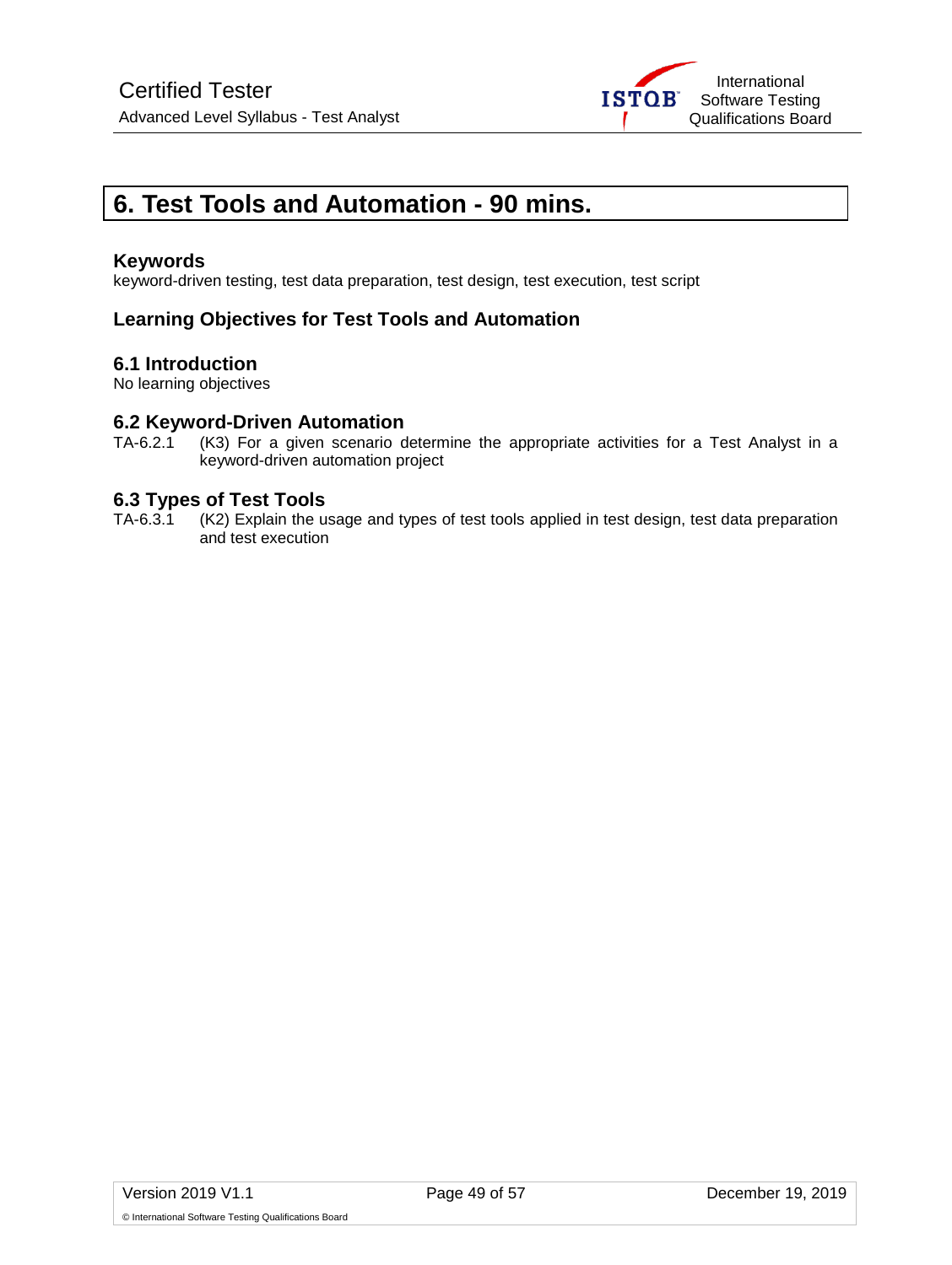# 6. Test Tools and Automation - 90 mins.

### Keywords

keyword-driven testing, test data preparation, test design, test execution, test script

### Learning Objectives for Test Tools and Automation

### 6.1 Introduction

No learning objectives

### 6.2 Keyword-Driven Automation

TA-6.2.1 (K3) For a given scenario determine the appropriate activities for a Test Analyst in a keyword-driven automation project

### 6.3 Types of Test Tools

TA-6.3.1 (K2) Explain the usage and types of test tools applied in test design, test data preparation and test execution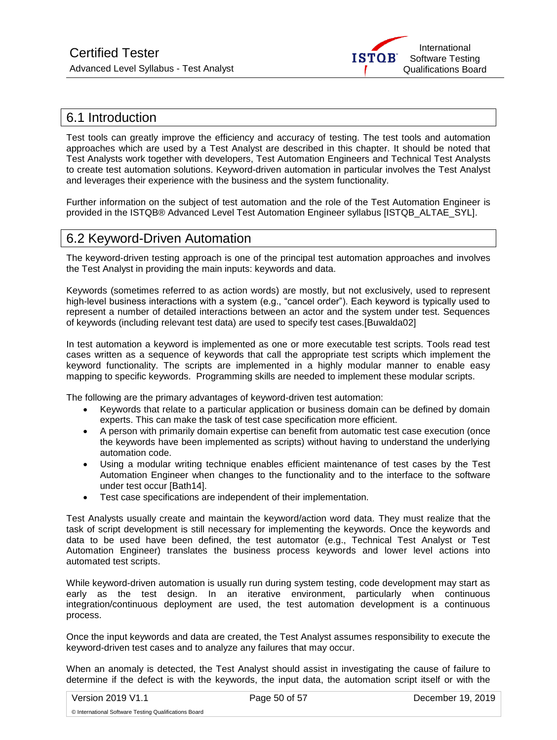## 6.1 Introduction

Test tools can greatly improve the efficiency and accuracy of testing. The test tools and automation approaches which are used by a Test Analyst are described in this chapter. It should be noted that Test Analysts work together with developers, Test Automation Engineers and Technical Test Analysts to create test automation solutions. Keyword-driven automation in particular involves the Test Analyst and leverages their experience with the business and the system functionality.

Further information on the subject of test automation and the role of the Test Automation Engineer is provided in the ISTQB® Advanced Level Test Automation Engineer syllabus [ISTQB_ALTAE_SYL].

## 6.2 Keyword-Driven Automation

The keyword-driven testing approach is one of the principal test automation approaches and involves the Test Analyst in providing the main inputs: keywords and data.

Keywords (sometimes referred to as action words) are mostly, but not exclusively, used to represent high-level business interactions with a system (e.g., "cancel order"). Each keyword is typically used to represent a number of detailed interactions between an actor and the system under test. Sequences of keywords (including relevant test data) are used to specify test cases.[Buwalda02]

In test automation a keyword is implemented as one or more executable test scripts. Tools read test cases written as a sequence of keywords that call the appropriate test scripts which implement the keyword functionality. The scripts are implemented in a highly modular manner to enable easy mapping to specific keywords. Programming skills are needed to implement these modular scripts.

The following are the primary advantages of keyword-driven test automation:

- Keywords that relate to a particular application or business domain can be defined by domain experts. This can make the task of test case specification more efficient.
- A person with primarily domain expertise can benefit from automatic test case execution (once the keywords have been implemented as scripts) without having to understand the underlying automation code.
- Using a modular writing technique enables efficient maintenance of test cases by the Test Automation Engineer when changes to the functionality and to the interface to the software under test occur [Bath14].
- Test case specifications are independent of their implementation.

Test Analysts usually create and maintain the keyword/action word data. They must realize that the task of script development is still necessary for implementing the keywords. Once the keywords and data to be used have been defined, the test automator (e.g., Technical Test Analyst or Test Automation Engineer) translates the business process keywords and lower level actions into automated test scripts.

While keyword-driven automation is usually run during system testing, code development may start as early as the test design. In an iterative environment, particularly when continuous integration/continuous deployment are used, the test automation development is a continuous process.

Once the input keywords and data are created, the Test Analyst assumes responsibility to execute the keyword-driven test cases and to analyze any failures that may occur.

When an anomaly is detected, the Test Analyst should assist in investigating the cause of failure to determine if the defect is with the keywords, the input data, the automation script itself or with the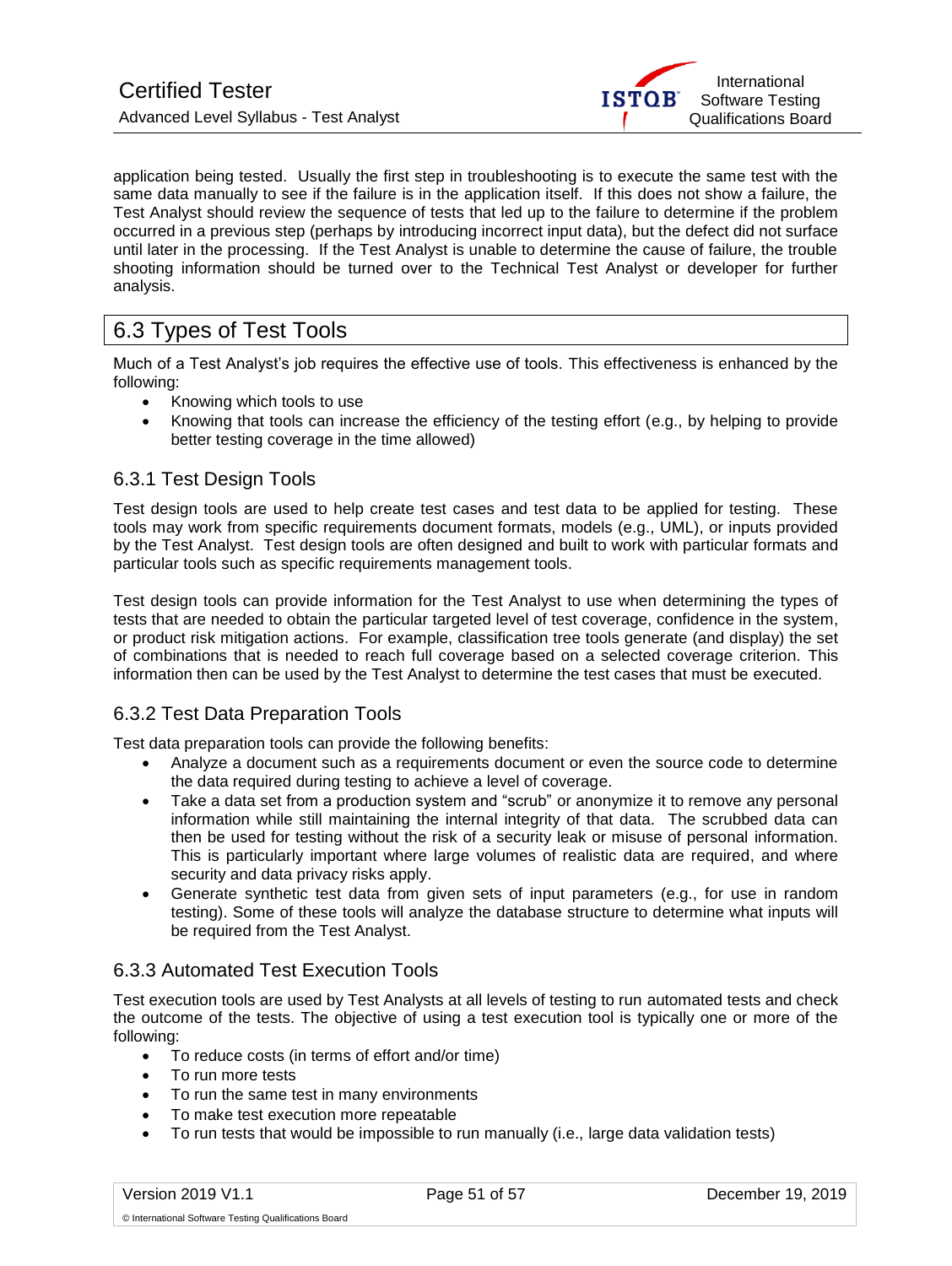application being tested. Usually the first step in troubleshooting is to execute the same test with the same data manually to see if the failure is in the application itself. If this does not show a failure, the Test Analyst should review the sequence of tests that led up to the failure to determine if the problem occurred in a previous step (perhaps by introducing incorrect input data), but the defect did not surface until later in the processing. If the Test Analyst is unable to determine the cause of failure, the trouble shooting information should be turned over to the Technical Test Analyst or developer for further analysis.

## 6.3 Types of Test Tools

Much of a Test Analyst's job requires the effective use of tools. This effectiveness is enhanced by the following:

- Knowing which tools to use
- Knowing that tools can increase the efficiency of the testing effort (e.g., by helping to provide better testing coverage in the time allowed)

### 6.3.1 Test Design Tools

Test design tools are used to help create test cases and test data to be applied for testing. These tools may work from specific requirements document formats, models (e.g., UML), or inputs provided by the Test Analyst. Test design tools are often designed and built to work with particular formats and particular tools such as specific requirements management tools.

Test design tools can provide information for the Test Analyst to use when determining the types of tests that are needed to obtain the particular targeted level of test coverage, confidence in the system, or product risk mitigation actions. For example, classification tree tools generate (and display) the set of combinations that is needed to reach full coverage based on a selected coverage criterion. This information then can be used by the Test Analyst to determine the test cases that must be executed.

### 6.3.2 Test Data Preparation Tools

Test data preparation tools can provide the following benefits:

- Analyze a document such as a requirements document or even the source code to determine the data required during testing to achieve a level of coverage.
- Take a data set from a production system and "scrub" or anonymize it to remove any personal information while still maintaining the internal integrity of that data. The scrubbed data can then be used for testing without the risk of a security leak or misuse of personal information. This is particularly important where large volumes of realistic data are required, and where security and data privacy risks apply.
- Generate synthetic test data from given sets of input parameters (e.g., for use in random testing). Some of these tools will analyze the database structure to determine what inputs will be required from the Test Analyst.

### 6.3.3 Automated Test Execution Tools

Test execution tools are used by Test Analysts at all levels of testing to run automated tests and check the outcome of the tests. The objective of using a test execution tool is typically one or more of the following:

- To reduce costs (in terms of effort and/or time)
- To run more tests
- To run the same test in many environments
- To make test execution more repeatable
- To run tests that would be impossible to run manually (i.e., large data validation tests)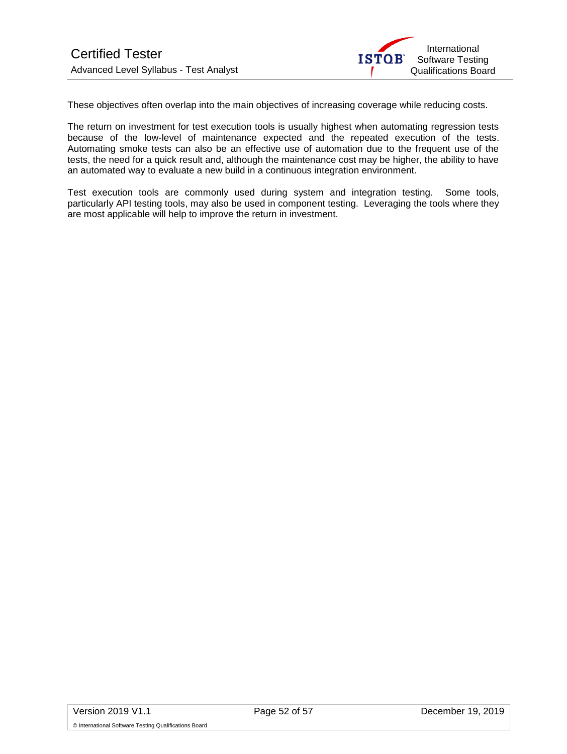These objectives often overlap into the main objectives of increasing coverage while reducing costs.

The return on investment for test execution tools is usually highest when automating regression tests because of the low-level of maintenance expected and the repeated execution of the tests. Automating smoke tests can also be an effective use of automation due to the frequent use of the tests, the need for a quick result and, although the maintenance cost may be higher, the ability to have an automated way to evaluate a new build in a continuous integration environment.

Test execution tools are commonly used during system and integration testing. Some tools, particularly API testing tools, may also be used in component testing. Leveraging the tools where they are most applicable will help to improve the return in investment.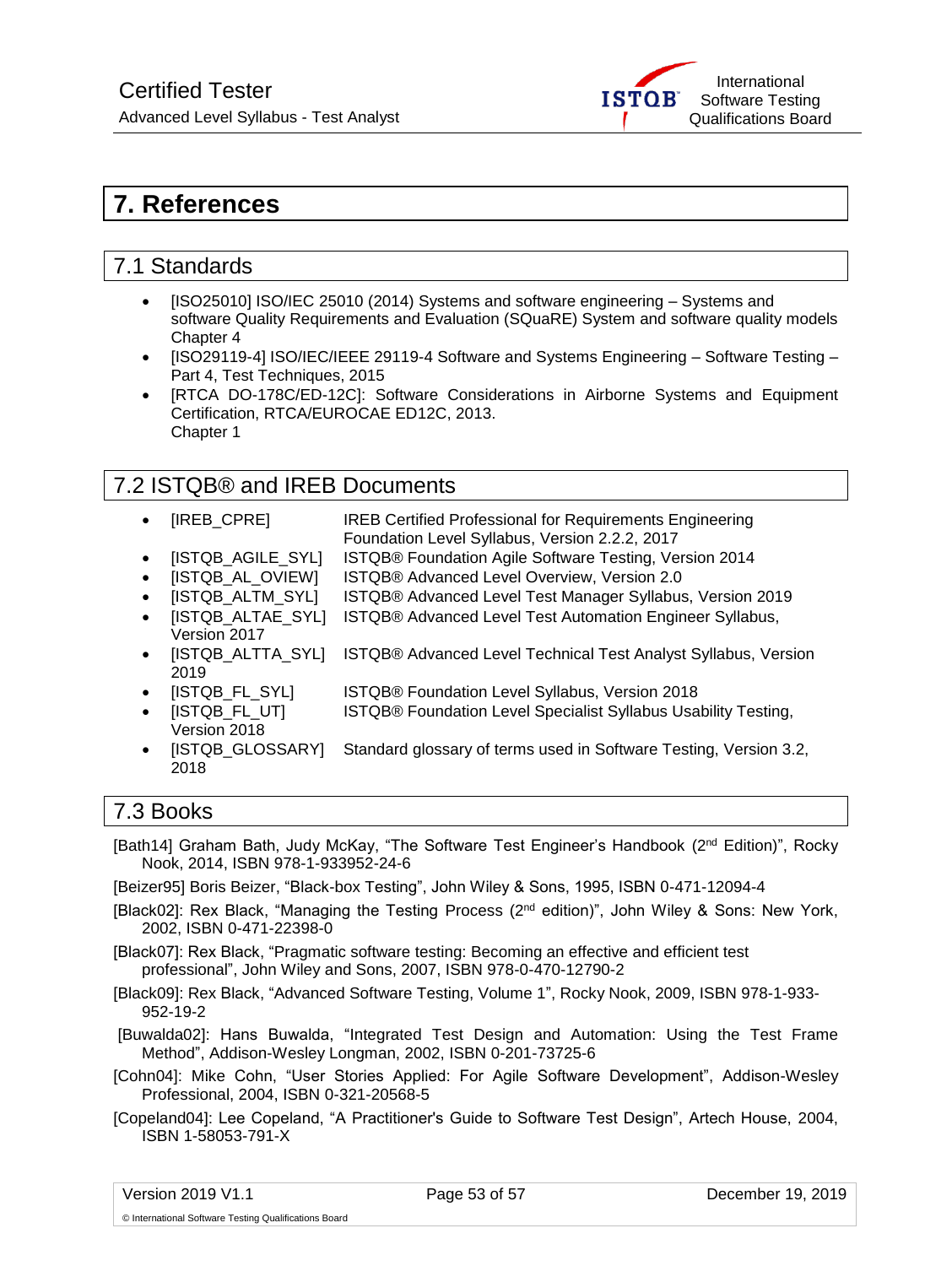# 7. References

## 7.1 Standards

- [ISO25010] ISO/IEC 25010 (2014) Systems and software engineering – Systems and software Quality Requirements and Evaluation (SQuaRE) System and software quality models Chapter 4
- [ISO29119-4] ISO/IEC/IEEE 29119-4 Software and Systems Engineering – Software Testing – Part 4, Test Techniques, 2015
- [RTCA DO-178C/ED-12C]: Software Considerations in Airborne Systems and Equipment Certification, RTCA/EUROCAE ED12C, 2013.
  Chapter 1

## 7.2 ISTQB® and IREB Documents

- [IREB_CPRE] IREB Certified Professional for Requirements Engineering Foundation Level Syllabus, Version 2.2.2, 2017
- [ISTQB_AGILE_SYL] ISTQB® Foundation Agile Software Testing, Version 2014
- [ISTQB_AL_OVIEW] ISTQB® Advanced Level Overview, Version 2.0
- [ISTQB_ALTM_SYL] ISTQB® Advanced Level Test Manager Syllabus, Version 2019
- [ISTQB_ALTAE_SYL] ISTQB® Advanced Level Test Automation Engineer Syllabus, Version 2017
- [ISTQB_ALTTA_SYL] ISTQB® Advanced Level Technical Test Analyst Syllabus, Version 2019
- [ISTQB_FL_SYL] ISTQB® Foundation Level Syllabus, Version 2018
- [ISTQB_FL_UT] ISTQB® Foundation Level Specialist Syllabus Usability Testing, Version 2018
- [ISTQB_GLOSSARY] Standard glossary of terms used in Software Testing, Version 3.2, 2018

## 7.3 Books

[Bath14] Graham Bath, Judy McKay, “The Software Test Engineer’s Handbook (2nd Edition)”, Rocky Nook, 2014, ISBN 978-1-933952-24-6

[Beizer95] Boris Beizer, “Black-box Testing”, John Wiley & Sons, 1995, ISBN 0-471-12094-4

[Black02]: Rex Black, “Managing the Testing Process (2nd edition)”, John Wiley & Sons: New York, 2002, ISBN 0-471-22398-0

[Black07]: Rex Black, “Pragmatic software testing: Becoming an effective and efficient test professional”, John Wiley and Sons, 2007, ISBN 978-0-470-12790-2

[Black09]: Rex Black, “Advanced Software Testing, Volume 1”, Rocky Nook, 2009, ISBN 978-1-933-952-19-2

[Buwalda02]: Hans Buwalda, “Integrated Test Design and Automation: Using the Test Frame Method”, Addison-Wesley Longman, 2002, ISBN 0-201-73725-6

[Cohn04]: Mike Cohn, “User Stories Applied: For Agile Software Development”, Addison-Wesley Professional, 2004, ISBN 0-321-20568-5

[Copeland04]: Lee Copeland, “A Practitioner's Guide to Software Test Design”, Artech House, 2004, ISBN 1-58053-791-X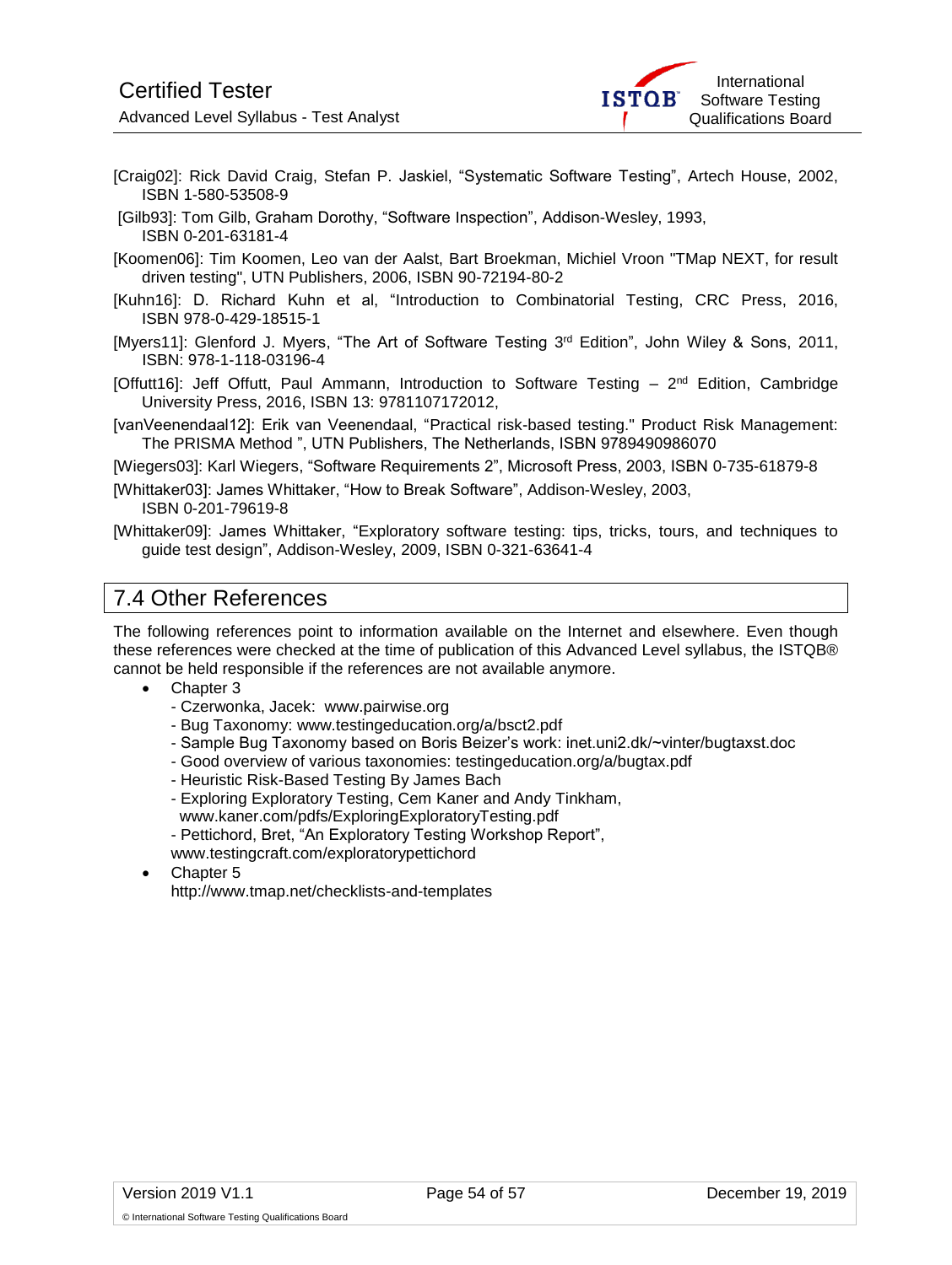[Craig02]: Rick David Craig, Stefan P. Jaskiel, “Systematic Software Testing”, Artech House, 2002, ISBN 1-580-53508-9

[Gilb93]: Tom Gilb, Graham Dorothy, “Software Inspection”, Addison-Wesley, 1993, ISBN 0-201-63181-4

[Koomen06]: Tim Koomen, Leo van der Aalst, Bart Broekman, Michiel Vroon "TMap NEXT, for result driven testing", UTN Publishers, 2006, ISBN 90-72194-80-2

[Kuhn16]: D. Richard Kuhn et al, “Introduction to Combinatorial Testing, CRC Press, 2016, ISBN 978-0-429-18515-1

[Myers11]: Glenford J. Myers, “The Art of Software Testing 3rd Edition”, John Wiley & Sons, 2011, ISBN: 978-1-118-03196-4

[Offutt16]: Jeff Offutt, Paul Ammann, Introduction to Software Testing – 2nd Edition, Cambridge University Press, 2016, ISBN 13: 9781107172012,

[vanVeenendaal12]: Erik van Veenendaal, “Practical risk-based testing." Product Risk Management: The PRISMA Method ", UTN Publishers, The Netherlands, ISBN 9789490986070

[Wiegers03]: Karl Wiegers, “Software Requirements 2”, Microsoft Press, 2003, ISBN 0-735-61879-8

[Whittaker03]: James Whittaker, “How to Break Software”, Addison-Wesley, 2003, ISBN 0-201-79619-8

[Whittaker09]: James Whittaker, “Exploratory software testing: tips, tricks, tours, and techniques to guide test design”, Addison-Wesley, 2009, ISBN 0-321-63641-4

## 7.4 Other References

The following references point to information available on the Internet and elsewhere. Even though these references were checked at the time of publication of this Advanced Level syllabus, the ISTQB® cannot be held responsible if the references are not available anymore.

- Chapter 3
  - Czerwonka, Jacek: www.pairwise.org
  - Bug Taxonomy: www.testingeducation.org/a/bsct2.pdf
  - Sample Bug Taxonomy based on Boris Beizer’s work: inet.uni2.dk/~vinter/bugtaxst.doc
  - Good overview of various taxonomies: testingeducation.org/a/bugtax.pdf
  - Heuristic Risk-Based Testing By James Bach
  - Exploring Exploratory Testing, Cem Kaner and Andy Tinkham, www.kaner.com/pdfs/ExploringExploratoryTesting.pdf
  - Pettichord, Bret, “An Exploratory Testing Workshop Report”, www.testingcraft.com/exploratorypettichord
- Chapter 5
  http://www.tmap.net/checklists-and-templates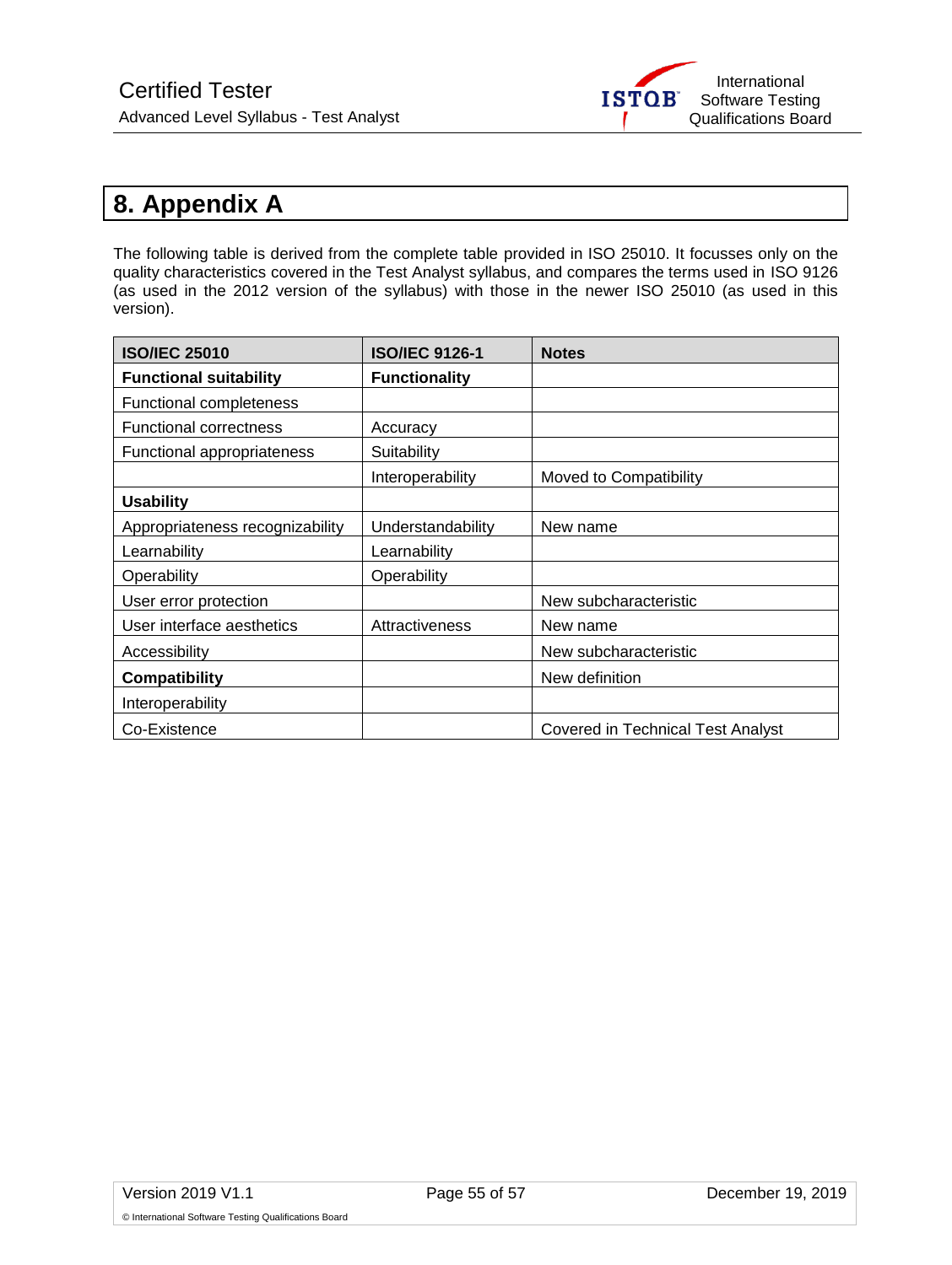# 8. Appendix A

The following table is derived from the complete table provided in ISO 25010. It focusses only on the quality characteristics covered in the Test Analyst syllabus, and compares the terms used in ISO 9126 (as used in the 2012 version of the syllabus) with those in the newer ISO 25010 (as used in this version).

| ISO/IEC 25010 | ISO/IEC 9126-1 | Notes |
|---|---|---|
| **Functional suitability** | **Functionality** | |
| Functional completeness | | |
| Functional correctness | Accuracy | |
| Functional appropriateness | Suitability | |
| | Interoperability | Moved to Compatibility |
| **Usability** | | |
| Appropriateness recognizability | Understandability | New name |
| Learnability | Learnability | |
| Operability | Operability | |
| User error protection | | New subcharacteristic |
| User interface aesthetics | Attractiveness | New name |
| Accessibility | | New subcharacteristic |
| **Compatibility** | | New definition |
| Interoperability | | |
| Co-Existence | | Covered in Technical Test Analyst |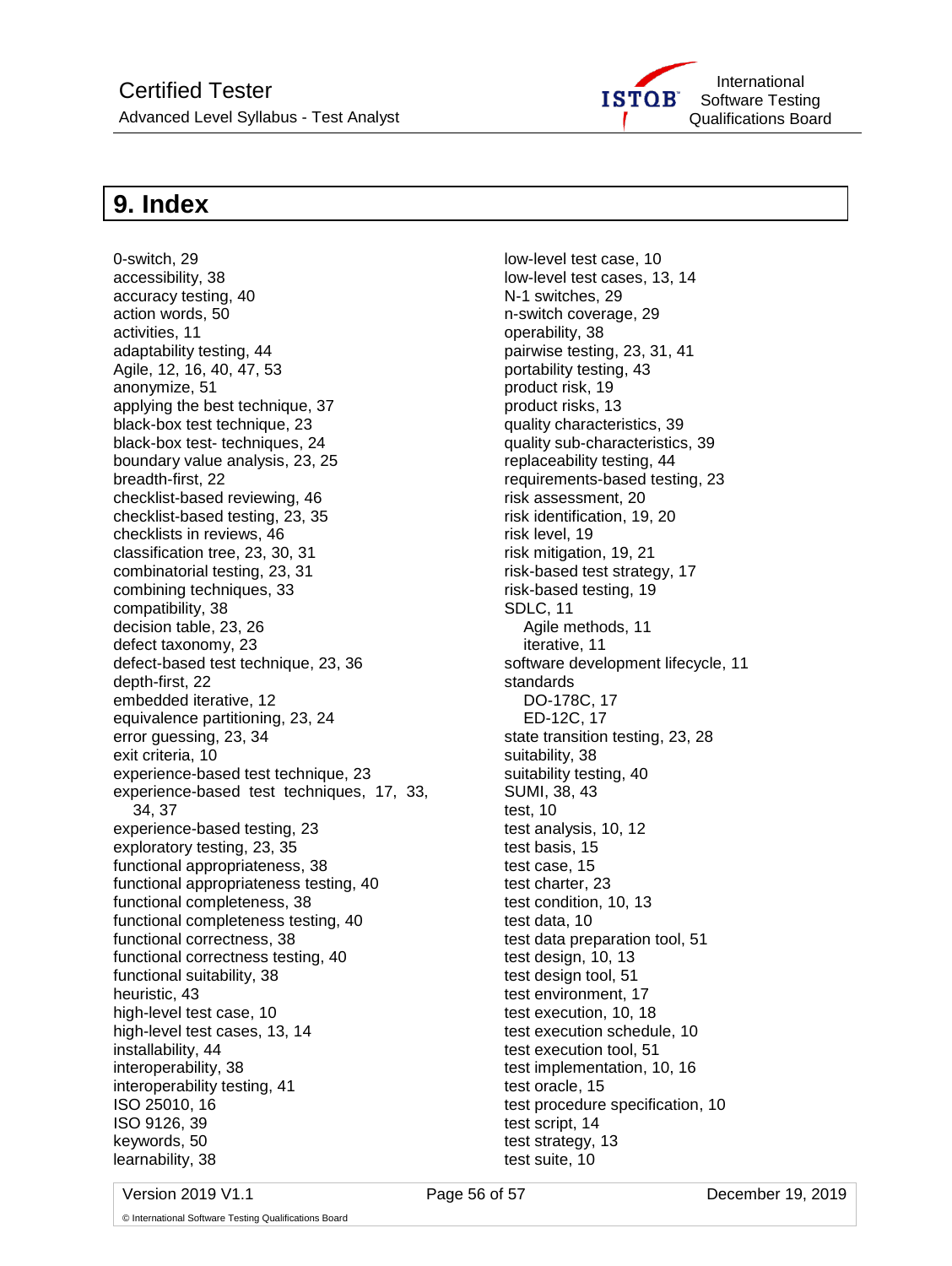# 9. Index

0-switch, 29
accessibility, 38
accuracy testing, 40
action words, 50
activities, 11
adaptability testing, 44
Agile, 12, 16, 40, 47, 53
anonymize, 51
applying the best technique, 37
black-box test technique, 23
black-box test- techniques, 24
boundary value analysis, 23, 25
breadth-first, 22
checklist-based reviewing, 46
checklist-based testing, 23, 35
checklists in reviews, 46
classification tree, 23, 30, 31
combinatorial testing, 23, 31
combining techniques, 33
compatibility, 38
decision table, 23, 26
defect taxonomy, 23
defect-based test technique, 23, 36
depth-first, 22
embedded iterative, 12
equivalence partitioning, 23, 24
error guessing, 23, 34
exit criteria, 10
experience-based test technique, 23
experience-based test techniques, 17, 33, 34, 37
experience-based testing, 23
exploratory testing, 23, 35
functional appropriateness, 38
functional appropriateness testing, 40
functional completeness, 38
functional completeness testing, 40
functional correctness, 38
functional correctness testing, 40
functional suitability, 38
heuristic, 43
high-level test case, 10
high-level test cases, 13, 14
installability, 44
interoperability, 38
interoperability testing, 41
ISO 25010, 16
ISO 9126, 39
keywords, 50
learnability, 38
low-level test case, 10
low-level test cases, 13, 14
N-1 switches, 29
n-switch coverage, 29
operability, 38
pairwise testing, 23, 31, 41
portability testing, 43
product risk, 19
product risks, 13
quality characteristics, 39
quality sub-characteristics, 39
replaceability testing, 44
requirements-based testing, 23
risk assessment, 20
risk identification, 19, 20
risk level, 19
risk mitigation, 19, 21
risk-based test strategy, 17
risk-based testing, 19
SDLC, 11
  Agile methods, 11
  iterative, 11
software development lifecycle, 11
standards
  DO-178C, 17
  ED-12C, 17
state transition testing, 23, 28
suitability, 38
suitability testing, 40
SUMI, 38, 43
test, 10
test analysis, 10, 12
test basis, 15
test case, 15
test charter, 23
test condition, 10, 13
test data, 10
test data preparation tool, 51
test design, 10, 13
test design tool, 51
test environment, 17
test execution, 10, 18
test execution schedule, 10
test execution tool, 51
test implementation, 10, 16
test oracle, 15
test procedure specification, 10
test script, 14
test strategy, 13
test suite, 10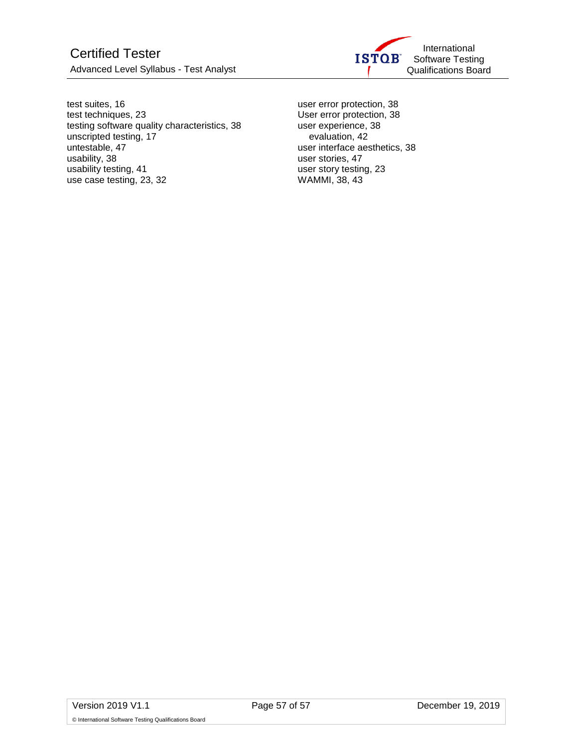test suites, 16  
test techniques, 23  
testing software quality characteristics, 38  
unscripted testing, 17  
untestable, 47  
usability, 38  
usability testing, 41  
use case testing, 23, 32  
user error protection, 38  
User error protection, 38  
user experience, 38  
  evaluation, 42  
user interface aesthetics, 38  
user stories, 47  
user story testing, 23  
WAMMI, 38, 43